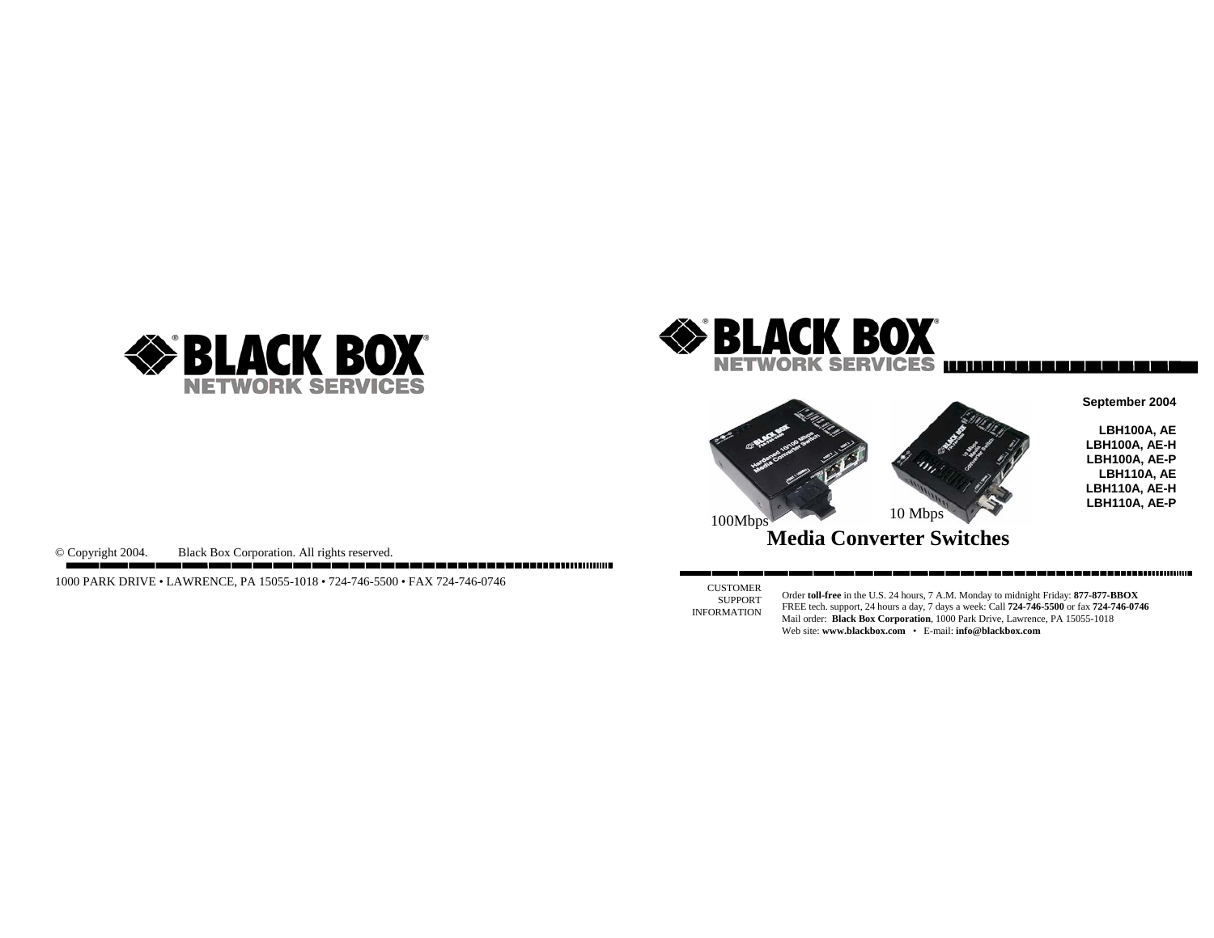© Copyright 2004. Black Box Corporation. All rights reserved.

1000 PARK DRIVE • LAWRENCE, PA 15055-1018 • 724-746-5500 • FAX 724-746-0746

September 2004

**LBH100A, AE**
**LBH100A, AE-H**
**LBH100A, AE-P**
**LBH110A, AE**
**LBH110A, AE-H**
**LBH110A, AE-P**

100Mbps

10 Mbps

# Media Converter Switches

CUSTOMER SUPPORT INFORMATION

Order **toll-free** in the U.S. 24 hours, 7 A.M. Monday to midnight Friday: **877-877-BBOX**
FREE tech. support, 24 hours a day, 7 days a week: Call **724-746-5500** or fax **724-746-0746**
Mail order: **Black Box Corporation**, 1000 Park Drive, Lawrence, PA 15055-1018
Web site: **www.blackbox.com** • E-mail: **info@blackbox.com**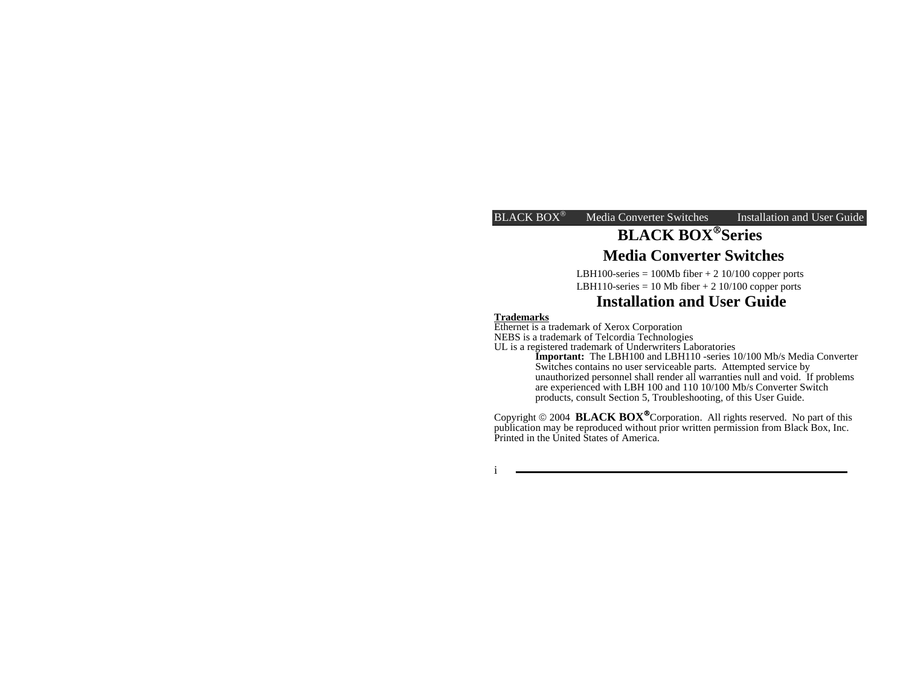# BLACK BOX® Series

# Media Converter Switches

LBH100-series = 100Mb fiber + 2 10/100 copper ports
LBH110-series = 10 Mb fiber + 2 10/100 copper ports

# Installation and User Guide

**Trademarks**
Ethernet is a trademark of Xerox Corporation
NEBS is a trademark of Telcordia Technologies
UL is a registered trademark of Underwriters Laboratories

> **Important:** The LBH100 and LBH110 -series 10/100 Mb/s Media Converter Switches contains no user serviceable parts. Attempted service by unauthorized personnel shall render all warranties null and void. If problems are experienced with LBH 100 and 110 10/100 Mb/s Converter Switch products, consult Section 5, Troubleshooting, of this User Guide.

Copyright © 2004 **BLACK BOX®** Corporation. All rights reserved. No part of this publication may be reproduced without prior written permission from Black Box, Inc. Printed in the United States of America.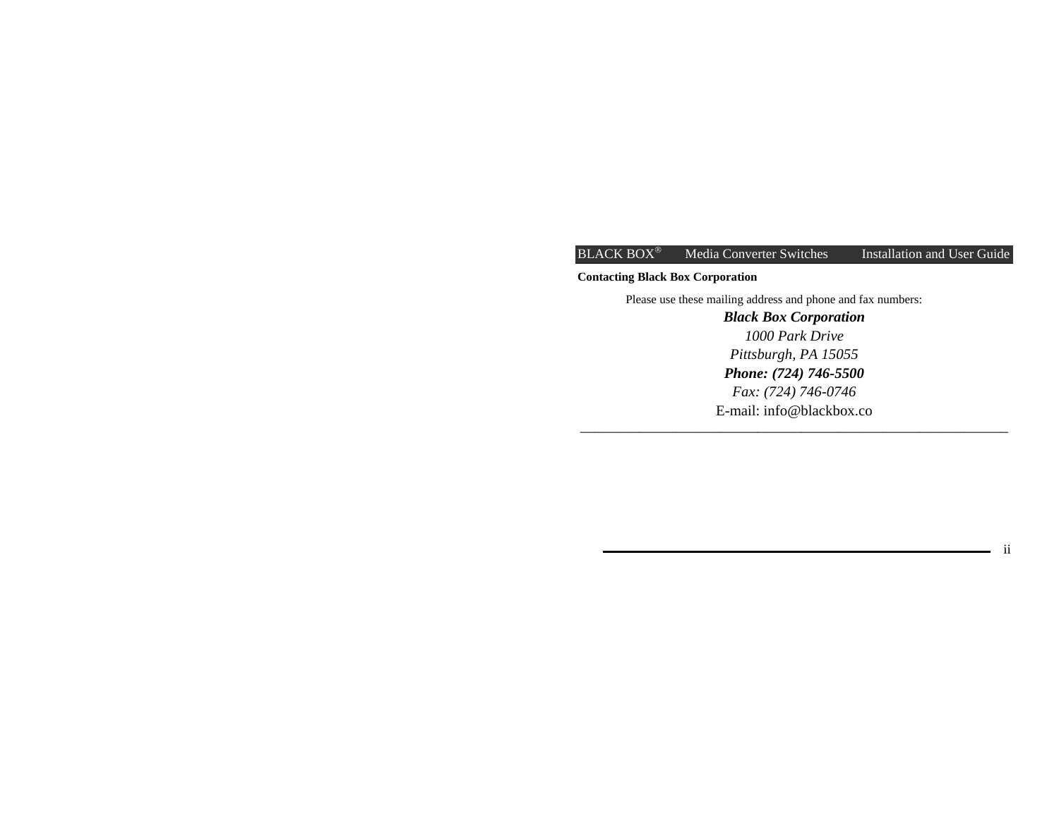**Contacting Black Box Corporation**

Please use these mailing address and phone and fax numbers:

***Black Box Corporation***

*1000 Park Drive*

*Pittsburgh, PA 15055*

***Phone: (724) 746-5500***

*Fax: (724) 746-0746*

E-mail: info@blackbox.co

---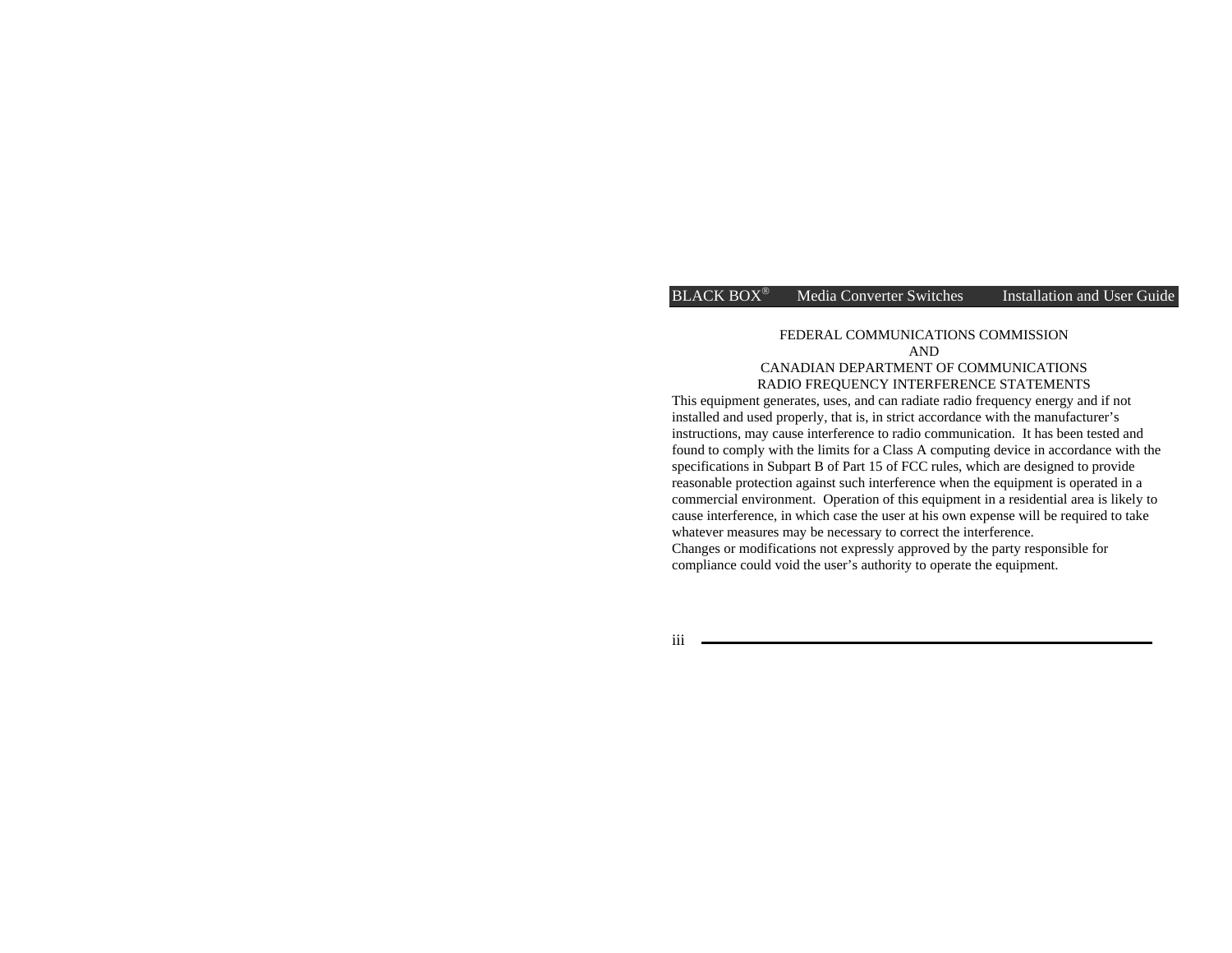FEDERAL COMMUNICATIONS COMMISSION
AND
CANADIAN DEPARTMENT OF COMMUNICATIONS
RADIO FREQUENCY INTERFERENCE STATEMENTS

This equipment generates, uses, and can radiate radio frequency energy and if not installed and used properly, that is, in strict accordance with the manufacturer's instructions, may cause interference to radio communication. It has been tested and found to comply with the limits for a Class A computing device in accordance with the specifications in Subpart B of Part 15 of FCC rules, which are designed to provide reasonable protection against such interference when the equipment is operated in a commercial environment. Operation of this equipment in a residential area is likely to cause interference, in which case the user at his own expense will be required to take whatever measures may be necessary to correct the interference.

Changes or modifications not expressly approved by the party responsible for compliance could void the user's authority to operate the equipment.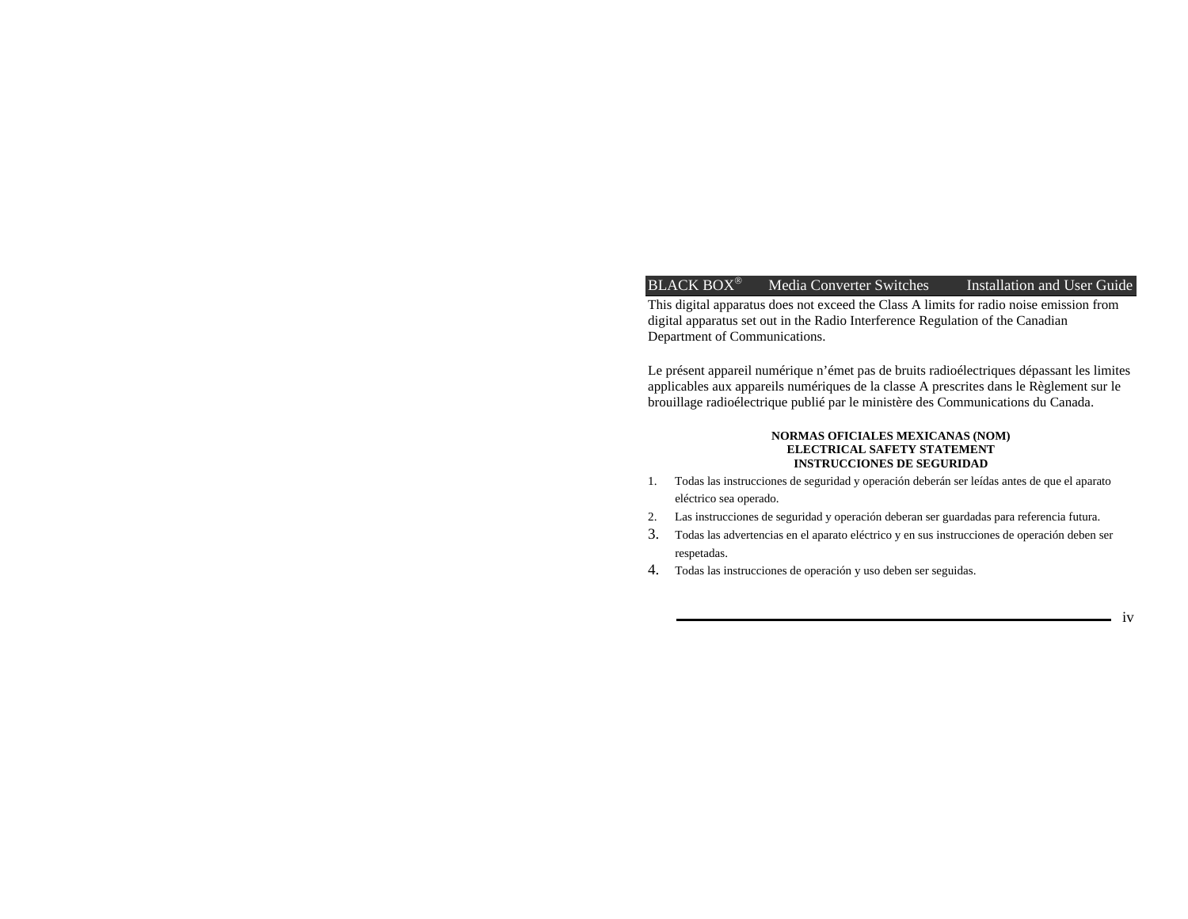This digital apparatus does not exceed the Class A limits for radio noise emission from digital apparatus set out in the Radio Interference Regulation of the Canadian Department of Communications.

Le présent appareil numérique n'émet pas de bruits radioélectriques dépassant les limites applicables aux appareils numériques de la classe A prescrites dans le Règlement sur le brouillage radioélectrique publié par le ministère des Communications du Canada.

**NORMAS OFICIALES MEXICANAS (NOM)**
**ELECTRICAL SAFETY STATEMENT**
**INSTRUCCIONES DE SEGURIDAD**

1. Todas las instrucciones de seguridad y operación deberán ser leídas antes de que el aparato eléctrico sea operado.
2. Las instrucciones de seguridad y operación deberan ser guardadas para referencia futura.
3. Todas las advertencias en el aparato eléctrico y en sus instrucciones de operación deben ser respetadas.
4. Todas las instrucciones de operación y uso deben ser seguidas.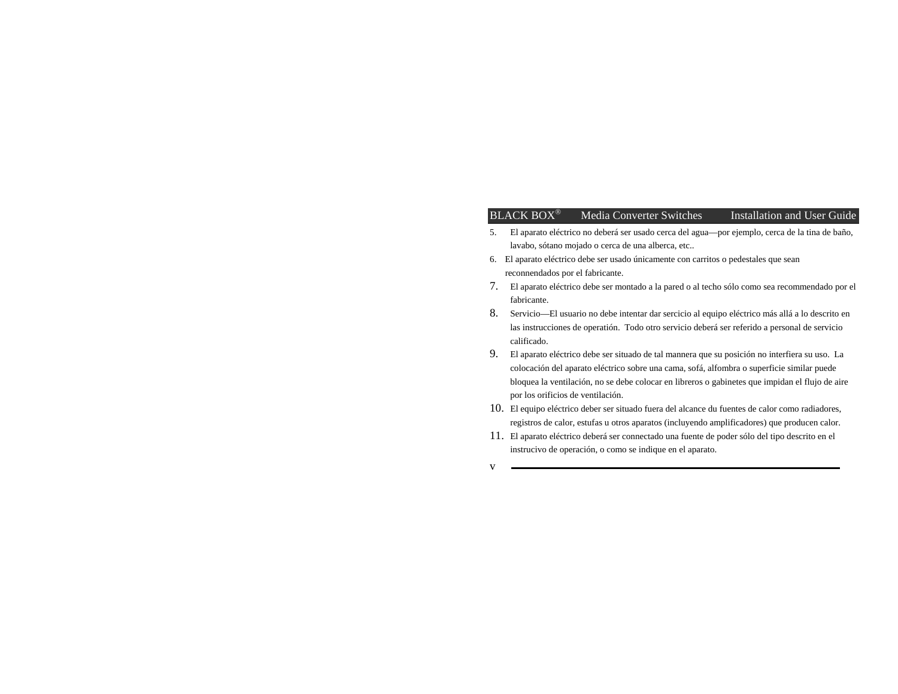5. El aparato eléctrico no deberá ser usado cerca del agua—por ejemplo, cerca de la tina de baño, lavabo, sótano mojado o cerca de una alberca, etc..
6. El aparato eléctrico debe ser usado únicamente con carritos o pedestales que sean reconnendados por el fabricante.
7. El aparato eléctrico debe ser montado a la pared o al techo sólo como sea recommendado por el fabricante.
8. Servicio—El usuario no debe intentar dar sercicio al equipo eléctrico más allá a lo descrito en las instrucciones de operatión. Todo otro servicio deberá ser referido a personal de servicio calificado.
9. El aparato eléctrico debe ser situado de tal mannera que su posición no interfiera su uso. La colocación del aparato eléctrico sobre una cama, sofá, alfombra o superficie similar puede bloquea la ventilación, no se debe colocar en libreros o gabinetes que impidan el flujo de aire por los orificios de ventilación.
10. El equipo eléctrico deber ser situado fuera del alcance du fuentes de calor como radiadores, registros de calor, estufas u otros aparatos (incluyendo amplificadores) que producen calor.
11. El aparato eléctrico deberá ser connectado una fuente de poder sólo del tipo descrito en el instrucivo de operación, o como se indique en el aparato.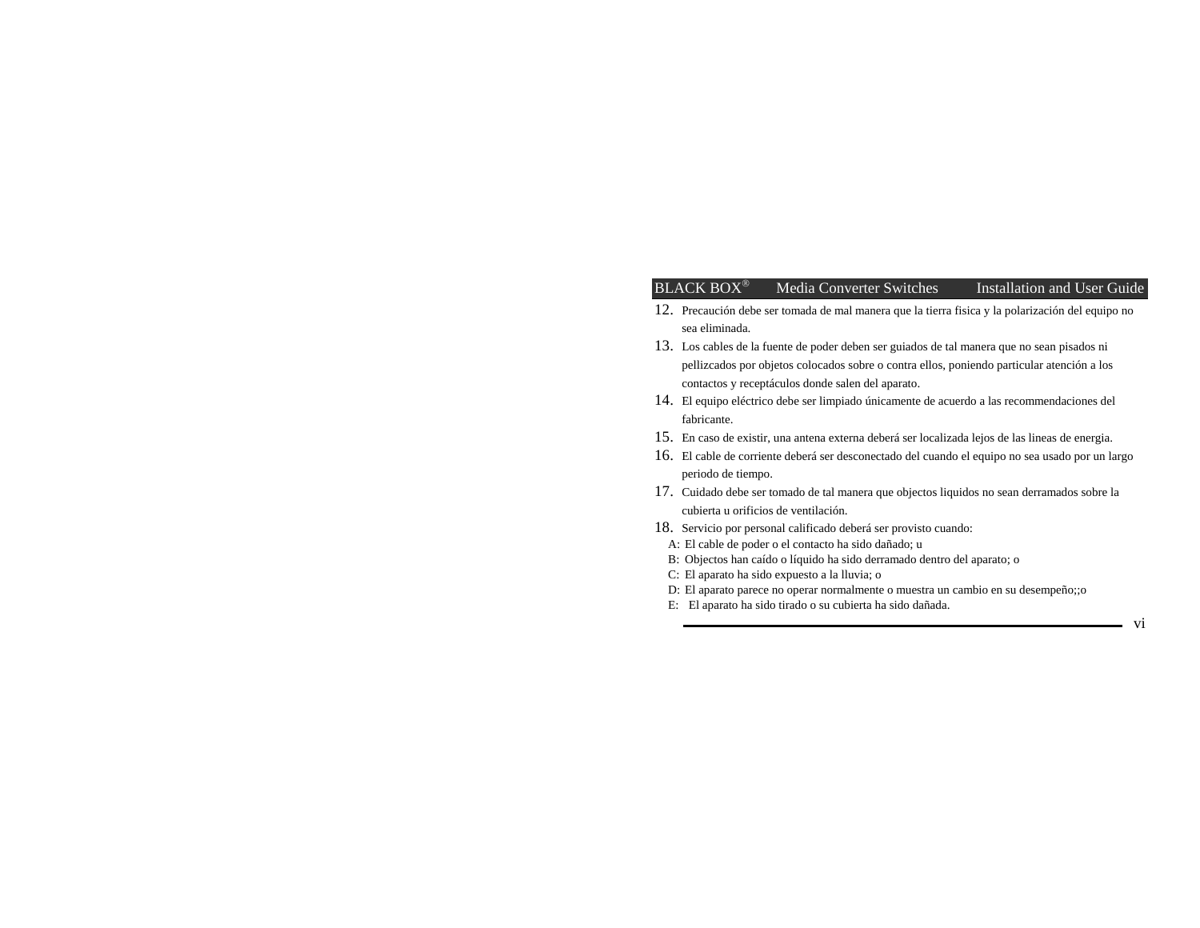12. Precaución debe ser tomada de mal manera que la tierra fisica y la polarización del equipo no sea eliminada.
13. Los cables de la fuente de poder deben ser guiados de tal manera que no sean pisados ni pellizcados por objetos colocados sobre o contra ellos, poniendo particular atención a los contactos y receptáculos donde salen del aparato.
14. El equipo eléctrico debe ser limpiado únicamente de acuerdo a las recommendaciones del fabricante.
15. En caso de existir, una antena externa deberá ser localizada lejos de las lineas de energia.
16. El cable de corriente deberá ser desconectado del cuando el equipo no sea usado por un largo periodo de tiempo.
17. Cuidado debe ser tomado de tal manera que objectos liquidos no sean derramados sobre la cubierta u orificios de ventilación.
18. Servicio por personal calificado deberá ser provisto cuando:
   A: El cable de poder o el contacto ha sido dañado; u
   B: Objectos han caído o líquido ha sido derramado dentro del aparato; o
   C: El aparato ha sido expuesto a la lluvia; o
   D: El aparato parece no operar normalmente o muestra un cambio en su desempeño;;o
   E: El aparato ha sido tirado o su cubierta ha sido dañada.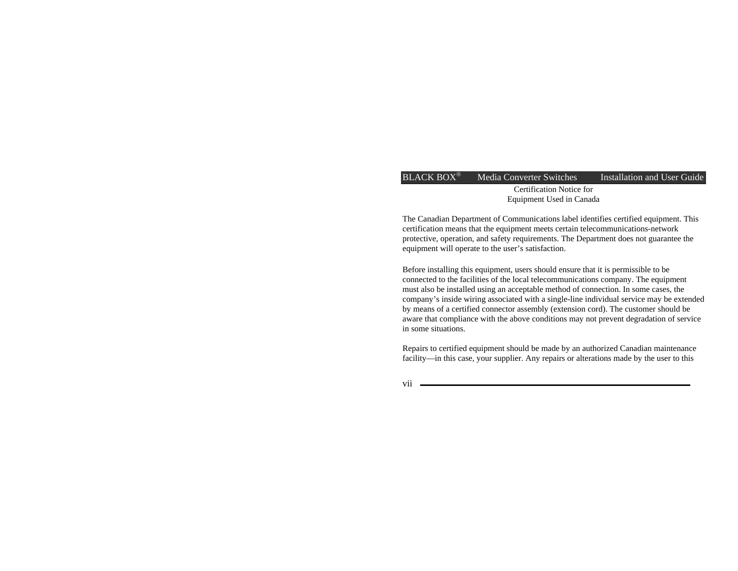## Certification Notice for Equipment Used in Canada

The Canadian Department of Communications label identifies certified equipment. This certification means that the equipment meets certain telecommunications-network protective, operation, and safety requirements. The Department does not guarantee the equipment will operate to the user's satisfaction.

Before installing this equipment, users should ensure that it is permissible to be connected to the facilities of the local telecommunications company. The equipment must also be installed using an acceptable method of connection. In some cases, the company's inside wiring associated with a single-line individual service may be extended by means of a certified connector assembly (extension cord). The customer should be aware that compliance with the above conditions may not prevent degradation of service in some situations.

Repairs to certified equipment should be made by an authorized Canadian maintenance facility—in this case, your supplier. Any repairs or alterations made by the user to this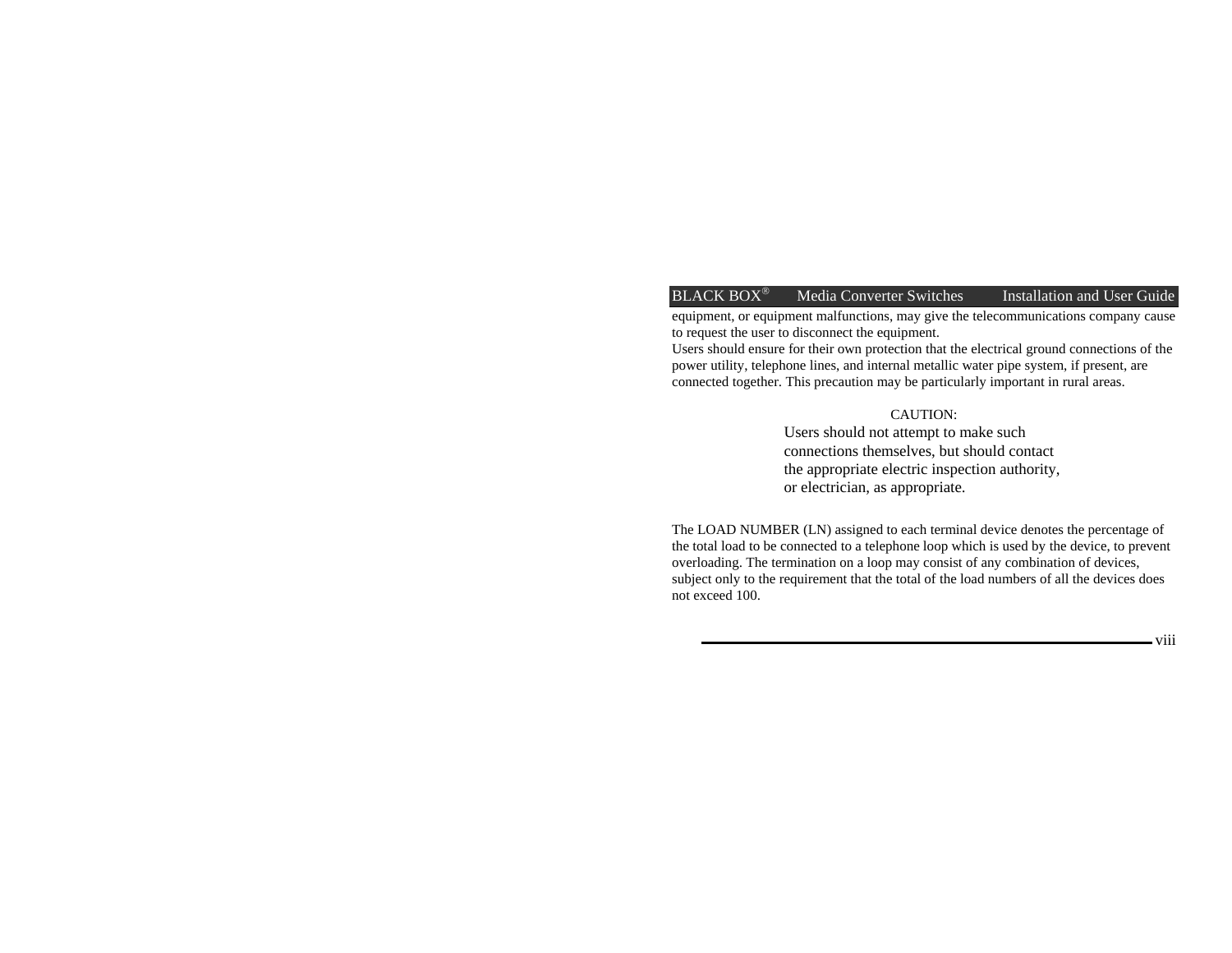equipment, or equipment malfunctions, may give the telecommunications company cause to request the user to disconnect the equipment.
Users should ensure for their own protection that the electrical ground connections of the power utility, telephone lines, and internal metallic water pipe system, if present, are connected together. This precaution may be particularly important in rural areas.

CAUTION:
Users should not attempt to make such connections themselves, but should contact the appropriate electric inspection authority, or electrician, as appropriate.

The LOAD NUMBER (LN) assigned to each terminal device denotes the percentage of the total load to be connected to a telephone loop which is used by the device, to prevent overloading. The termination on a loop may consist of any combination of devices, subject only to the requirement that the total of the load numbers of all the devices does not exceed 100.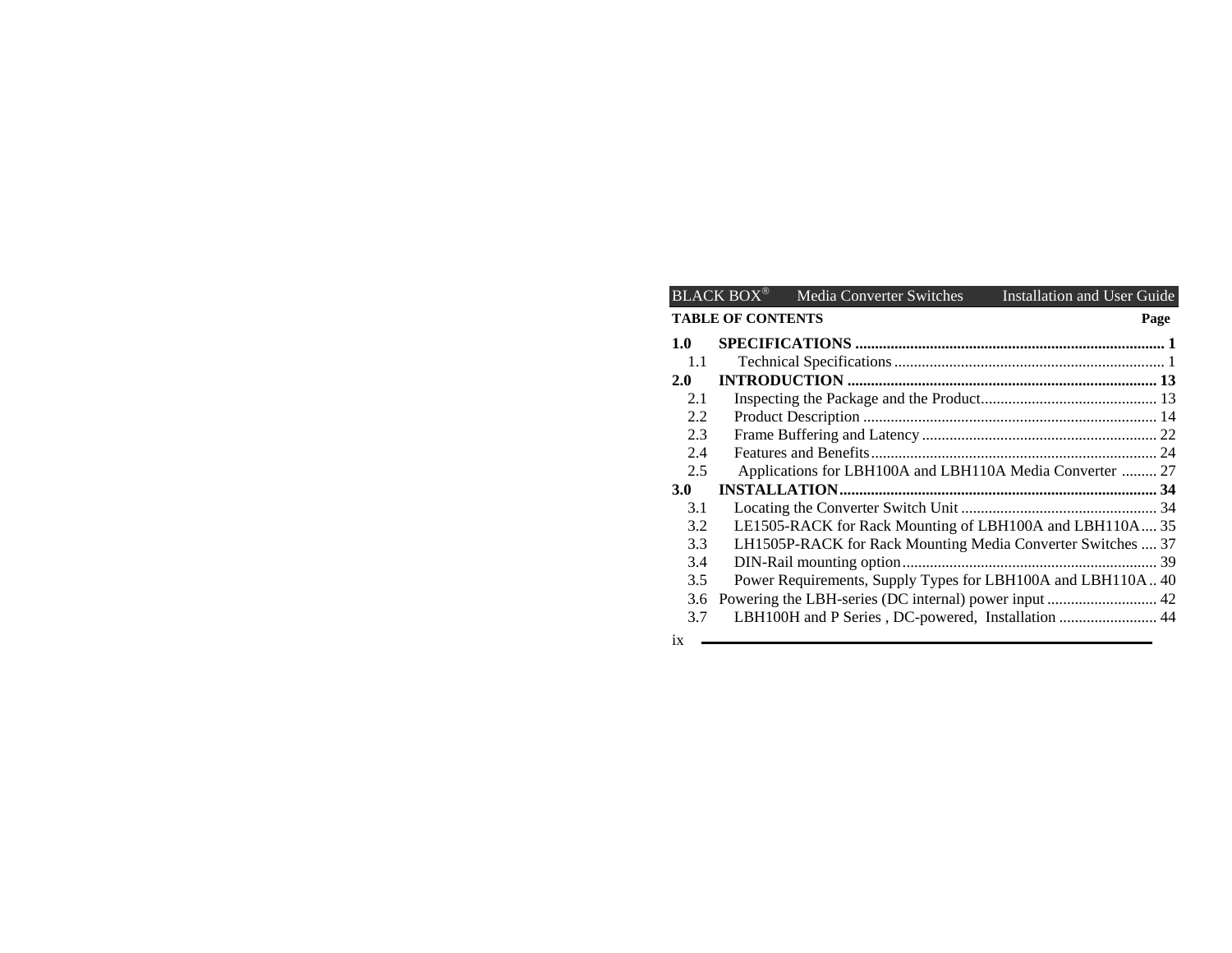**TABLE OF CONTENTS** **Page**

**1.0 SPECIFICATIONS .............................................................................. 1**
1.1 Technical Specifications ..................................................................... 1
**2.0 INTRODUCTION .............................................................................. 13**
2.1 Inspecting the Package and the Product............................................ 13
2.2 Product Description .......................................................................... 14
2.3 Frame Buffering and Latency ............................................................ 22
2.4 Features and Benefits......................................................................... 24
2.5 Applications for LBH100A and LBH110A Media Converter ......... 27
**3.0 INSTALLATION................................................................................. 34**
3.1 Locating the Converter Switch Unit .................................................. 34
3.2 LE1505-RACK for Rack Mounting of LBH100A and LBH110A.... 35
3.3 LH1505P-RACK for Rack Mounting Media Converter Switches .... 37
3.4 DIN-Rail mounting option................................................................. 39
3.5 Power Requirements, Supply Types for LBH100A and LBH110A .. 40
3.6 Powering the LBH-series (DC internal) power input ............................ 42
3.7 LBH100H and P Series , DC-powered, Installation ......................... 44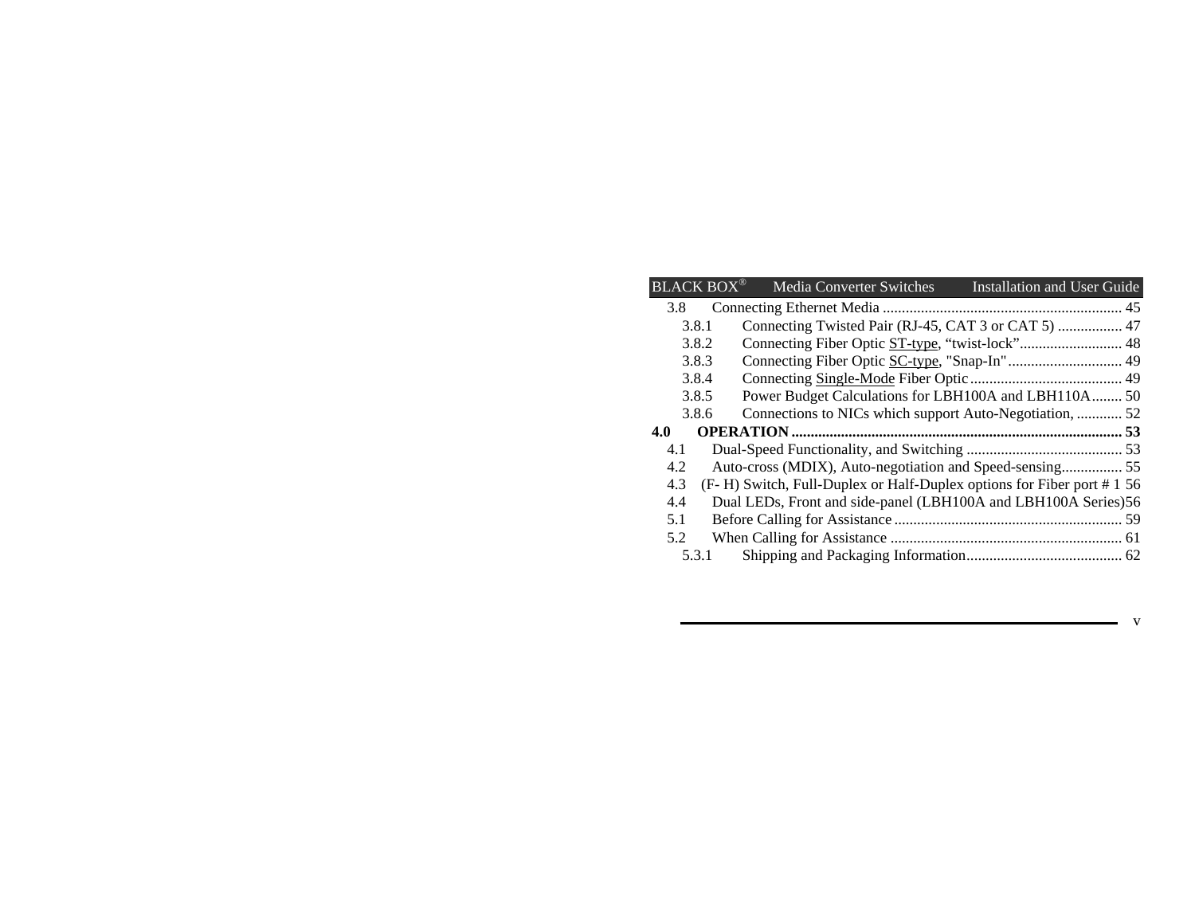3.8 Connecting Ethernet Media ............................................................... 45

3.8.1 Connecting Twisted Pair (RJ-45, CAT 3 or CAT 5) ................. 47

3.8.2 Connecting Fiber Optic ST-type, “twist-lock”........................... 48

3.8.3 Connecting Fiber Optic SC-type, "Snap-In" .............................. 49

3.8.4 Connecting Single-Mode Fiber Optic ........................................ 49

3.8.5 Power Budget Calculations for LBH100A and LBH110A........ 50

3.8.6 Connections to NICs which support Auto-Negotiation, ............ 52

**4.0 OPERATION ....................................................................................... 53**

4.1 Dual-Speed Functionality, and Switching ......................................... 53

4.2 Auto-cross (MDIX), Auto-negotiation and Speed-sensing................ 55

4.3 (F- H) Switch, Full-Duplex or Half-Duplex options for Fiber port # 1 56

4.4 Dual LEDs, Front and side-panel (LBH100A and LBH100A Series)56

5.1 Before Calling for Assistance ............................................................ 59

5.2 When Calling for Assistance ............................................................. 61

5.3.1 Shipping and Packaging Information......................................... 62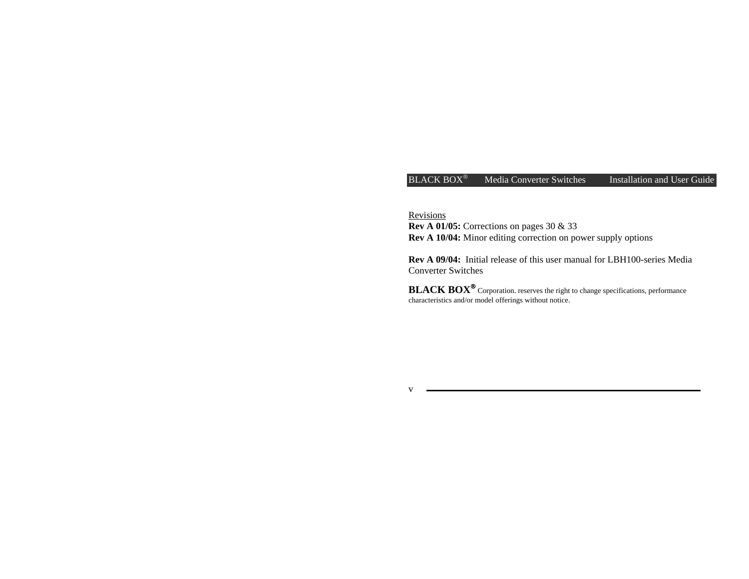Revisions

**Rev A 01/05:** Corrections on pages 30 & 33

**Rev A 10/04:** Minor editing correction on power supply options

**Rev A 09/04:** Initial release of this user manual for LBH100-series Media Converter Switches

**BLACK BOX®** Corporation. reserves the right to change specifications, performance characteristics and/or model offerings without notice.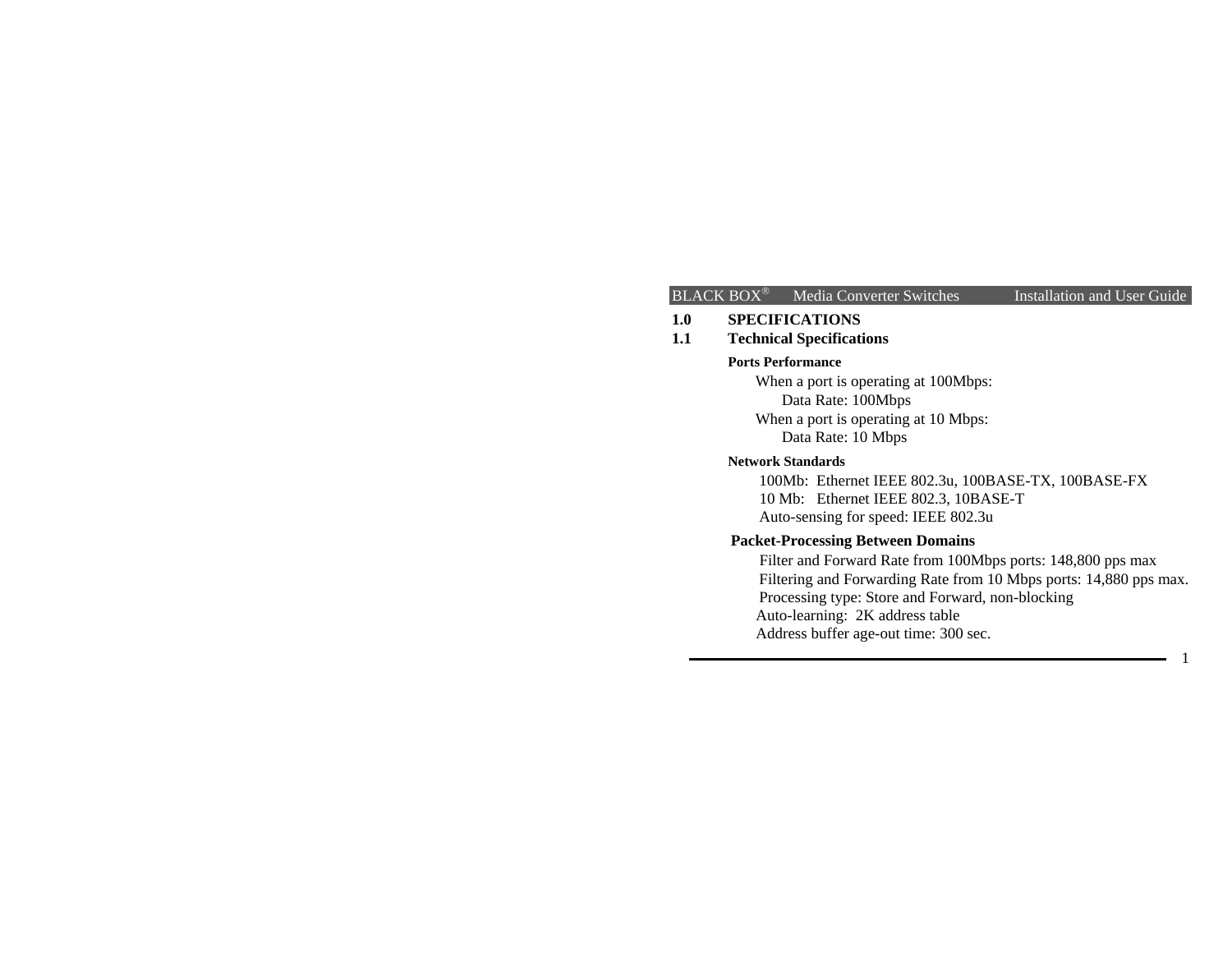# 1.0 SPECIFICATIONS

## 1.1 Technical Specifications

**Ports Performance**

When a port is operating at 100Mbps:
    Data Rate: 100Mbps
When a port is operating at 10 Mbps:
    Data Rate: 10 Mbps

**Network Standards**

100Mb: Ethernet IEEE 802.3u, 100BASE-TX, 100BASE-FX
10 Mb: Ethernet IEEE 802.3, 10BASE-T
Auto-sensing for speed: IEEE 802.3u

**Packet-Processing Between Domains**

Filter and Forward Rate from 100Mbps ports: 148,800 pps max
Filtering and Forwarding Rate from 10 Mbps ports: 14,880 pps max.
Processing type: Store and Forward, non-blocking
Auto-learning: 2K address table
Address buffer age-out time: 300 sec.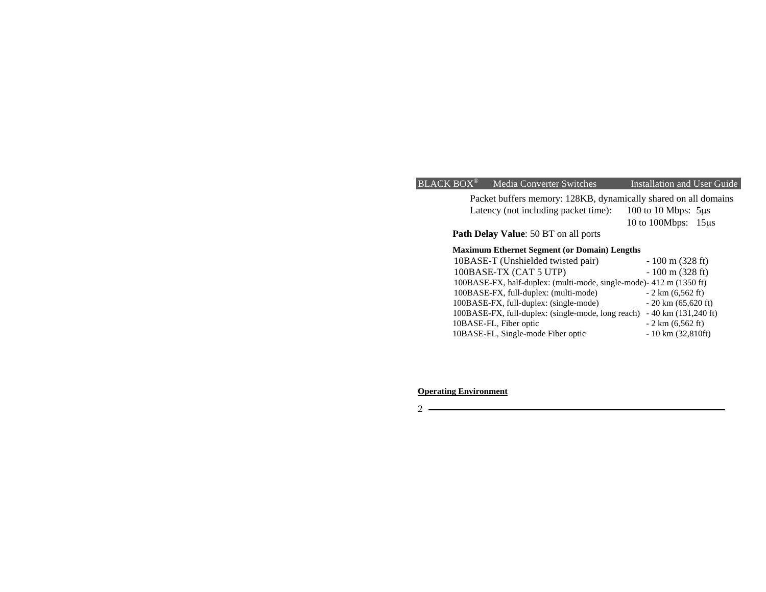Packet buffers memory: 128KB, dynamically shared on all domains

Latency (not including packet time): 100 to 10 Mbps: 5μs
10 to 100Mbps: 15μs

**Path Delay Value**: 50 BT on all ports

**Maximum Ethernet Segment (or Domain) Lengths**

| | |
|---|---|
| 10BASE-T (Unshielded twisted pair) | - 100 m (328 ft) |
| 100BASE-TX (CAT 5 UTP) | - 100 m (328 ft) |
| 100BASE-FX, half-duplex: (multi-mode, single-mode) | - 412 m (1350 ft) |
| 100BASE-FX, full-duplex: (multi-mode) | - 2 km (6,562 ft) |
| 100BASE-FX, full-duplex: (single-mode) | - 20 km (65,620 ft) |
| 100BASE-FX, full-duplex: (single-mode, long reach) | - 40 km (131,240 ft) |
| 10BASE-FL, Fiber optic | - 2 km (6,562 ft) |
| 10BASE-FL, Single-mode Fiber optic | - 10 km (32,810ft) |

**Operating Environment**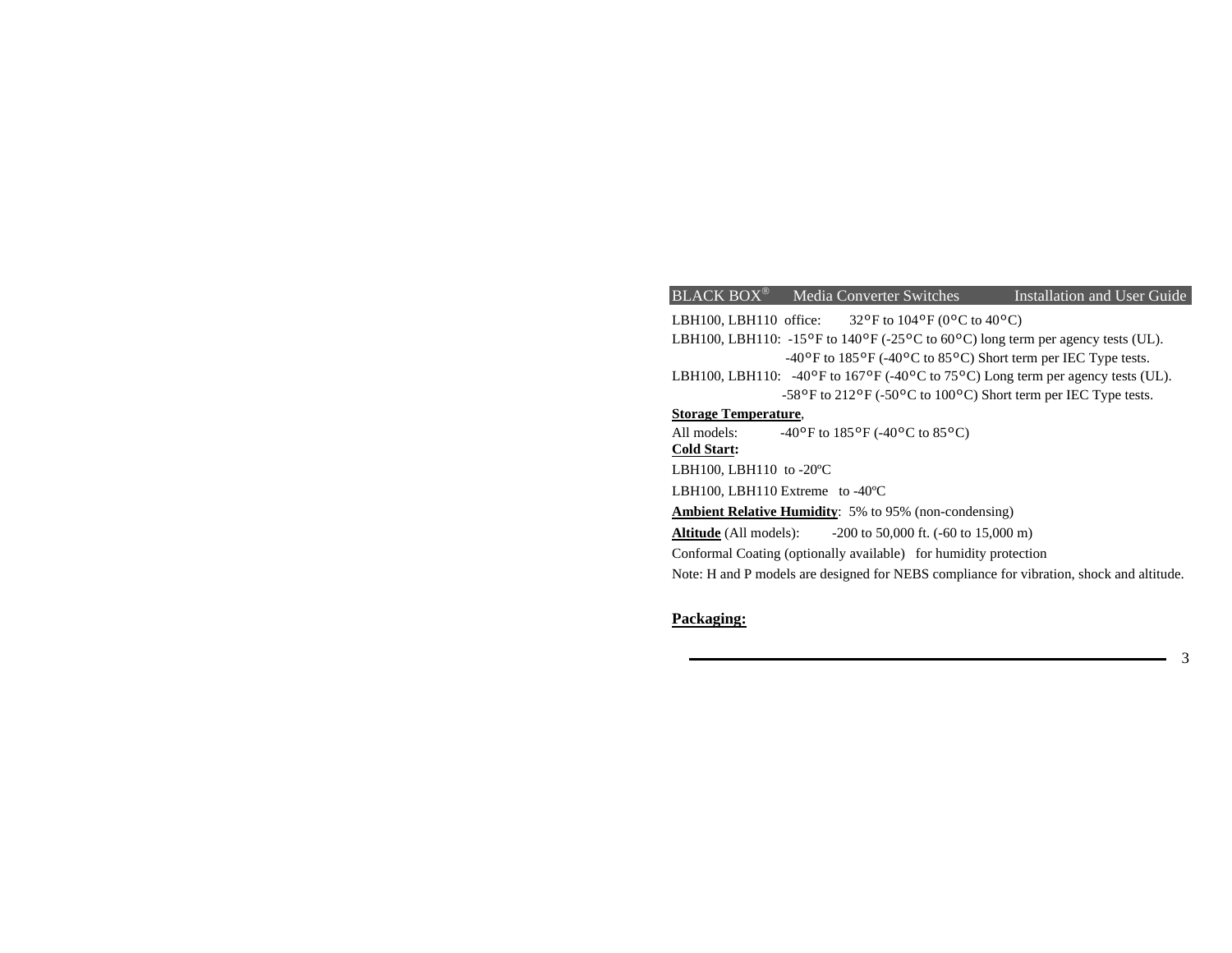LBH100, LBH110 office: 32°F to 104°F (0°C to 40°C)

LBH100, LBH110: -15°F to 140°F (-25°C to 60°C) long term per agency tests (UL).
-40°F to 185°F (-40°C to 85°C) Short term per IEC Type tests.

LBH100, LBH110: -40°F to 167°F (-40°C to 75°C) Long term per agency tests (UL).
-58°F to 212°F (-50°C to 100°C) Short term per IEC Type tests.

**Storage Temperature**,

All models: -40°F to 185°F (-40°C to 85°C)

**Cold Start:**

LBH100, LBH110 to -20ºC

LBH100, LBH110 Extreme to -40ºC

**Ambient Relative Humidity**: 5% to 95% (non-condensing)

**Altitude** (All models): -200 to 50,000 ft. (-60 to 15,000 m)

Conformal Coating (optionally available) for humidity protection

Note: H and P models are designed for NEBS compliance for vibration, shock and altitude.

**Packaging:**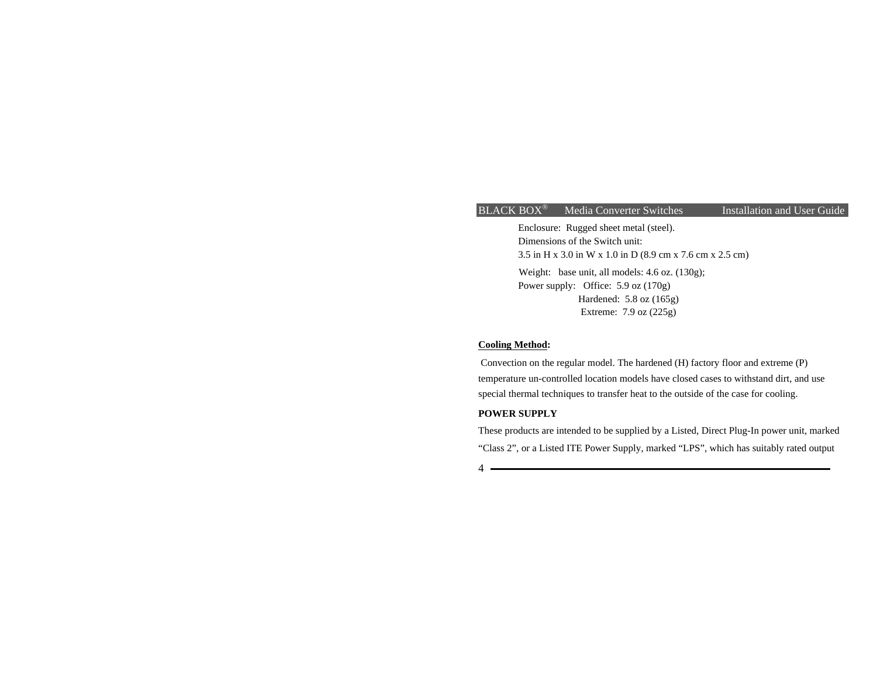Enclosure: Rugged sheet metal (steel).
Dimensions of the Switch unit:
3.5 in H x 3.0 in W x 1.0 in D (8.9 cm x 7.6 cm x 2.5 cm)

Weight: base unit, all models: 4.6 oz. (130g);
Power supply: Office: 5.9 oz (170g)
Hardened: 5.8 oz (165g)
Extreme: 7.9 oz (225g)

**Cooling Method:**

Convection on the regular model. The hardened (H) factory floor and extreme (P) temperature un-controlled location models have closed cases to withstand dirt, and use special thermal techniques to transfer heat to the outside of the case for cooling.

**POWER SUPPLY**

These products are intended to be supplied by a Listed, Direct Plug-In power unit, marked "Class 2", or a Listed ITE Power Supply, marked "LPS", which has suitably rated output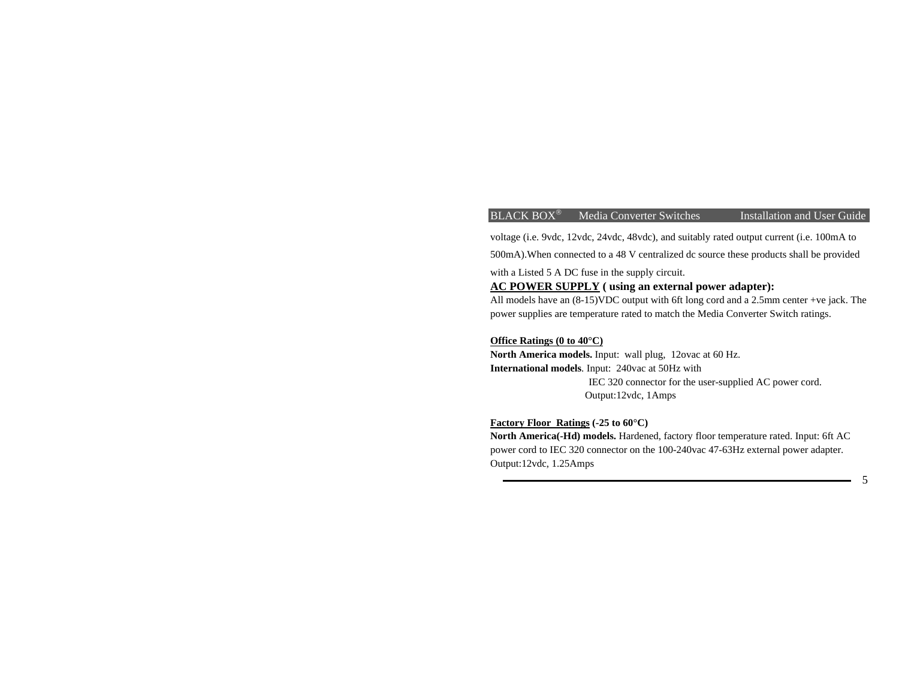voltage (i.e. 9vdc, 12vdc, 24vdc, 48vdc), and suitably rated output current (i.e. 100mA to 500mA).When connected to a 48 V centralized dc source these products shall be provided with a Listed 5 A DC fuse in the supply circuit.

**AC POWER SUPPLY ( using an external power adapter):**

All models have an (8-15)VDC output with 6ft long cord and a 2.5mm center +ve jack. The power supplies are temperature rated to match the Media Converter Switch ratings.

**Office Ratings (0 to 40°C)**

**North America models.** Input: wall plug, 12ovac at 60 Hz.
**International models**. Input: 240vac at 50Hz with
IEC 320 connector for the user-supplied AC power cord.
Output:12vdc, 1Amps

**Factory Floor Ratings (-25 to 60°C)**

**North America(-Hd) models.** Hardened, factory floor temperature rated. Input: 6ft AC power cord to IEC 320 connector on the 100-240vac 47-63Hz external power adapter. Output:12vdc, 1.25Amps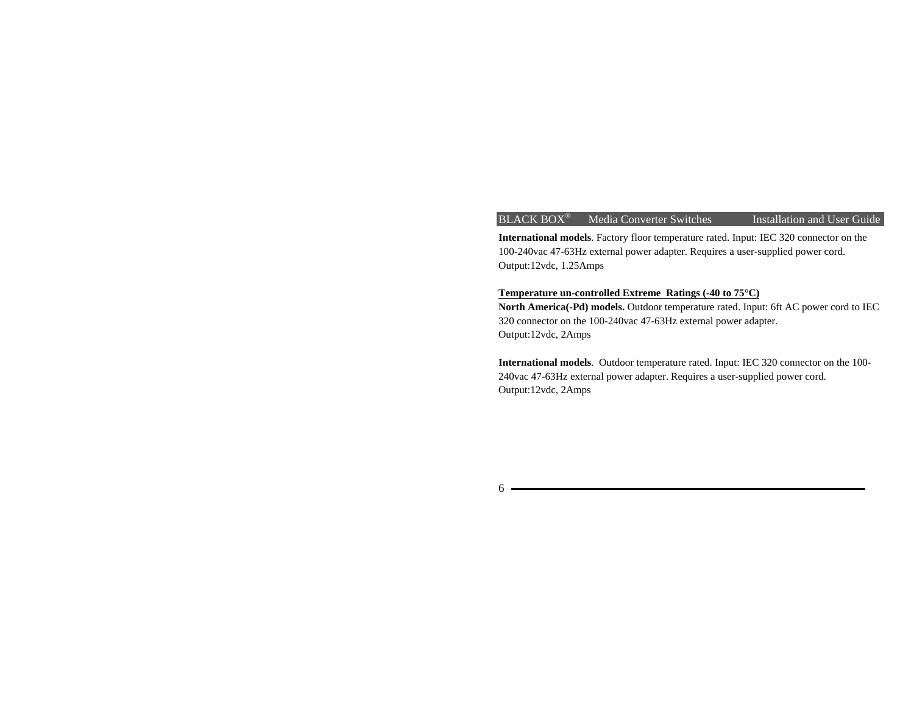**International models**. Factory floor temperature rated. Input: IEC 320 connector on the 100-240vac 47-63Hz external power adapter. Requires a user-supplied power cord. Output:12vdc, 1.25Amps

**Temperature un-controlled Extreme Ratings (-40 to 75°C)**

**North America(-Pd) models.** Outdoor temperature rated. Input: 6ft AC power cord to IEC 320 connector on the 100-240vac 47-63Hz external power adapter.
Output:12vdc, 2Amps

**International models**. Outdoor temperature rated. Input: IEC 320 connector on the 100-240vac 47-63Hz external power adapter. Requires a user-supplied power cord.
Output:12vdc, 2Amps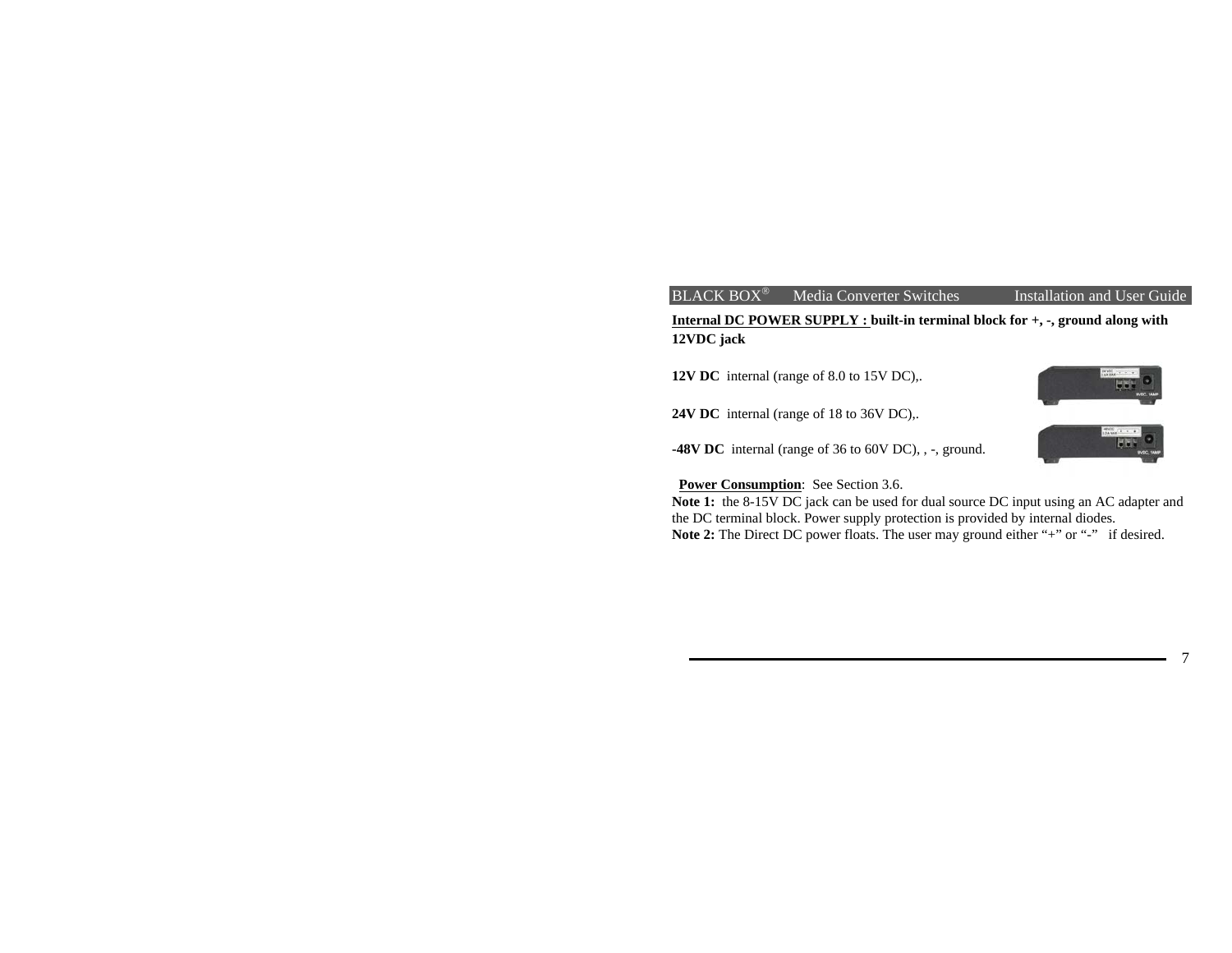**Internal DC POWER SUPPLY :** **built-in terminal block for +, -, ground along with 12VDC jack**

**12V DC** internal (range of 8.0 to 15V DC),.

**24V DC** internal (range of 18 to 36V DC),.

**-48V DC** internal (range of 36 to 60V DC), , -, ground.

**Power Consumption**: See Section 3.6.

**Note 1:** the 8-15V DC jack can be used for dual source DC input using an AC adapter and the DC terminal block. Power supply protection is provided by internal diodes.

**Note 2:** The Direct DC power floats. The user may ground either "+" or "-" if desired.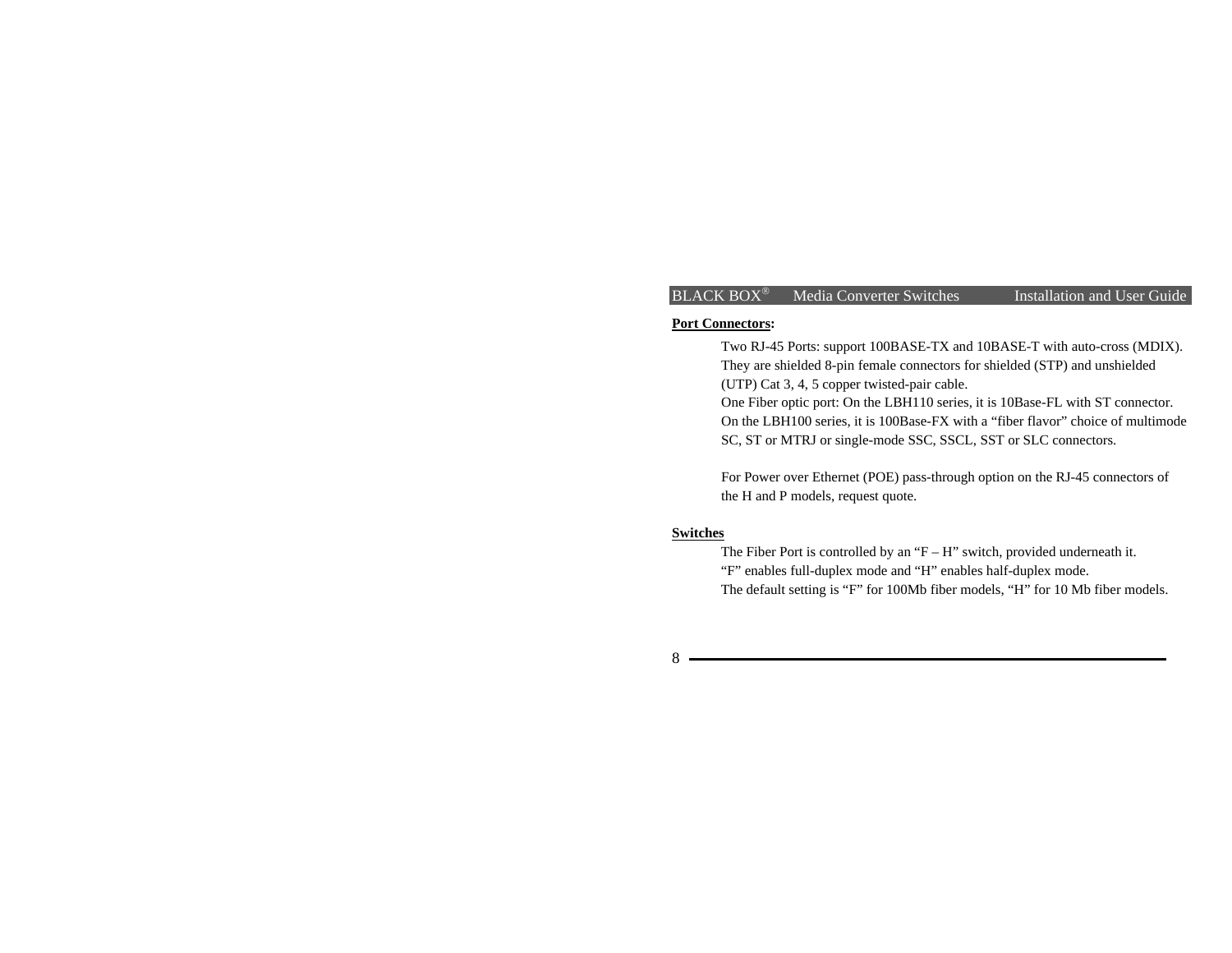**Port Connectors:**

Two RJ-45 Ports: support 100BASE-TX and 10BASE-T with auto-cross (MDIX). They are shielded 8-pin female connectors for shielded (STP) and unshielded (UTP) Cat 3, 4, 5 copper twisted-pair cable.
One Fiber optic port: On the LBH110 series, it is 10Base-FL with ST connector. On the LBH100 series, it is 100Base-FX with a "fiber flavor" choice of multimode SC, ST or MTRJ or single-mode SSC, SSCL, SST or SLC connectors.

For Power over Ethernet (POE) pass-through option on the RJ-45 connectors of the H and P models, request quote.

**Switches**

The Fiber Port is controlled by an "F – H" switch, provided underneath it.
"F" enables full-duplex mode and "H" enables half-duplex mode.
The default setting is "F" for 100Mb fiber models, "H" for 10 Mb fiber models.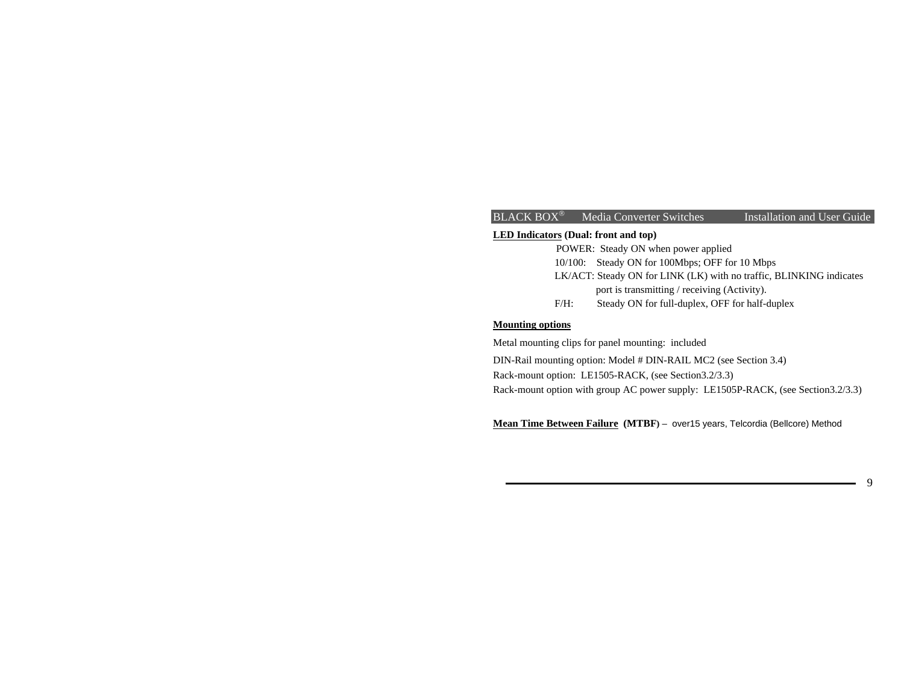**LED Indicators (Dual: front and top)**

POWER: Steady ON when power applied

10/100: Steady ON for 100Mbps; OFF for 10 Mbps

LK/ACT: Steady ON for LINK (LK) with no traffic, BLINKING indicates port is transmitting / receiving (Activity).

F/H: Steady ON for full-duplex, OFF for half-duplex

**Mounting options**

Metal mounting clips for panel mounting: included

DIN-Rail mounting option: Model # DIN-RAIL MC2 (see Section 3.4)

Rack-mount option: LE1505-RACK, (see Section3.2/3.3)

Rack-mount option with group AC power supply: LE1505P-RACK, (see Section3.2/3.3)

**Mean Time Between Failure (MTBF)** – over15 years, Telcordia (Bellcore) Method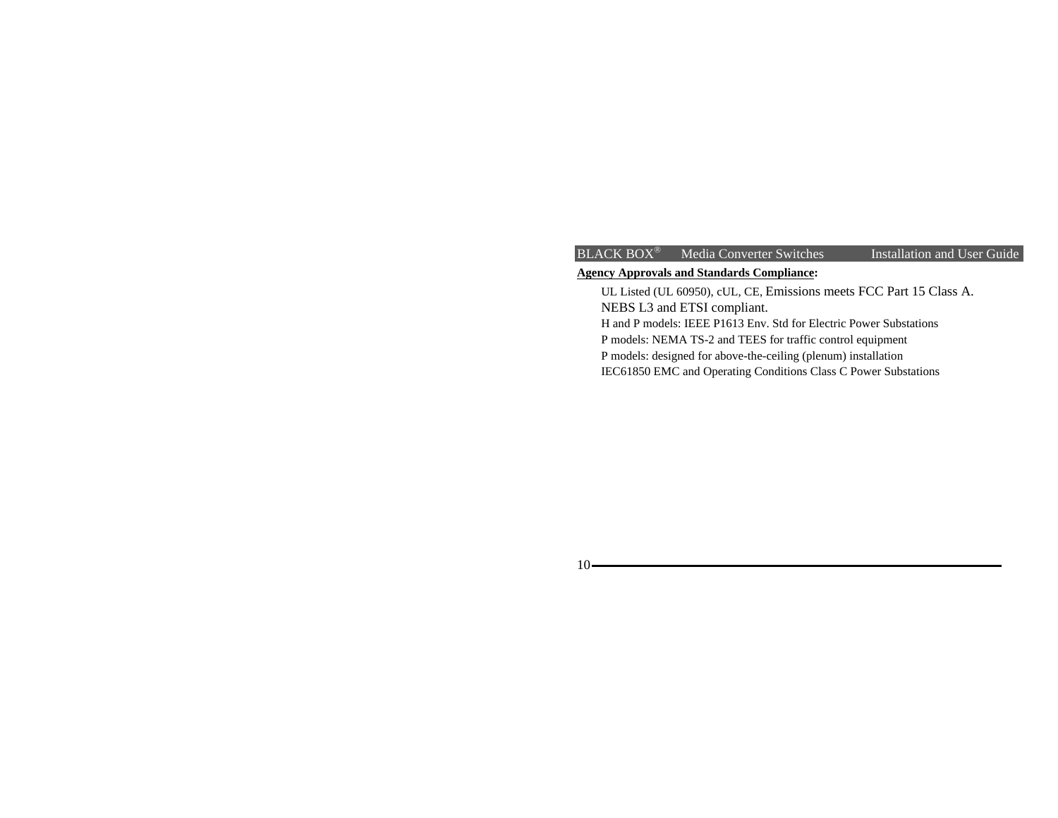**Agency Approvals and Standards Compliance:**

UL Listed (UL 60950), cUL, CE, Emissions meets FCC Part 15 Class A.
NEBS L3 and ETSI compliant.
H and P models: IEEE P1613 Env. Std for Electric Power Substations
P models: NEMA TS-2 and TEES for traffic control equipment
P models: designed for above-the-ceiling (plenum) installation
IEC61850 EMC and Operating Conditions Class C Power Substations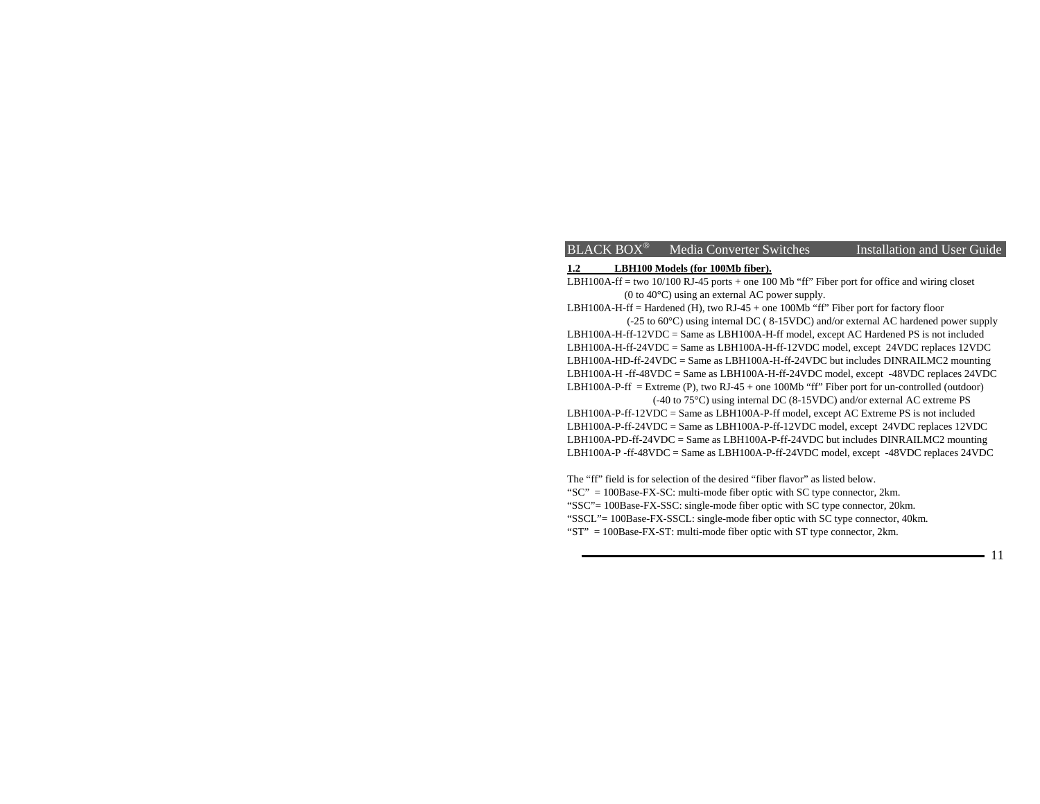## 1.2 LBH100 Models (for 100Mb fiber).

LBH100A-ff = two 10/100 RJ-45 ports + one 100 Mb “ff” Fiber port for office and wiring closet (0 to 40°C) using an external AC power supply.

LBH100A-H-ff = Hardened (H), two RJ-45 + one 100Mb “ff” Fiber port for factory floor (-25 to 60°C) using internal DC ( 8-15VDC) and/or external AC hardened power supply

LBH100A-H-ff-12VDC = Same as LBH100A-H-ff model, except AC Hardened PS is not included

LBH100A-H-ff-24VDC = Same as LBH100A-H-ff-12VDC model, except 24VDC replaces 12VDC

LBH100A-HD-ff-24VDC = Same as LBH100A-H-ff-24VDC but includes DINRAILMC2 mounting

LBH100A-H -ff-48VDC = Same as LBH100A-H-ff-24VDC model, except -48VDC replaces 24VDC

LBH100A-P-ff = Extreme (P), two RJ-45 + one 100Mb “ff” Fiber port for un-controlled (outdoor) (-40 to 75°C) using internal DC (8-15VDC) and/or external AC extreme PS

LBH100A-P-ff-12VDC = Same as LBH100A-P-ff model, except AC Extreme PS is not included

LBH100A-P-ff-24VDC = Same as LBH100A-P-ff-12VDC model, except 24VDC replaces 12VDC

LBH100A-PD-ff-24VDC = Same as LBH100A-P-ff-24VDC but includes DINRAILMC2 mounting

LBH100A-P -ff-48VDC = Same as LBH100A-P-ff-24VDC model, except -48VDC replaces 24VDC

The “ff” field is for selection of the desired “fiber flavor” as listed below.

“SC” = 100Base-FX-SC: multi-mode fiber optic with SC type connector, 2km.

“SSC”= 100Base-FX-SSC: single-mode fiber optic with SC type connector, 20km.

“SSCL”= 100Base-FX-SSCL: single-mode fiber optic with SC type connector, 40km.

“ST” = 100Base-FX-ST: multi-mode fiber optic with ST type connector, 2km.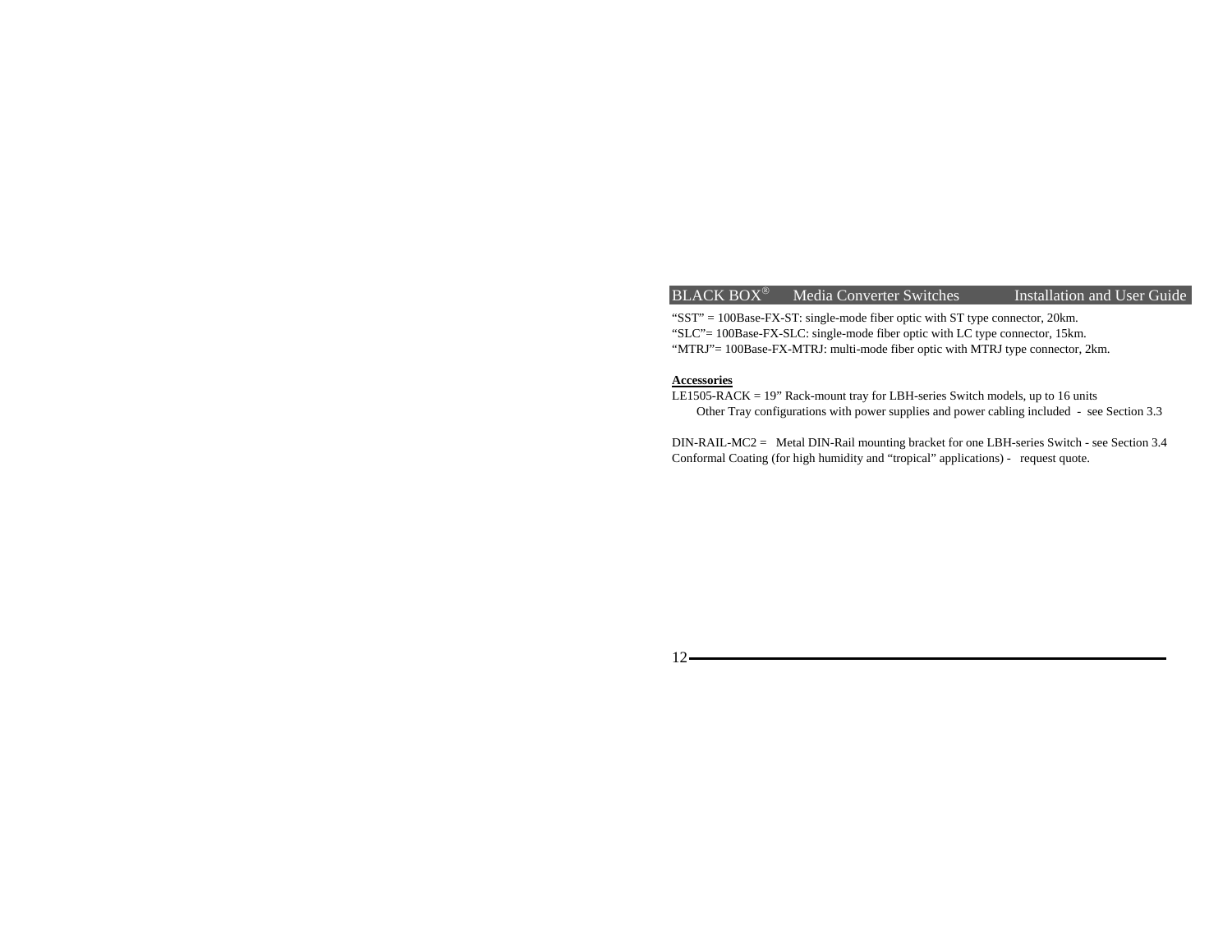“SST” = 100Base-FX-ST: single-mode fiber optic with ST type connector, 20km.
“SLC”= 100Base-FX-SLC: single-mode fiber optic with LC type connector, 15km.
“MTRJ”= 100Base-FX-MTRJ: multi-mode fiber optic with MTRJ type connector, 2km.

**Accessories**

LE1505-RACK = 19” Rack-mount tray for LBH-series Switch models, up to 16 units
Other Tray configurations with power supplies and power cabling included - see Section 3.3

DIN-RAIL-MC2 = Metal DIN-Rail mounting bracket for one LBH-series Switch - see Section 3.4
Conformal Coating (for high humidity and “tropical” applications) - request quote.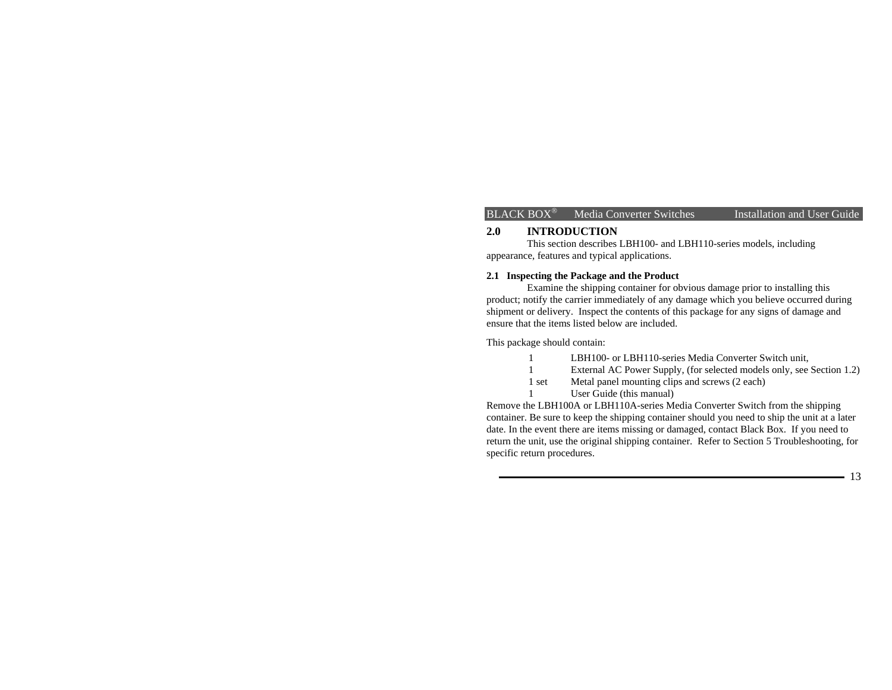## 2.0 INTRODUCTION

This section describes LBH100- and LBH110-series models, including appearance, features and typical applications.

### 2.1 Inspecting the Package and the Product

Examine the shipping container for obvious damage prior to installing this product; notify the carrier immediately of any damage which you believe occurred during shipment or delivery. Inspect the contents of this package for any signs of damage and ensure that the items listed below are included.

This package should contain:

| | |
|---|---|
| 1 | LBH100- or LBH110-series Media Converter Switch unit, |
| 1 | External AC Power Supply, (for selected models only, see Section 1.2) |
| 1 set | Metal panel mounting clips and screws (2 each) |
| 1 | User Guide (this manual) |

Remove the LBH100A or LBH110A-series Media Converter Switch from the shipping container. Be sure to keep the shipping container should you need to ship the unit at a later date. In the event there are items missing or damaged, contact Black Box. If you need to return the unit, use the original shipping container. Refer to Section 5 Troubleshooting, for specific return procedures.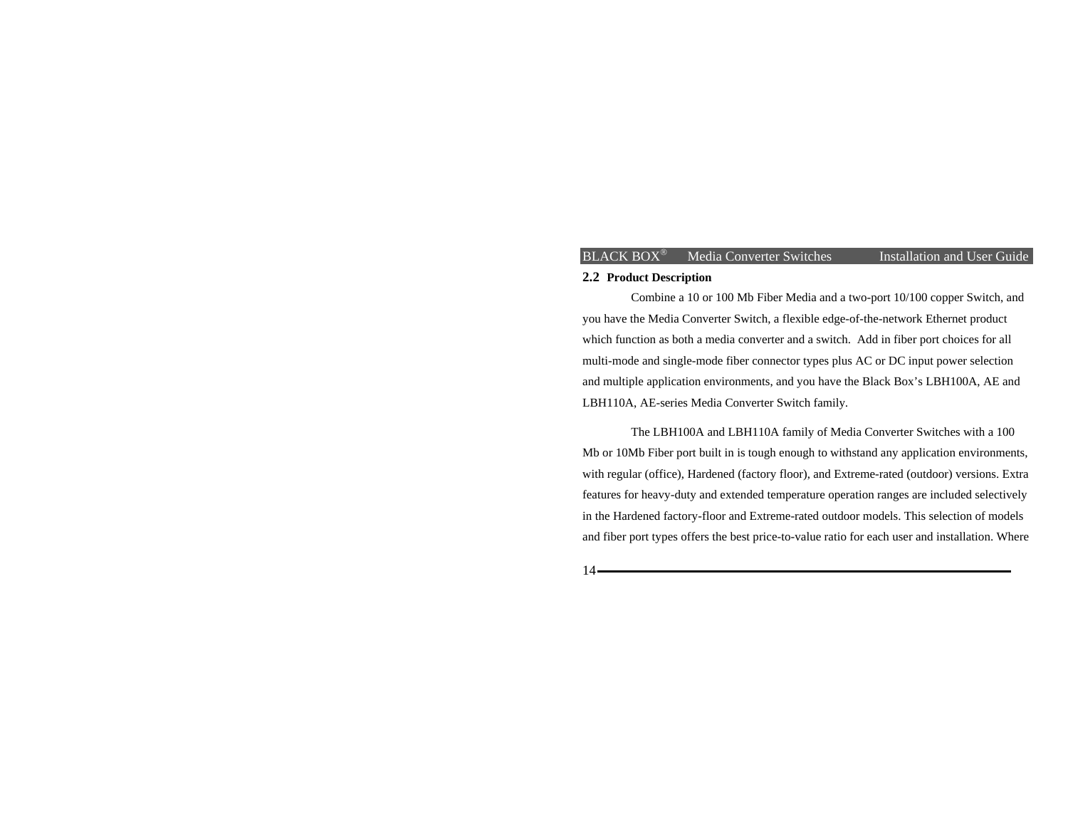## 2.2 Product Description

Combine a 10 or 100 Mb Fiber Media and a two-port 10/100 copper Switch, and you have the Media Converter Switch, a flexible edge-of-the-network Ethernet product which function as both a media converter and a switch. Add in fiber port choices for all multi-mode and single-mode fiber connector types plus AC or DC input power selection and multiple application environments, and you have the Black Box's LBH100A, AE and LBH110A, AE-series Media Converter Switch family.

The LBH100A and LBH110A family of Media Converter Switches with a 100 Mb or 10Mb Fiber port built in is tough enough to withstand any application environments, with regular (office), Hardened (factory floor), and Extreme-rated (outdoor) versions. Extra features for heavy-duty and extended temperature operation ranges are included selectively in the Hardened factory-floor and Extreme-rated outdoor models. This selection of models and fiber port types offers the best price-to-value ratio for each user and installation. Where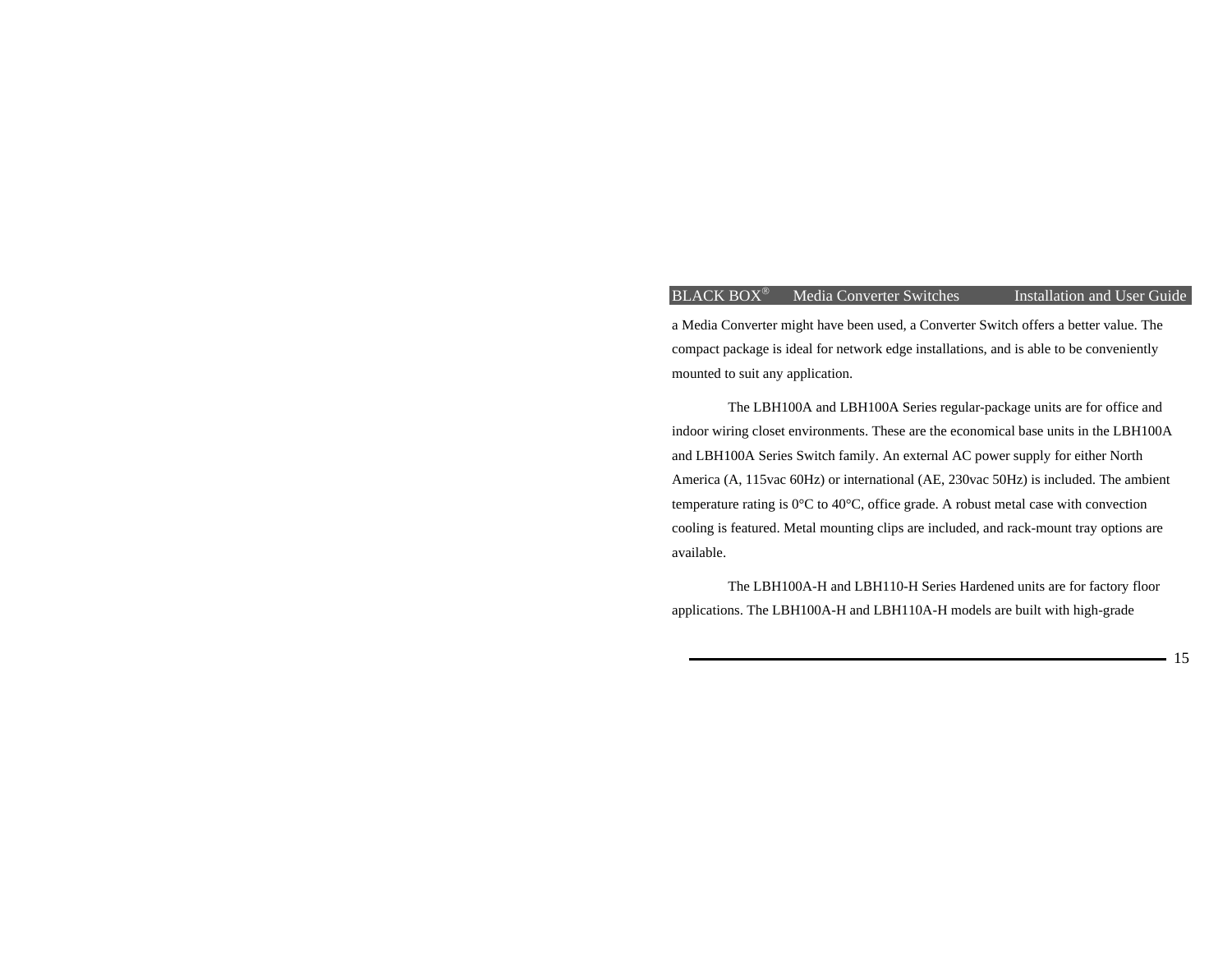a Media Converter might have been used, a Converter Switch offers a better value. The compact package is ideal for network edge installations, and is able to be conveniently mounted to suit any application.

The LBH100A and LBH100A Series regular-package units are for office and indoor wiring closet environments. These are the economical base units in the LBH100A and LBH100A Series Switch family. An external AC power supply for either North America (A, 115vac 60Hz) or international (AE, 230vac 50Hz) is included. The ambient temperature rating is 0°C to 40°C, office grade. A robust metal case with convection cooling is featured. Metal mounting clips are included, and rack-mount tray options are available.

The LBH100A-H and LBH110-H Series Hardened units are for factory floor applications. The LBH100A-H and LBH110A-H models are built with high-grade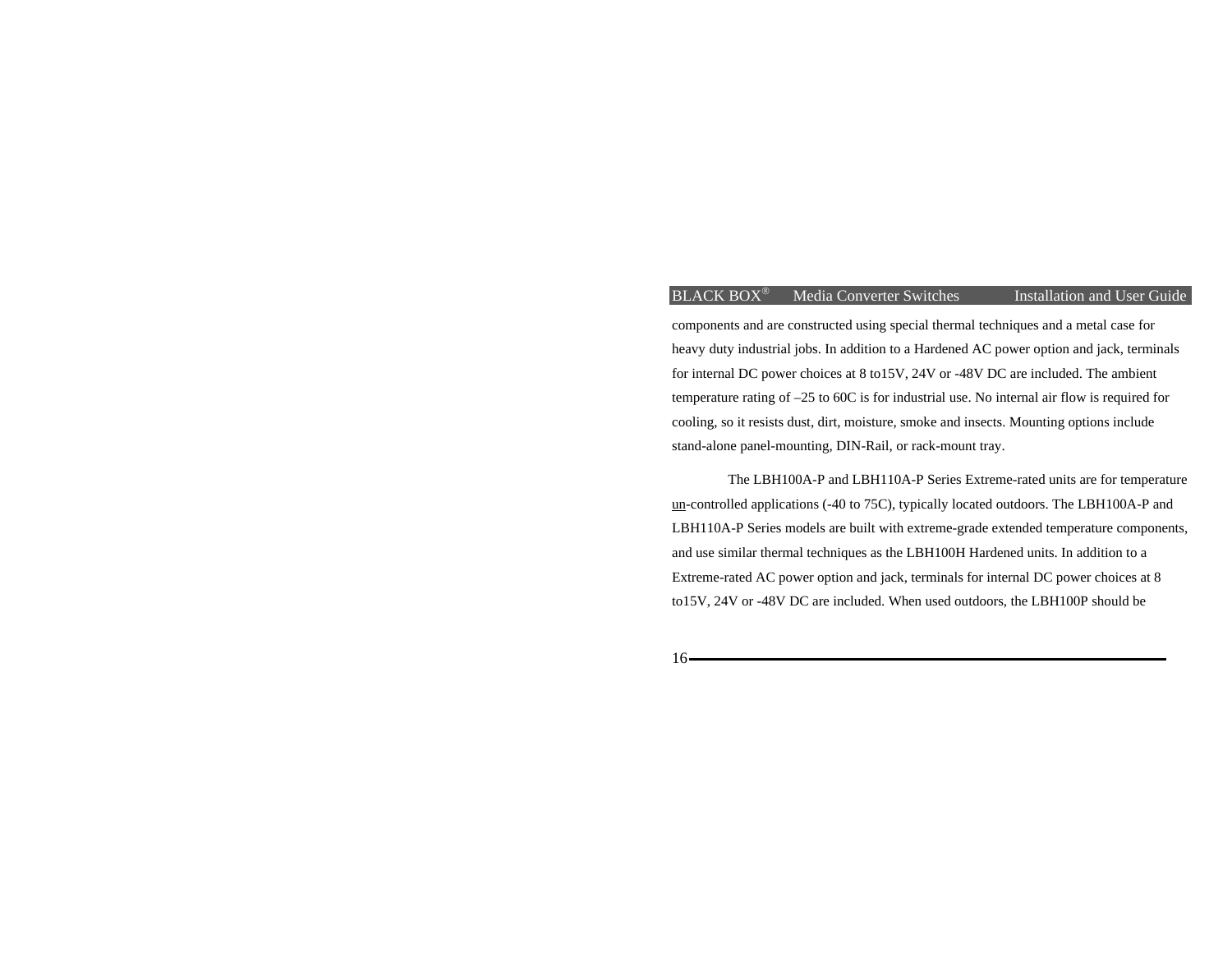components and are constructed using special thermal techniques and a metal case for heavy duty industrial jobs. In addition to a Hardened AC power option and jack, terminals for internal DC power choices at 8 to15V, 24V or -48V DC are included. The ambient temperature rating of –25 to 60C is for industrial use. No internal air flow is required for cooling, so it resists dust, dirt, moisture, smoke and insects. Mounting options include stand-alone panel-mounting, DIN-Rail, or rack-mount tray.

The LBH100A-P and LBH110A-P Series Extreme-rated units are for temperature <u>un</u>-controlled applications (-40 to 75C), typically located outdoors. The LBH100A-P and LBH110A-P Series models are built with extreme-grade extended temperature components, and use similar thermal techniques as the LBH100H Hardened units. In addition to a Extreme-rated AC power option and jack, terminals for internal DC power choices at 8 to15V, 24V or -48V DC are included. When used outdoors, the LBH100P should be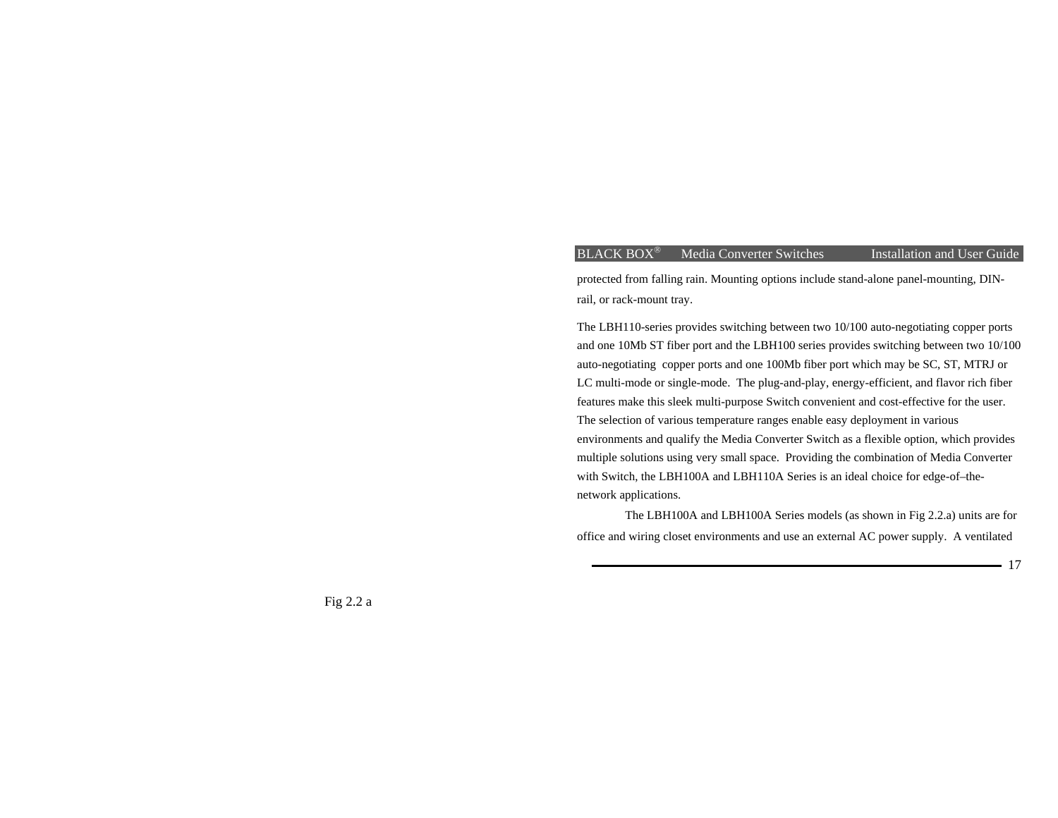protected from falling rain. Mounting options include stand-alone panel-mounting, DIN-rail, or rack-mount tray.

The LBH110-series provides switching between two 10/100 auto-negotiating copper ports and one 10Mb ST fiber port and the LBH100 series provides switching between two 10/100 auto-negotiating copper ports and one 100Mb fiber port which may be SC, ST, MTRJ or LC multi-mode or single-mode. The plug-and-play, energy-efficient, and flavor rich fiber features make this sleek multi-purpose Switch convenient and cost-effective for the user. The selection of various temperature ranges enable easy deployment in various environments and qualify the Media Converter Switch as a flexible option, which provides multiple solutions using very small space. Providing the combination of Media Converter with Switch, the LBH100A and LBH110A Series is an ideal choice for edge-of–the-network applications.

The LBH100A and LBH100A Series models (as shown in Fig 2.2.a) units are for office and wiring closet environments and use an external AC power supply. A ventilated

Fig 2.2 a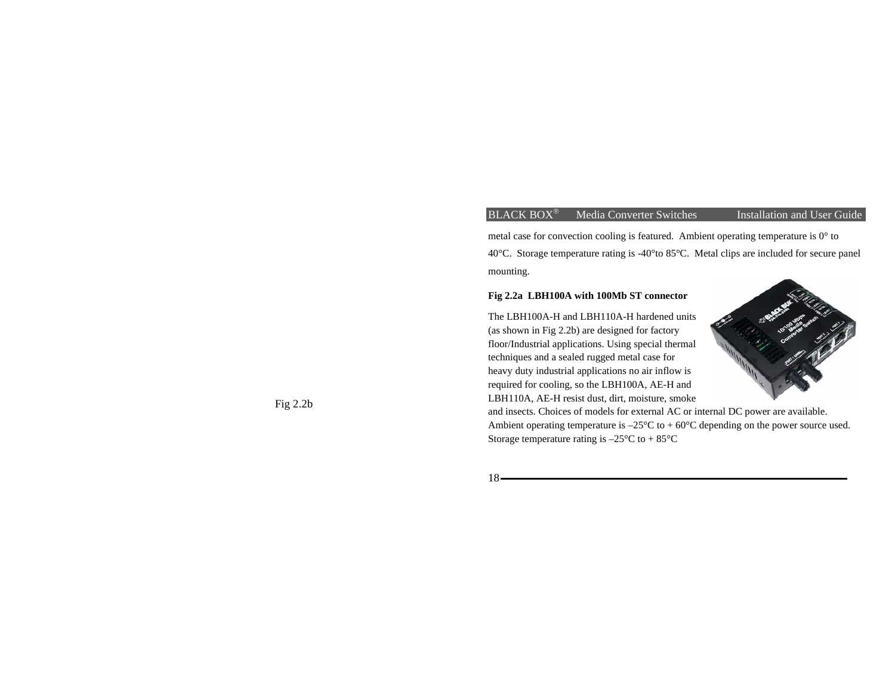metal case for convection cooling is featured.  Ambient operating temperature is 0° to 40°C.  Storage temperature rating is -40°to 85°C.  Metal clips are included for secure panel mounting.

**Fig 2.2a  LBH100A with 100Mb ST connector**

The LBH100A-H and LBH110A-H hardened units (as shown in Fig 2.2b) are designed for factory floor/Industrial applications. Using special thermal techniques and a sealed rugged metal case for heavy duty industrial applications no air inflow is required for cooling, so the LBH100A, AE-H and LBH110A, AE-H resist dust, dirt, moisture, smoke and insects. Choices of models for external AC or internal DC power are available. Ambient operating temperature is –25°C to + 60°C depending on the power source used. Storage temperature rating is –25°C to + 85°C

Fig 2.2b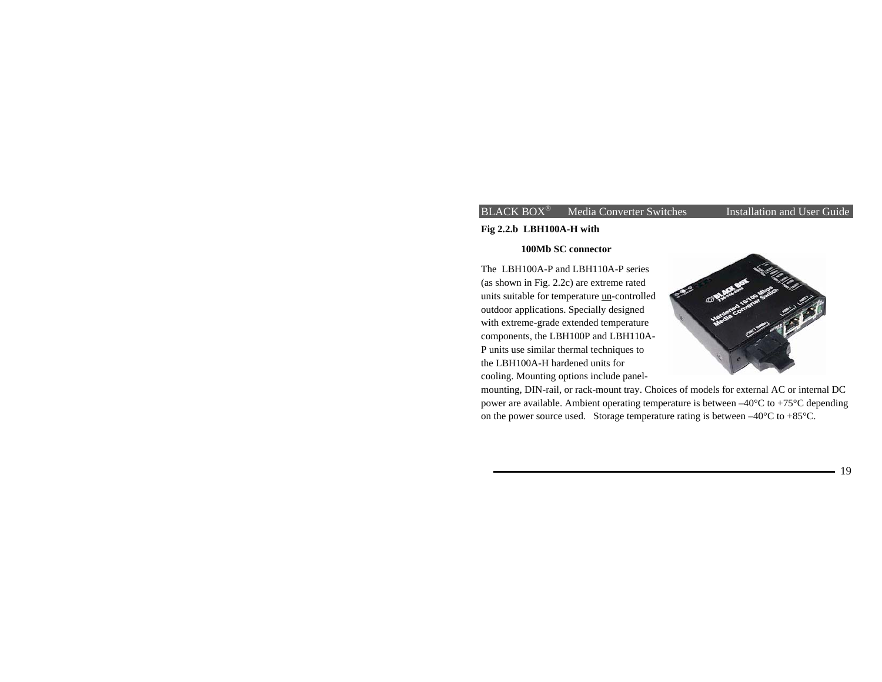**Fig 2.2.b LBH100A-H with**

**100Mb SC connector**

The LBH100A-P and LBH110A-P series (as shown in Fig. 2.2c) are extreme rated units suitable for temperature un-controlled outdoor applications. Specially designed with extreme-grade extended temperature components, the LBH100P and LBH110A-P units use similar thermal techniques to the LBH100A-H hardened units for cooling. Mounting options include panel-mounting, DIN-rail, or rack-mount tray. Choices of models for external AC or internal DC power are available. Ambient operating temperature is between –40°C to +75°C depending on the power source used. Storage temperature rating is between –40°C to +85°C.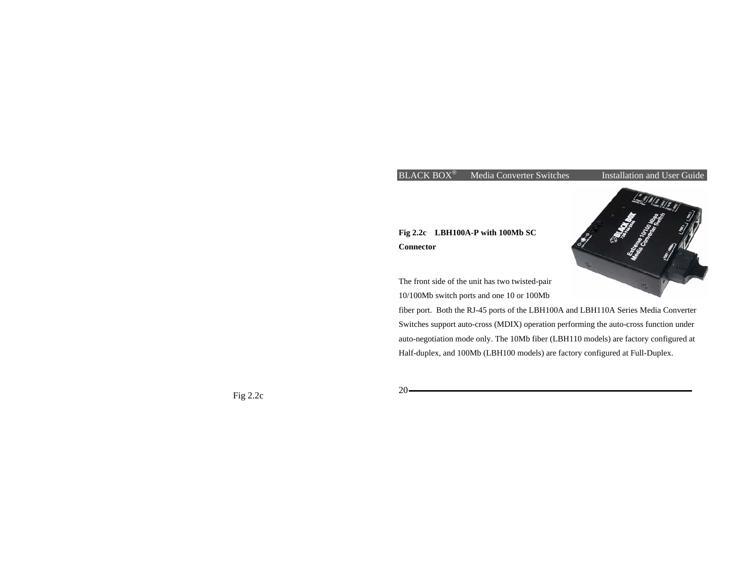**Fig 2.2c LBH100A-P with 100Mb SC Connector**

The front side of the unit has two twisted-pair 10/100Mb switch ports and one 10 or 100Mb fiber port. Both the RJ-45 ports of the LBH100A and LBH110A Series Media Converter Switches support auto-cross (MDIX) operation performing the auto-cross function under auto-negotiation mode only. The 10Mb fiber (LBH110 models) are factory configured at Half-duplex, and 100Mb (LBH100 models) are factory configured at Full-Duplex.

Fig 2.2c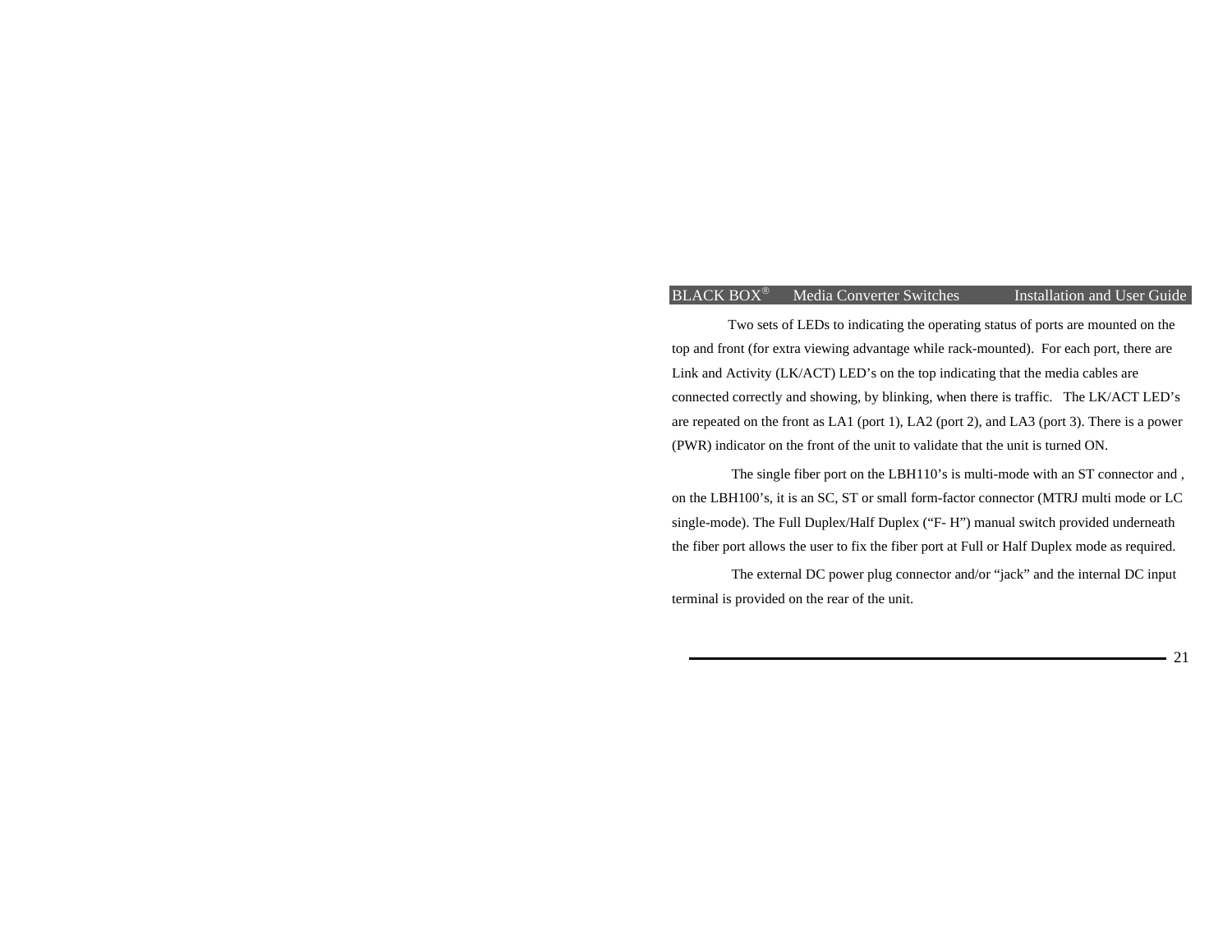Two sets of LEDs to indicating the operating status of ports are mounted on the top and front (for extra viewing advantage while rack-mounted). For each port, there are Link and Activity (LK/ACT) LED's on the top indicating that the media cables are connected correctly and showing, by blinking, when there is traffic. The LK/ACT LED's are repeated on the front as LA1 (port 1), LA2 (port 2), and LA3 (port 3). There is a power (PWR) indicator on the front of the unit to validate that the unit is turned ON.

The single fiber port on the LBH110's is multi-mode with an ST connector and , on the LBH100's, it is an SC, ST or small form-factor connector (MTRJ multi mode or LC single-mode). The Full Duplex/Half Duplex ("F- H") manual switch provided underneath the fiber port allows the user to fix the fiber port at Full or Half Duplex mode as required.

The external DC power plug connector and/or "jack" and the internal DC input terminal is provided on the rear of the unit.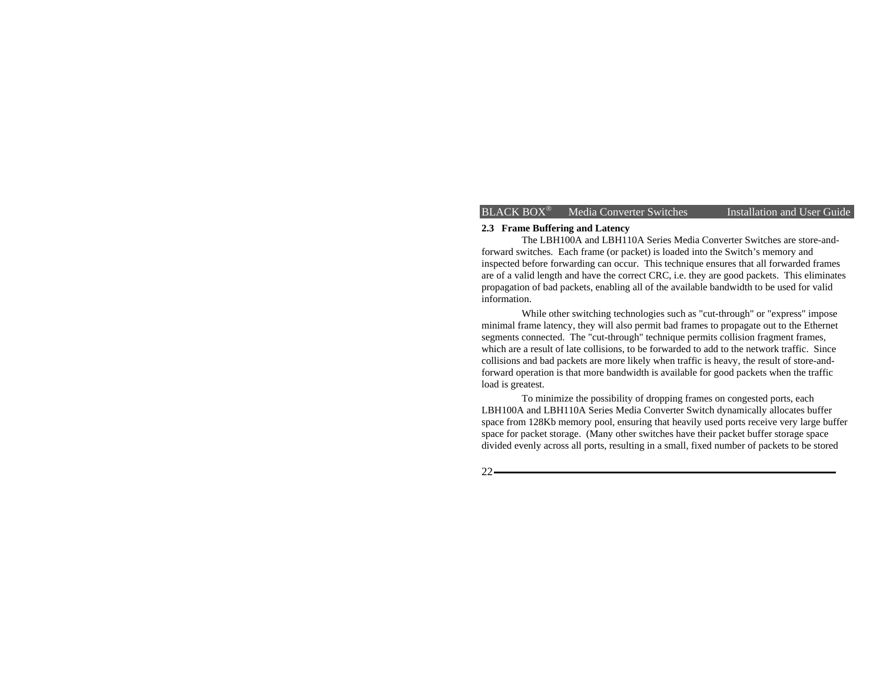### 2.3 Frame Buffering and Latency

The LBH100A and LBH110A Series Media Converter Switches are store-and-forward switches. Each frame (or packet) is loaded into the Switch's memory and inspected before forwarding can occur. This technique ensures that all forwarded frames are of a valid length and have the correct CRC, i.e. they are good packets. This eliminates propagation of bad packets, enabling all of the available bandwidth to be used for valid information.

While other switching technologies such as "cut-through" or "express" impose minimal frame latency, they will also permit bad frames to propagate out to the Ethernet segments connected. The "cut-through" technique permits collision fragment frames, which are a result of late collisions, to be forwarded to add to the network traffic. Since collisions and bad packets are more likely when traffic is heavy, the result of store-and-forward operation is that more bandwidth is available for good packets when the traffic load is greatest.

To minimize the possibility of dropping frames on congested ports, each LBH100A and LBH110A Series Media Converter Switch dynamically allocates buffer space from 128Kb memory pool, ensuring that heavily used ports receive very large buffer space for packet storage. (Many other switches have their packet buffer storage space divided evenly across all ports, resulting in a small, fixed number of packets to be stored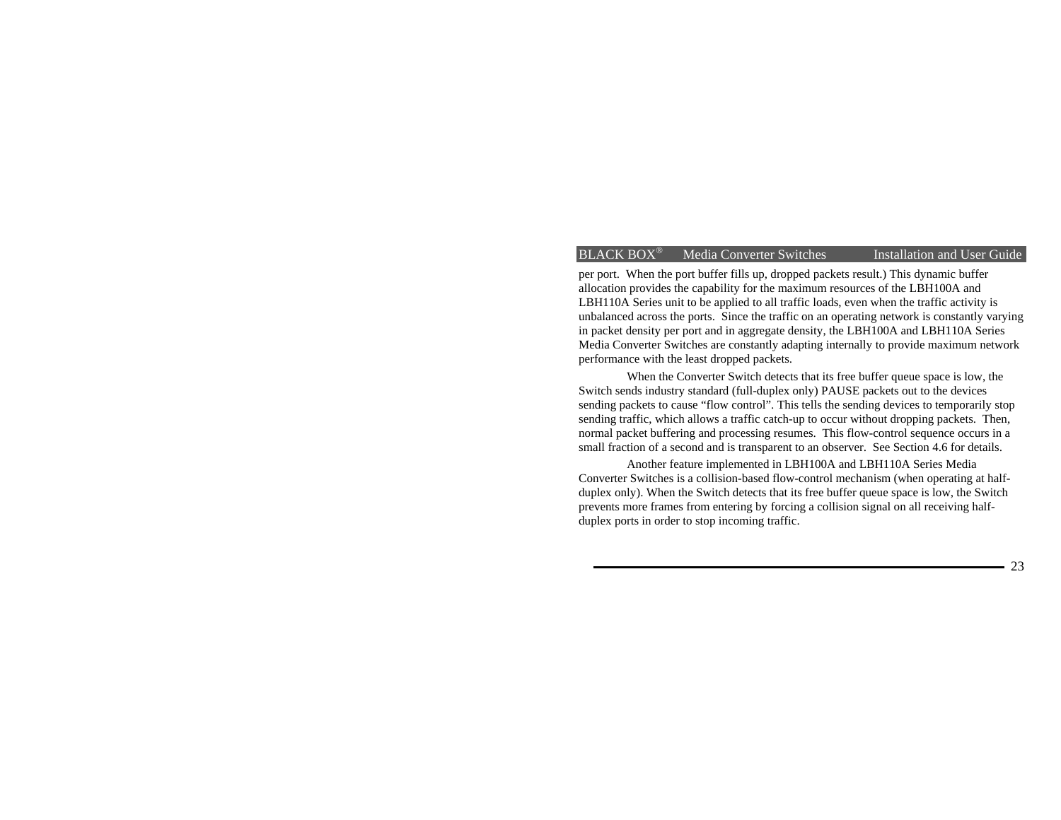per port.  When the port buffer fills up, dropped packets result.) This dynamic buffer allocation provides the capability for the maximum resources of the LBH100A and LBH110A Series unit to be applied to all traffic loads, even when the traffic activity is unbalanced across the ports.  Since the traffic on an operating network is constantly varying in packet density per port and in aggregate density, the LBH100A and LBH110A Series Media Converter Switches are constantly adapting internally to provide maximum network performance with the least dropped packets.

When the Converter Switch detects that its free buffer queue space is low, the Switch sends industry standard (full-duplex only) PAUSE packets out to the devices sending packets to cause “flow control”. This tells the sending devices to temporarily stop sending traffic, which allows a traffic catch-up to occur without dropping packets.  Then, normal packet buffering and processing resumes.  This flow-control sequence occurs in a small fraction of a second and is transparent to an observer.  See Section 4.6 for details.

Another feature implemented in LBH100A and LBH110A Series Media Converter Switches is a collision-based flow-control mechanism (when operating at half-duplex only). When the Switch detects that its free buffer queue space is low, the Switch prevents more frames from entering by forcing a collision signal on all receiving half-duplex ports in order to stop incoming traffic.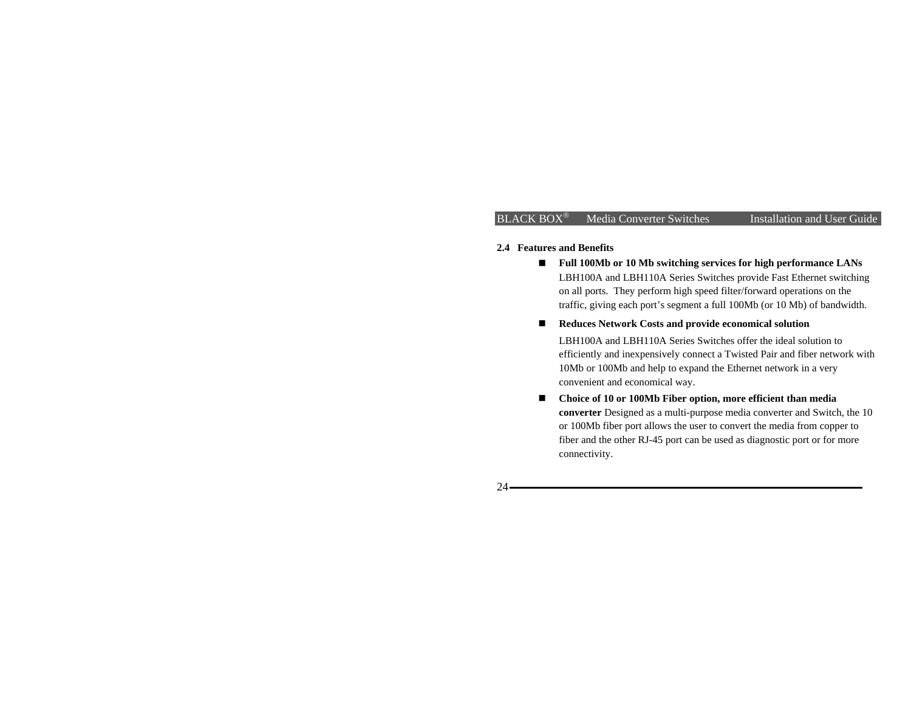### 2.4 Features and Benefits

- **Full 100Mb or 10 Mb switching services for high performance LANs** LBH100A and LBH110A Series Switches provide Fast Ethernet switching on all ports. They perform high speed filter/forward operations on the traffic, giving each port's segment a full 100Mb (or 10 Mb) of bandwidth.

- **Reduces Network Costs and provide economical solution**

  LBH100A and LBH110A Series Switches offer the ideal solution to efficiently and inexpensively connect a Twisted Pair and fiber network with 10Mb or 100Mb and help to expand the Ethernet network in a very convenient and economical way.

- **Choice of 10 or 100Mb Fiber option, more efficient than media converter** Designed as a multi-purpose media converter and Switch, the 10 or 100Mb fiber port allows the user to convert the media from copper to fiber and the other RJ-45 port can be used as diagnostic port or for more connectivity.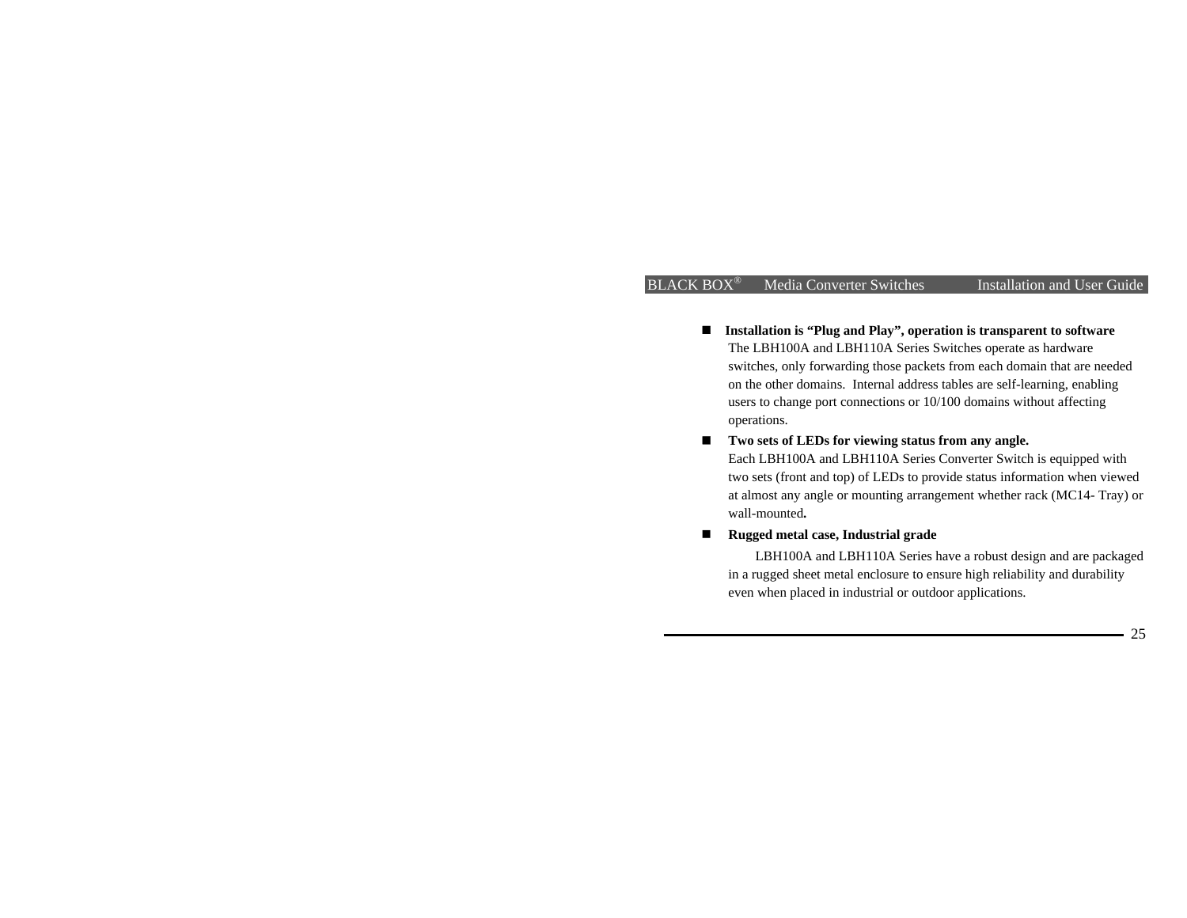- **Installation is "Plug and Play", operation is transparent to software**
  The LBH100A and LBH110A Series Switches operate as hardware switches, only forwarding those packets from each domain that are needed on the other domains. Internal address tables are self-learning, enabling users to change port connections or 10/100 domains without affecting operations.
- **Two sets of LEDs for viewing status from any angle.**
  Each LBH100A and LBH110A Series Converter Switch is equipped with two sets (front and top) of LEDs to provide status information when viewed at almost any angle or mounting arrangement whether rack (MC14- Tray) or wall-mounted**.**
- **Rugged metal case, Industrial grade**
  LBH100A and LBH110A Series have a robust design and are packaged in a rugged sheet metal enclosure to ensure high reliability and durability even when placed in industrial or outdoor applications.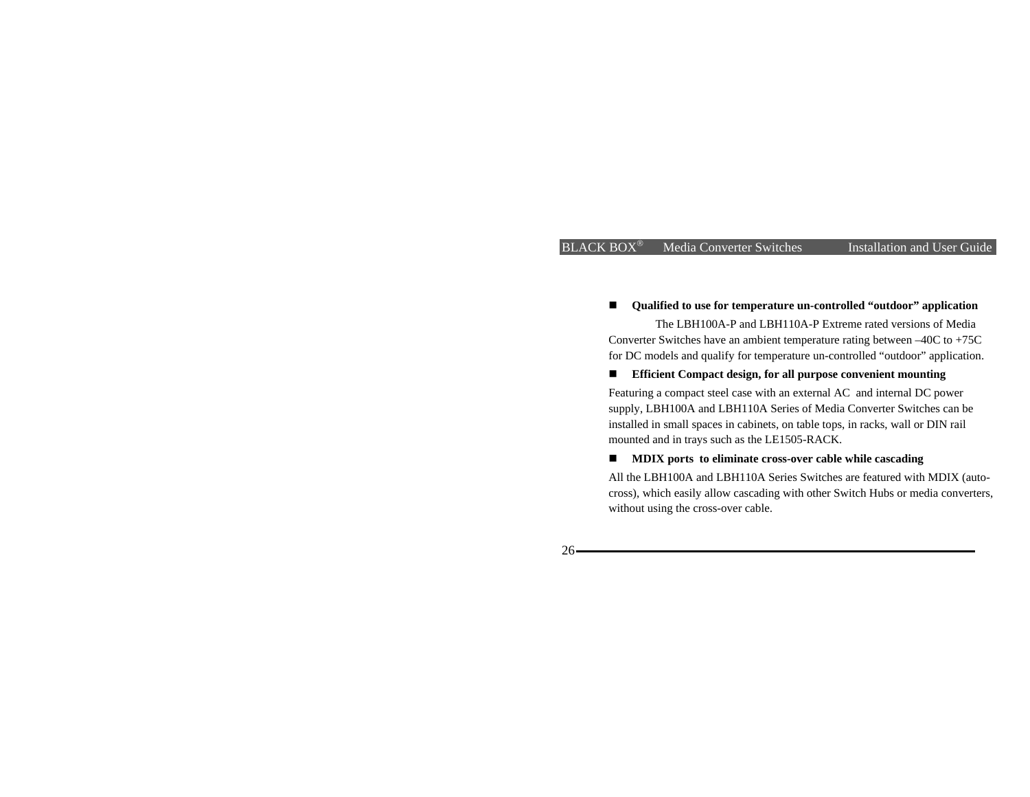- **Qualified to use for temperature un-controlled “outdoor” application**

The LBH100A-P and LBH110A-P Extreme rated versions of Media Converter Switches have an ambient temperature rating between –40C to +75C for DC models and qualify for temperature un-controlled “outdoor” application.

- **Efficient Compact design, for all purpose convenient mounting**

Featuring a compact steel case with an external AC and internal DC power supply, LBH100A and LBH110A Series of Media Converter Switches can be installed in small spaces in cabinets, on table tops, in racks, wall or DIN rail mounted and in trays such as the LE1505-RACK.

- **MDIX ports to eliminate cross-over cable while cascading**

All the LBH100A and LBH110A Series Switches are featured with MDIX (auto-cross), which easily allow cascading with other Switch Hubs or media converters, without using the cross-over cable.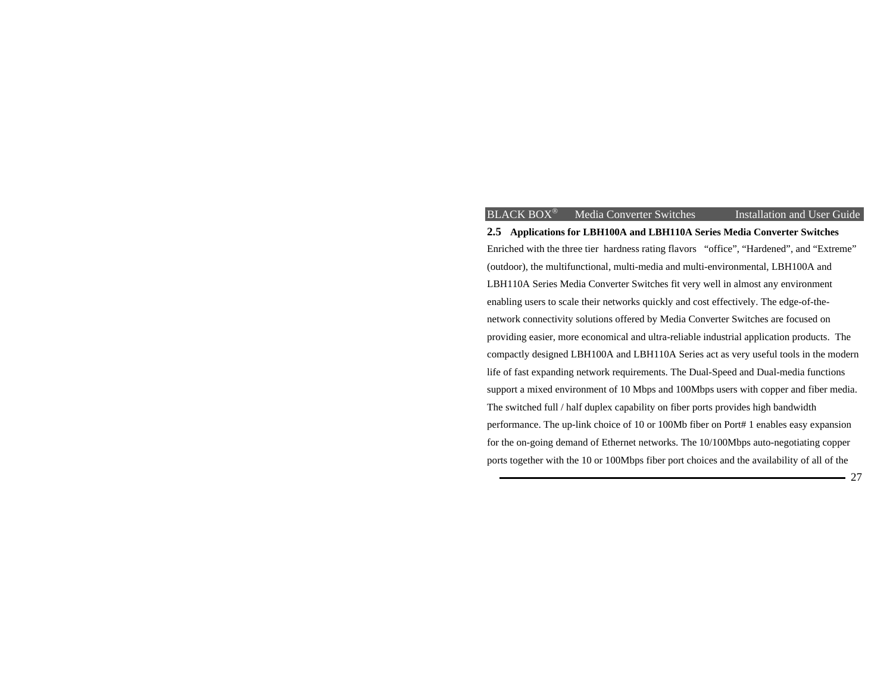## 2.5 Applications for LBH100A and LBH110A Series Media Converter Switches

Enriched with the three tier hardness rating flavors "office", "Hardened", and "Extreme" (outdoor), the multifunctional, multi-media and multi-environmental, LBH100A and LBH110A Series Media Converter Switches fit very well in almost any environment enabling users to scale their networks quickly and cost effectively. The edge-of-the-network connectivity solutions offered by Media Converter Switches are focused on providing easier, more economical and ultra-reliable industrial application products. The compactly designed LBH100A and LBH110A Series act as very useful tools in the modern life of fast expanding network requirements. The Dual-Speed and Dual-media functions support a mixed environment of 10 Mbps and 100Mbps users with copper and fiber media. The switched full / half duplex capability on fiber ports provides high bandwidth performance. The up-link choice of 10 or 100Mb fiber on Port# 1 enables easy expansion for the on-going demand of Ethernet networks. The 10/100Mbps auto-negotiating copper ports together with the 10 or 100Mbps fiber port choices and the availability of all of the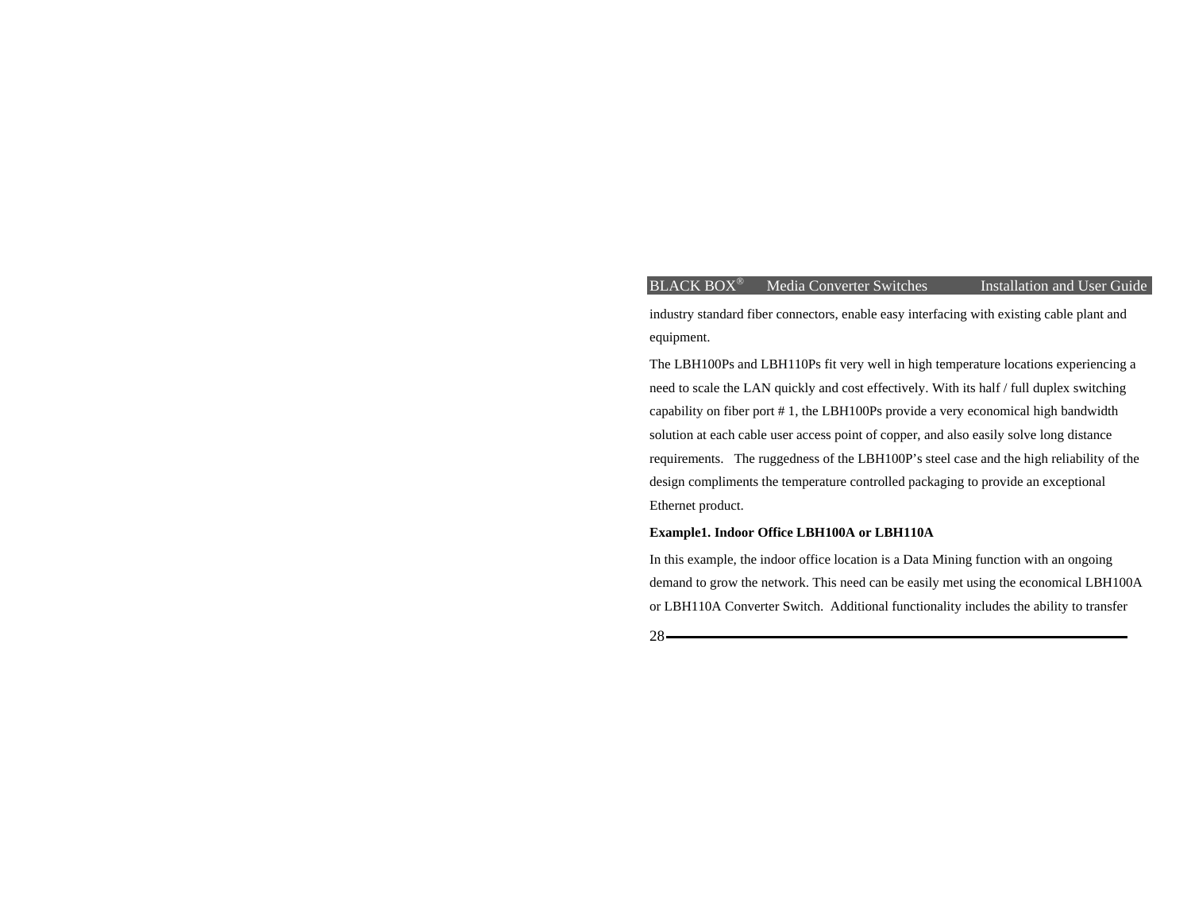industry standard fiber connectors, enable easy interfacing with existing cable plant and equipment.

The LBH100Ps and LBH110Ps fit very well in high temperature locations experiencing a need to scale the LAN quickly and cost effectively. With its half / full duplex switching capability on fiber port # 1, the LBH100Ps provide a very economical high bandwidth solution at each cable user access point of copper, and also easily solve long distance requirements. The ruggedness of the LBH100P's steel case and the high reliability of the design compliments the temperature controlled packaging to provide an exceptional Ethernet product.

**Example1. Indoor Office LBH100A or LBH110A**

In this example, the indoor office location is a Data Mining function with an ongoing demand to grow the network. This need can be easily met using the economical LBH100A or LBH110A Converter Switch. Additional functionality includes the ability to transfer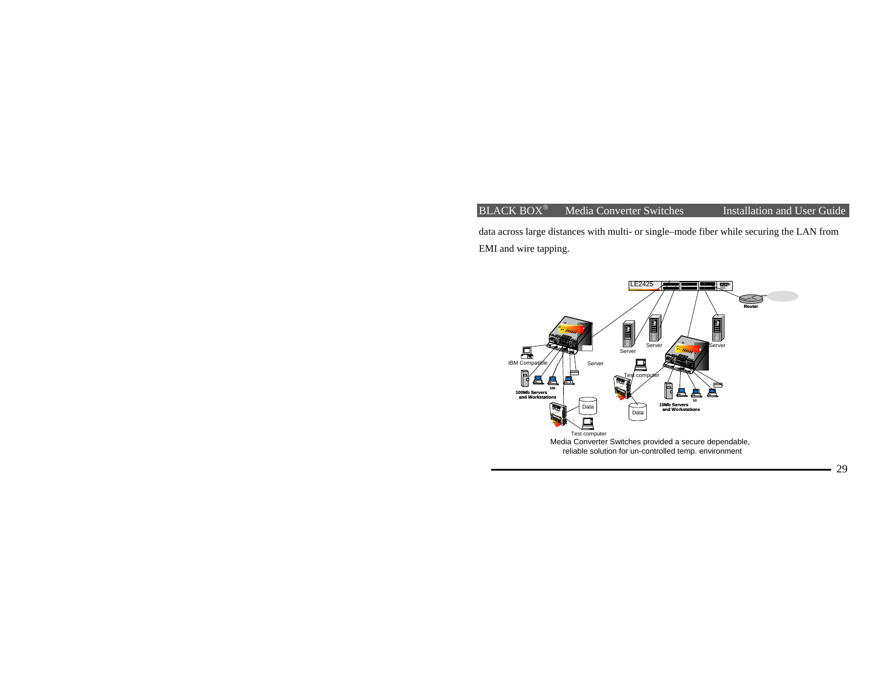data across large distances with multi- or single–mode fiber while securing the LAN from EMI and wire tapping.

Media Converter Switches provided a secure dependable, reliable solution for un-controlled temp. environment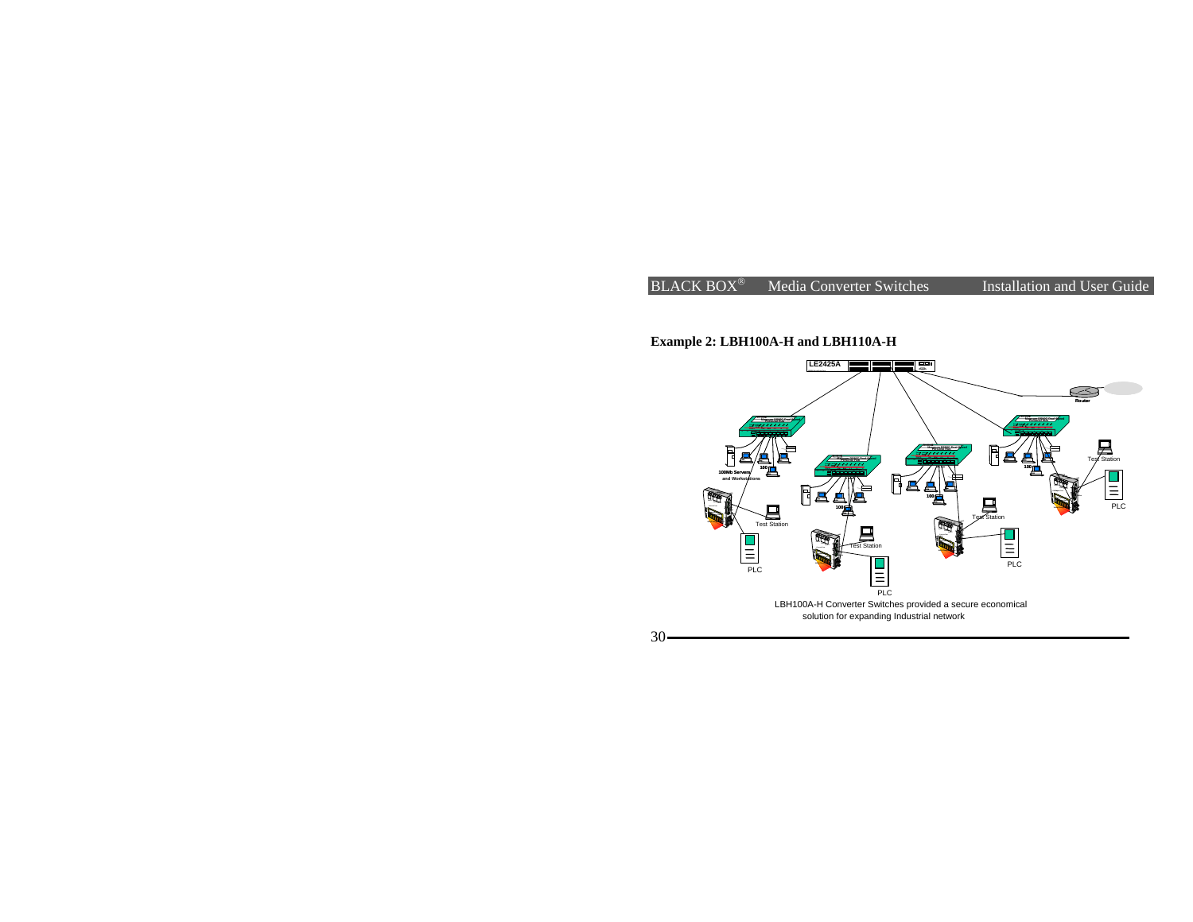## Example 2: LBH100A-H and LBH110A-H

LBH100A-H Converter Switches provided a secure economical solution for expanding Industrial network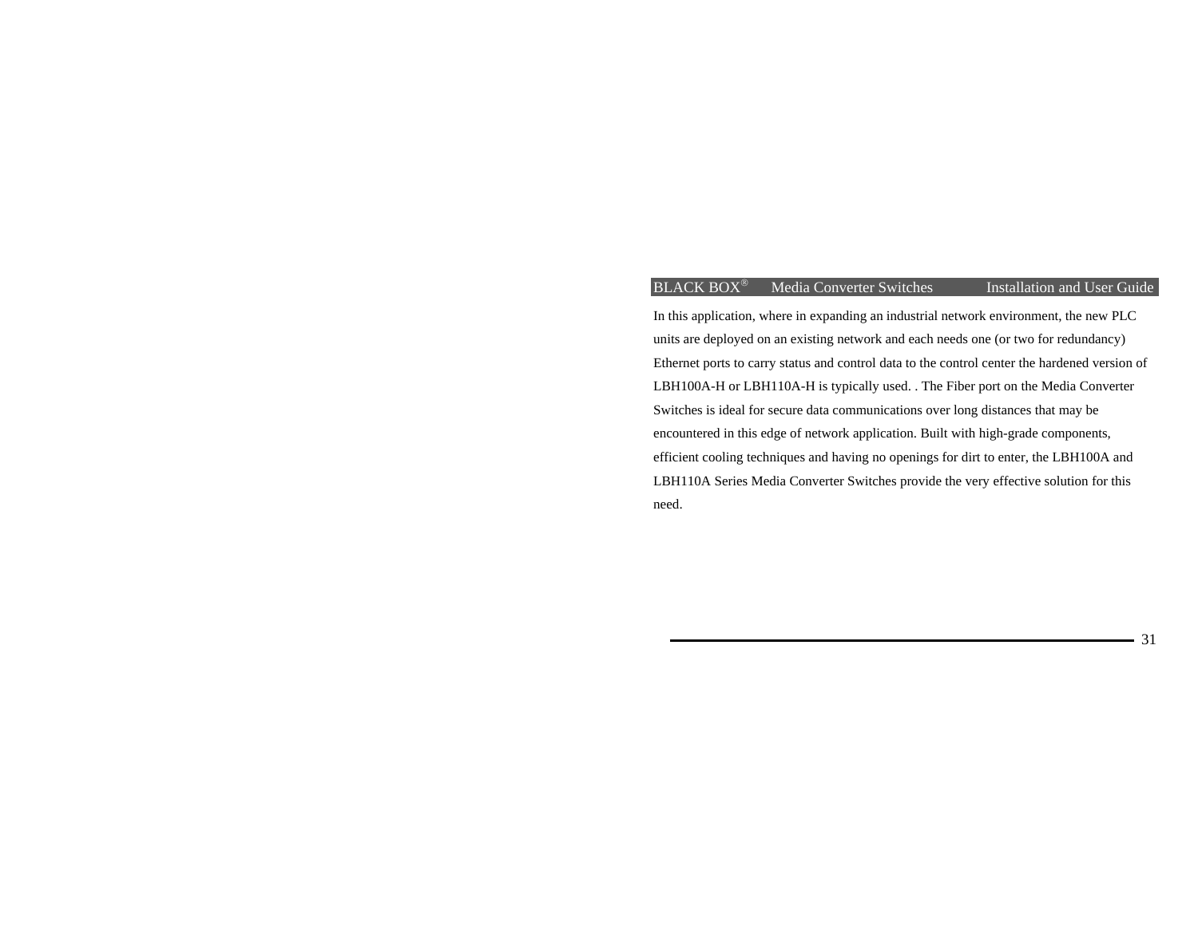In this application, where in expanding an industrial network environment, the new PLC units are deployed on an existing network and each needs one (or two for redundancy) Ethernet ports to carry status and control data to the control center the hardened version of LBH100A-H or LBH110A-H is typically used. . The Fiber port on the Media Converter Switches is ideal for secure data communications over long distances that may be encountered in this edge of network application. Built with high-grade components, efficient cooling techniques and having no openings for dirt to enter, the LBH100A and LBH110A Series Media Converter Switches provide the very effective solution for this need.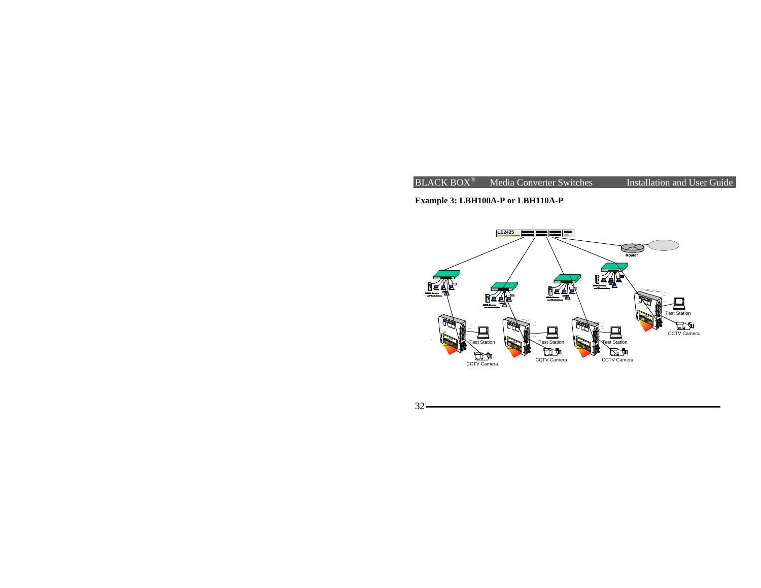**Example 3: LBH100A-P or LBH110A-P**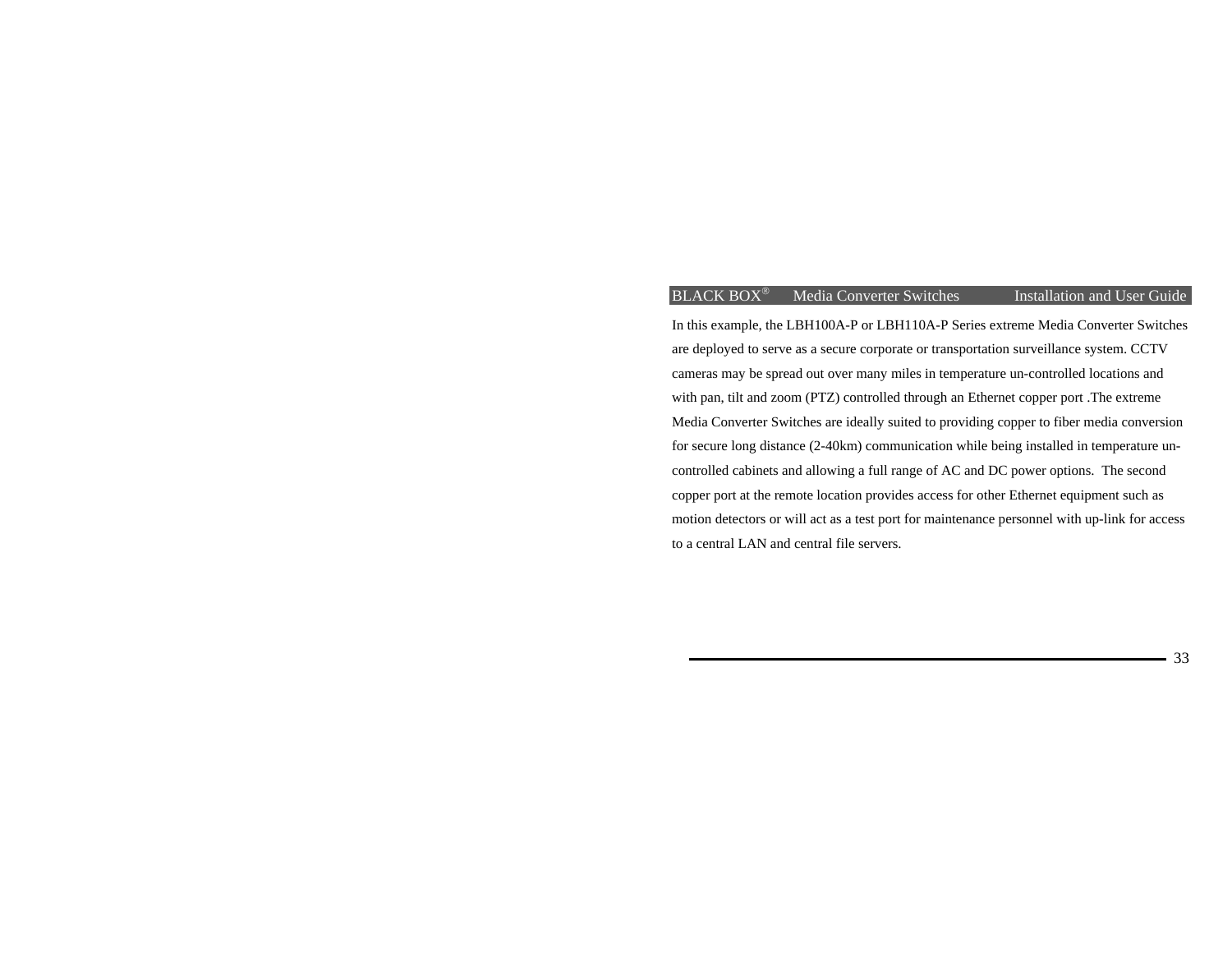In this example, the LBH100A-P or LBH110A-P Series extreme Media Converter Switches are deployed to serve as a secure corporate or transportation surveillance system. CCTV cameras may be spread out over many miles in temperature un-controlled locations and with pan, tilt and zoom (PTZ) controlled through an Ethernet copper port .The extreme Media Converter Switches are ideally suited to providing copper to fiber media conversion for secure long distance (2-40km) communication while being installed in temperature un-controlled cabinets and allowing a full range of AC and DC power options. The second copper port at the remote location provides access for other Ethernet equipment such as motion detectors or will act as a test port for maintenance personnel with up-link for access to a central LAN and central file servers.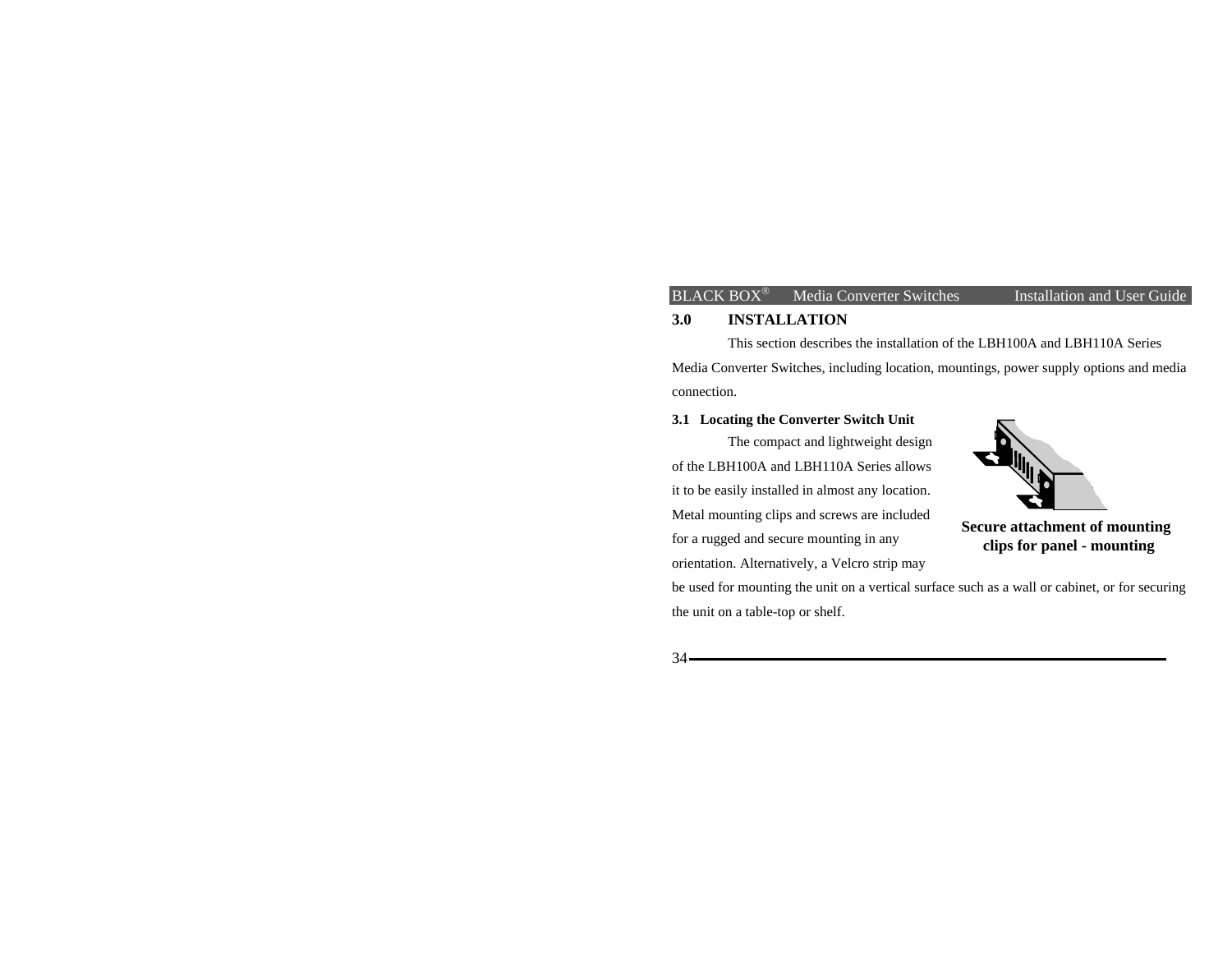## 3.0 INSTALLATION

This section describes the installation of the LBH100A and LBH110A Series Media Converter Switches, including location, mountings, power supply options and media connection.

### 3.1 Locating the Converter Switch Unit

The compact and lightweight design of the LBH100A and LBH110A Series allows it to be easily installed in almost any location. Metal mounting clips and screws are included for a rugged and secure mounting in any orientation. Alternatively, a Velcro strip may be used for mounting the unit on a vertical surface such as a wall or cabinet, or for securing the unit on a table-top or shelf.

**Secure attachment of mounting clips for panel - mounting**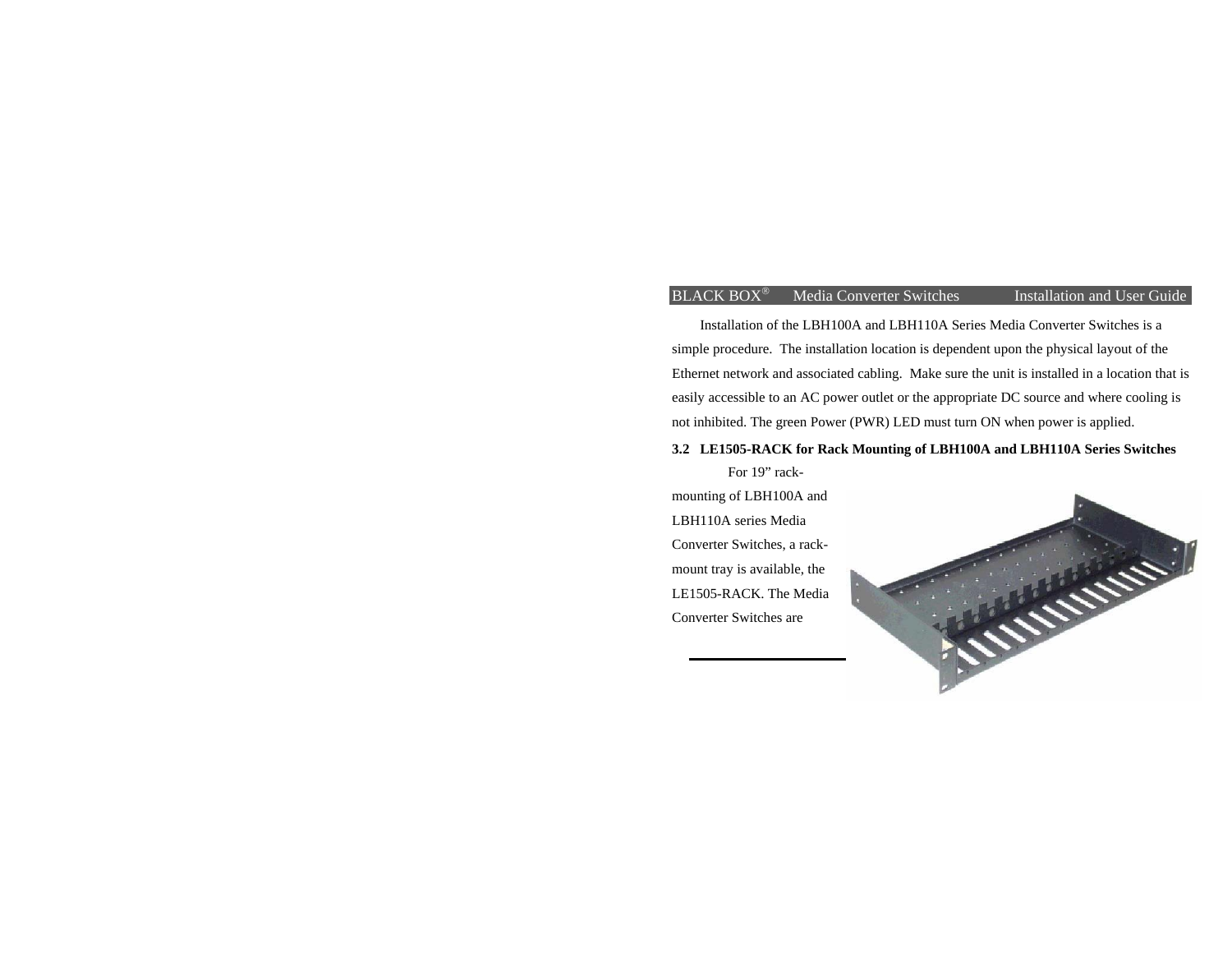Installation of the LBH100A and LBH110A Series Media Converter Switches is a simple procedure. The installation location is dependent upon the physical layout of the Ethernet network and associated cabling. Make sure the unit is installed in a location that is easily accessible to an AC power outlet or the appropriate DC source and where cooling is not inhibited. The green Power (PWR) LED must turn ON when power is applied.

### 3.2 LE1505-RACK for Rack Mounting of LBH100A and LBH110A Series Switches

For 19" rack-mounting of LBH100A and LBH110A series Media Converter Switches, a rack-mount tray is available, the LE1505-RACK. The Media Converter Switches are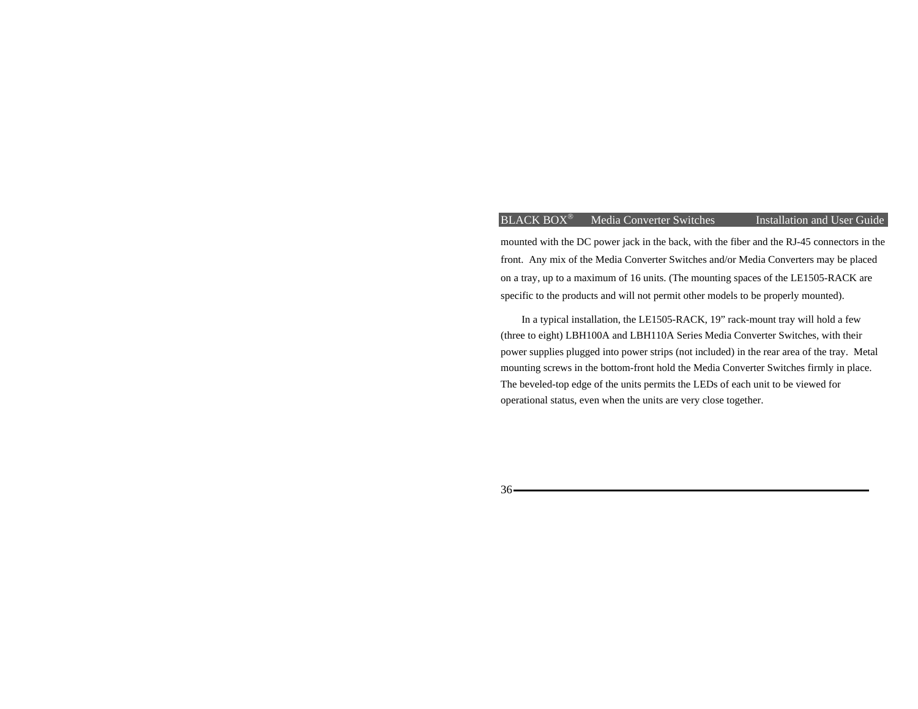mounted with the DC power jack in the back, with the fiber and the RJ-45 connectors in the front. Any mix of the Media Converter Switches and/or Media Converters may be placed on a tray, up to a maximum of 16 units. (The mounting spaces of the LE1505-RACK are specific to the products and will not permit other models to be properly mounted).

In a typical installation, the LE1505-RACK, 19" rack-mount tray will hold a few (three to eight) LBH100A and LBH110A Series Media Converter Switches, with their power supplies plugged into power strips (not included) in the rear area of the tray. Metal mounting screws in the bottom-front hold the Media Converter Switches firmly in place. The beveled-top edge of the units permits the LEDs of each unit to be viewed for operational status, even when the units are very close together.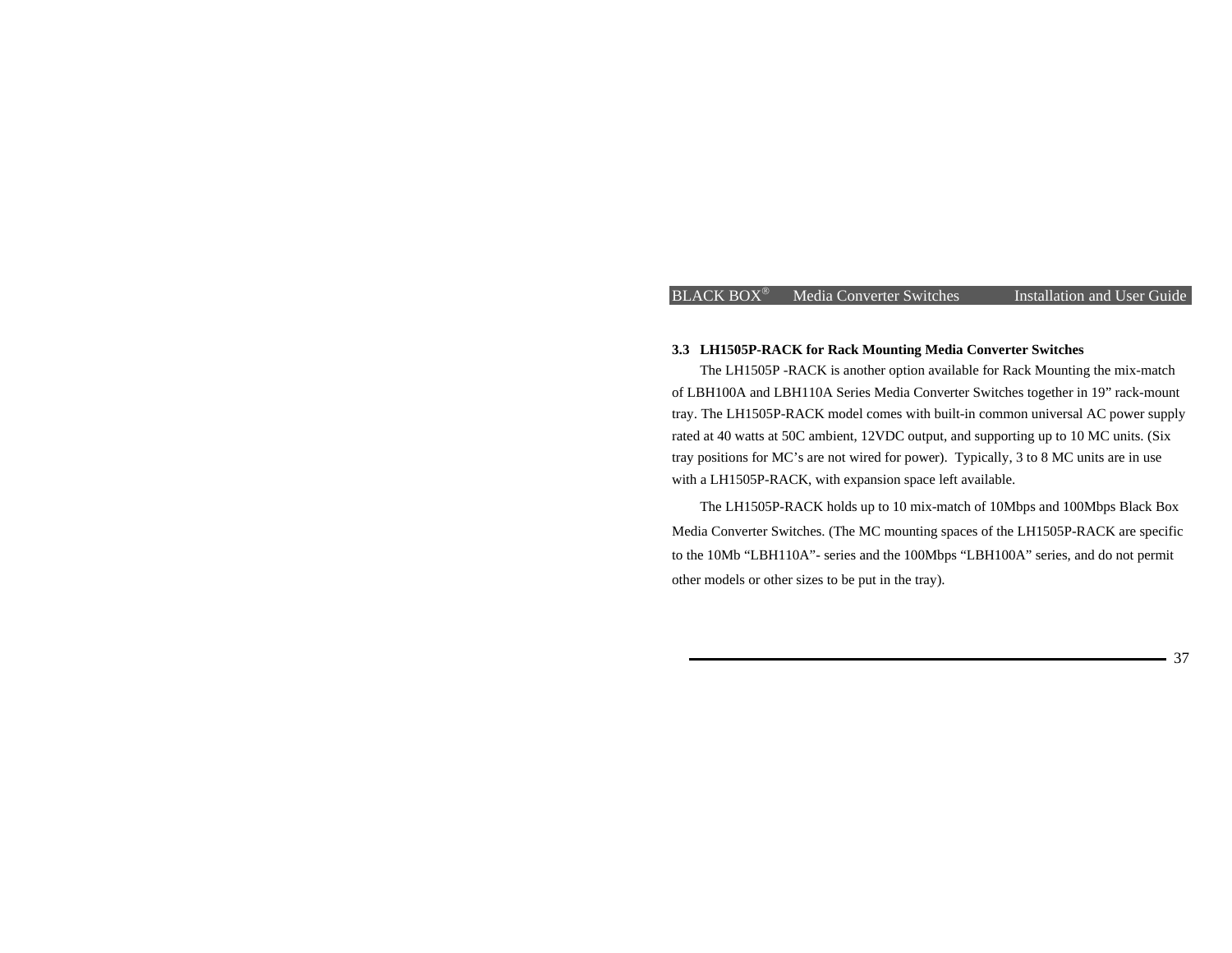### 3.3 LH1505P-RACK for Rack Mounting Media Converter Switches

The LH1505P -RACK is another option available for Rack Mounting the mix-match of LBH100A and LBH110A Series Media Converter Switches together in 19” rack-mount tray. The LH1505P-RACK model comes with built-in common universal AC power supply rated at 40 watts at 50C ambient, 12VDC output, and supporting up to 10 MC units. (Six tray positions for MC’s are not wired for power). Typically, 3 to 8 MC units are in use with a LH1505P-RACK, with expansion space left available.

The LH1505P-RACK holds up to 10 mix-match of 10Mbps and 100Mbps Black Box Media Converter Switches. (The MC mounting spaces of the LH1505P-RACK are specific to the 10Mb “LBH110A”- series and the 100Mbps “LBH100A” series, and do not permit other models or other sizes to be put in the tray).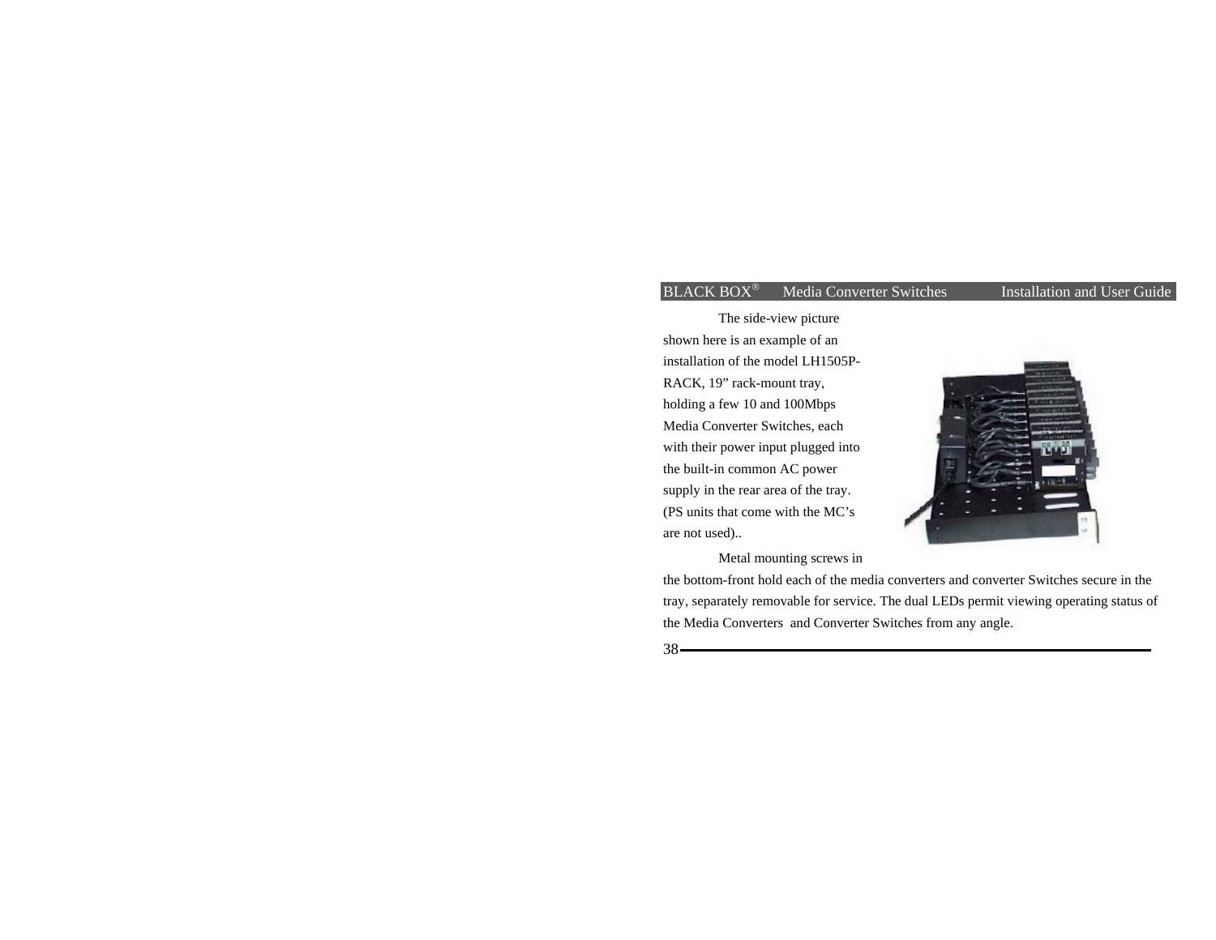The side-view picture shown here is an example of an installation of the model LH1505P-RACK, 19” rack-mount tray, holding a few 10 and 100Mbps Media Converter Switches, each with their power input plugged into the built-in common AC power supply in the rear area of the tray. (PS units that come with the MC’s are not used)..

Metal mounting screws in the bottom-front hold each of the media converters and converter Switches secure in the tray, separately removable for service. The dual LEDs permit viewing operating status of the Media Converters and Converter Switches from any angle.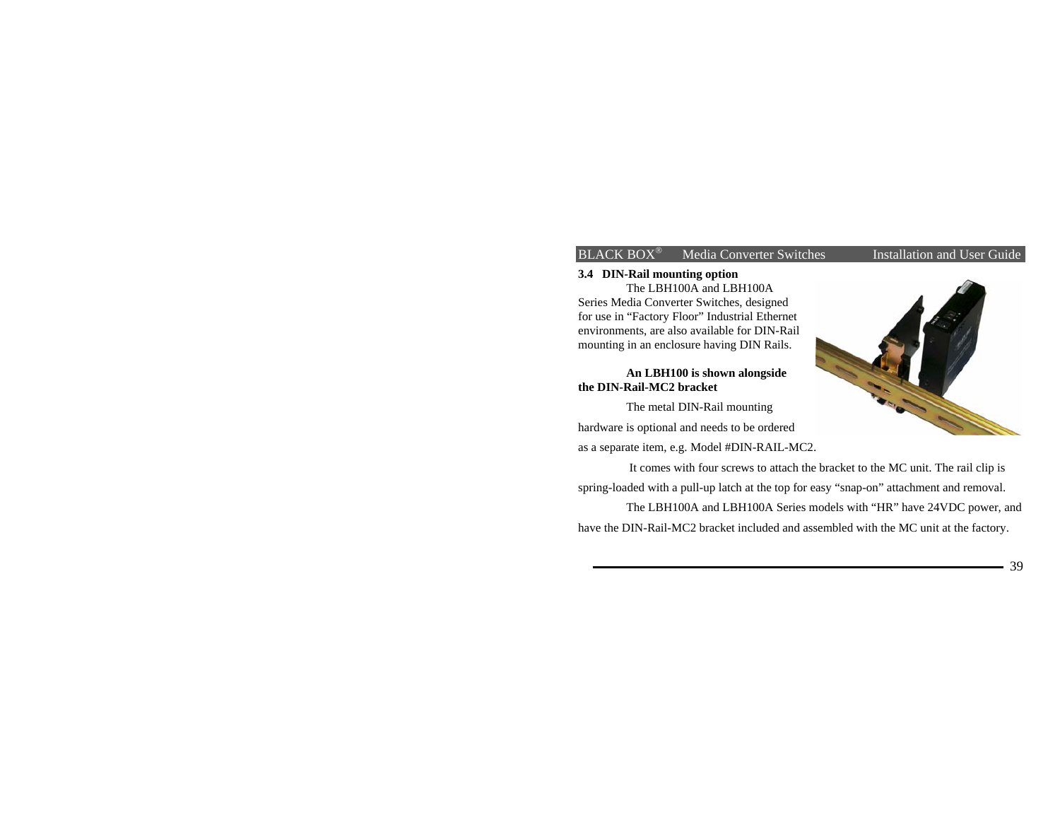### 3.4 DIN-Rail mounting option

The LBH100A and LBH100A Series Media Converter Switches, designed for use in "Factory Floor" Industrial Ethernet environments, are also available for DIN-Rail mounting in an enclosure having DIN Rails.

**An LBH100 is shown alongside the DIN-Rail-MC2 bracket**

The metal DIN-Rail mounting hardware is optional and needs to be ordered as a separate item, e.g. Model #DIN-RAIL-MC2.

It comes with four screws to attach the bracket to the MC unit. The rail clip is spring-loaded with a pull-up latch at the top for easy "snap-on" attachment and removal.

The LBH100A and LBH100A Series models with "HR" have 24VDC power, and have the DIN-Rail-MC2 bracket included and assembled with the MC unit at the factory.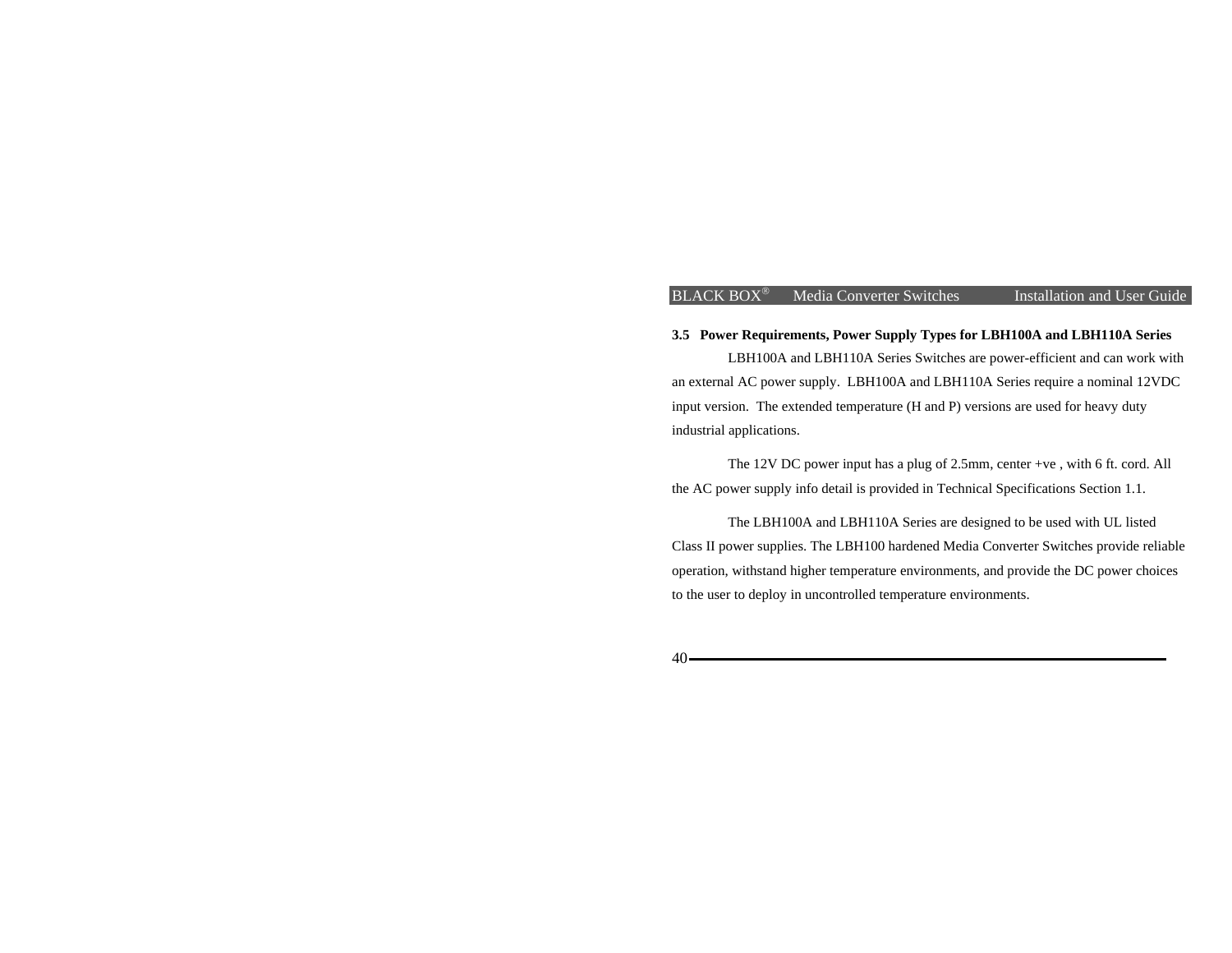### 3.5 Power Requirements, Power Supply Types for LBH100A and LBH110A Series

LBH100A and LBH110A Series Switches are power-efficient and can work with an external AC power supply. LBH100A and LBH110A Series require a nominal 12VDC input version. The extended temperature (H and P) versions are used for heavy duty industrial applications.

The 12V DC power input has a plug of 2.5mm, center +ve , with 6 ft. cord. All the AC power supply info detail is provided in Technical Specifications Section 1.1.

The LBH100A and LBH110A Series are designed to be used with UL listed Class II power supplies. The LBH100 hardened Media Converter Switches provide reliable operation, withstand higher temperature environments, and provide the DC power choices to the user to deploy in uncontrolled temperature environments.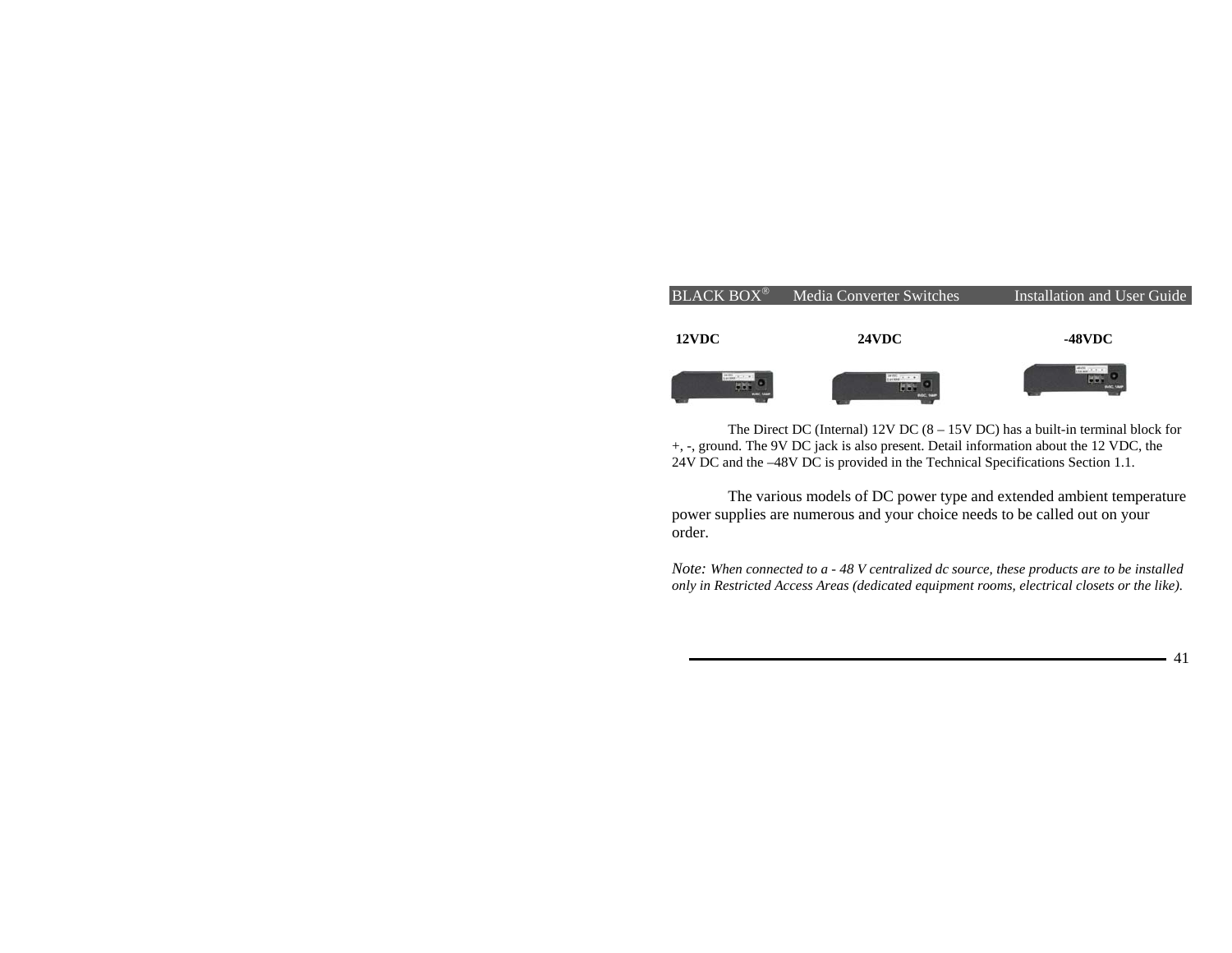**12VDC** **24VDC** **-48VDC**

The Direct DC (Internal) 12V DC (8 – 15V DC) has a built-in terminal block for +, -, ground. The 9V DC jack is also present. Detail information about the 12 VDC, the 24V DC and the –48V DC is provided in the Technical Specifications Section 1.1.

The various models of DC power type and extended ambient temperature power supplies are numerous and your choice needs to be called out on your order.

*Note: When connected to a - 48 V centralized dc source, these products are to be installed only in Restricted Access Areas (dedicated equipment rooms, electrical closets or the like).*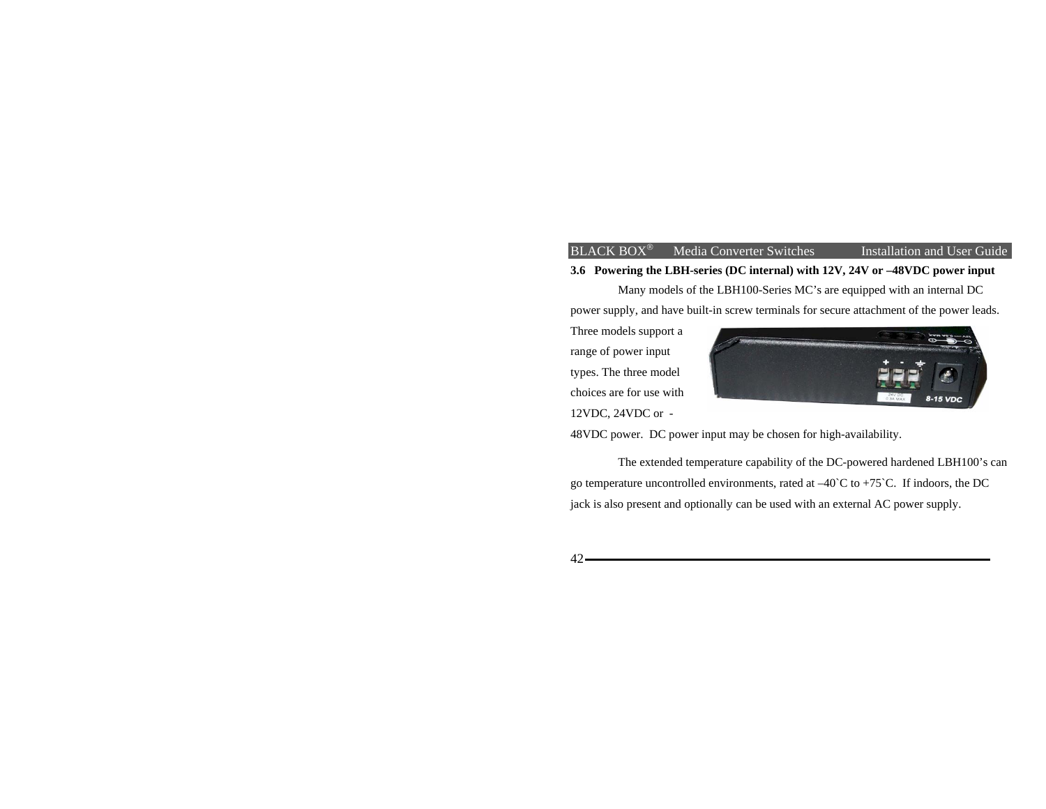### 3.6 Powering the LBH-series (DC internal) with 12V, 24V or –48VDC power input

Many models of the LBH100-Series MC's are equipped with an internal DC power supply, and have built-in screw terminals for secure attachment of the power leads. Three models support a range of power input types. The three model choices are for use with 12VDC, 24VDC or -48VDC power. DC power input may be chosen for high-availability.

The extended temperature capability of the DC-powered hardened LBH100's can go temperature uncontrolled environments, rated at –40`C to +75`C. If indoors, the DC jack is also present and optionally can be used with an external AC power supply.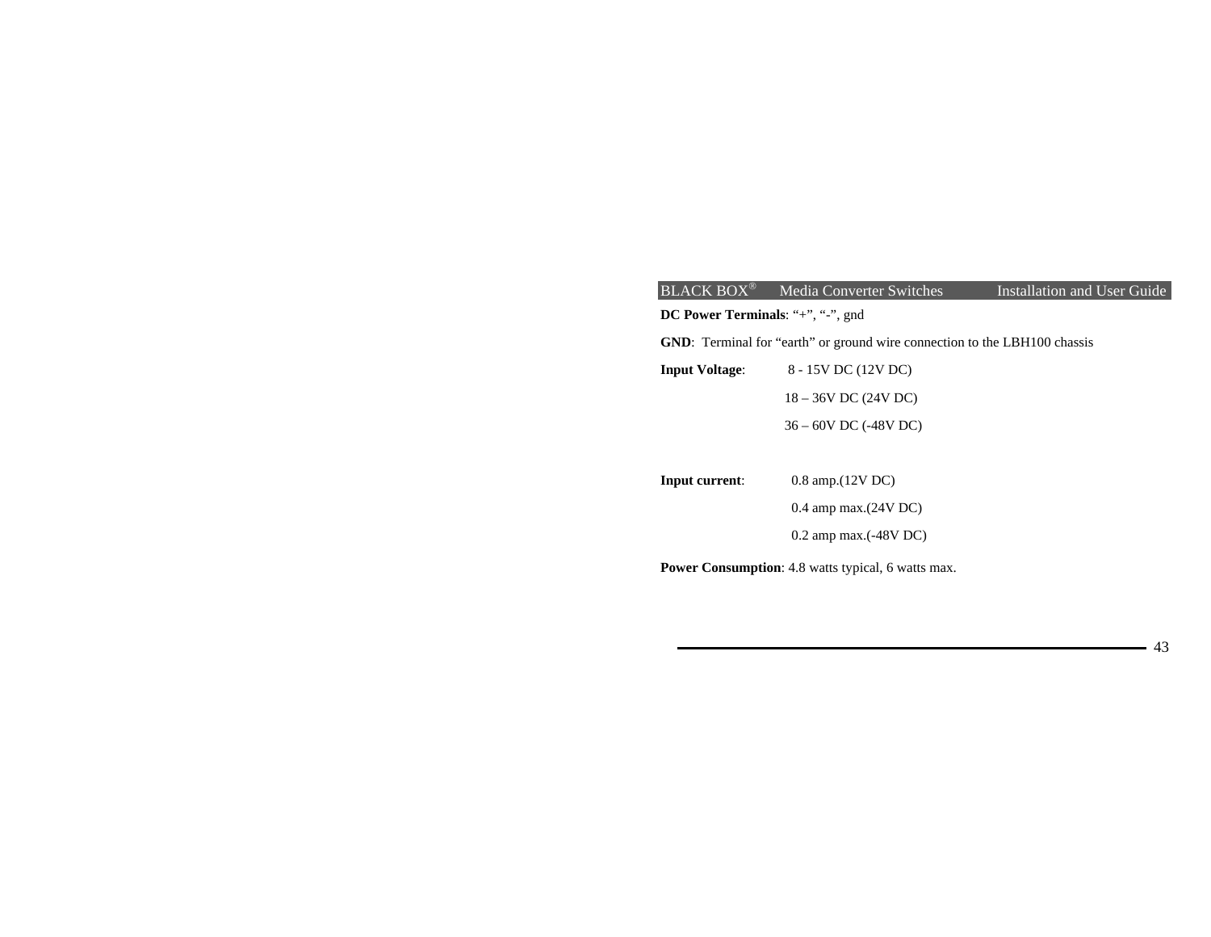**DC Power Terminals**: “+”, “-”, gnd

**GND**: Terminal for “earth” or ground wire connection to the LBH100 chassis

**Input Voltage**: 8 - 15V DC (12V DC)
18 – 36V DC (24V DC)
36 – 60V DC (-48V DC)

**Input current**: 0.8 amp.(12V DC)
0.4 amp max.(24V DC)
0.2 amp max.(-48V DC)

**Power Consumption**: 4.8 watts typical, 6 watts max.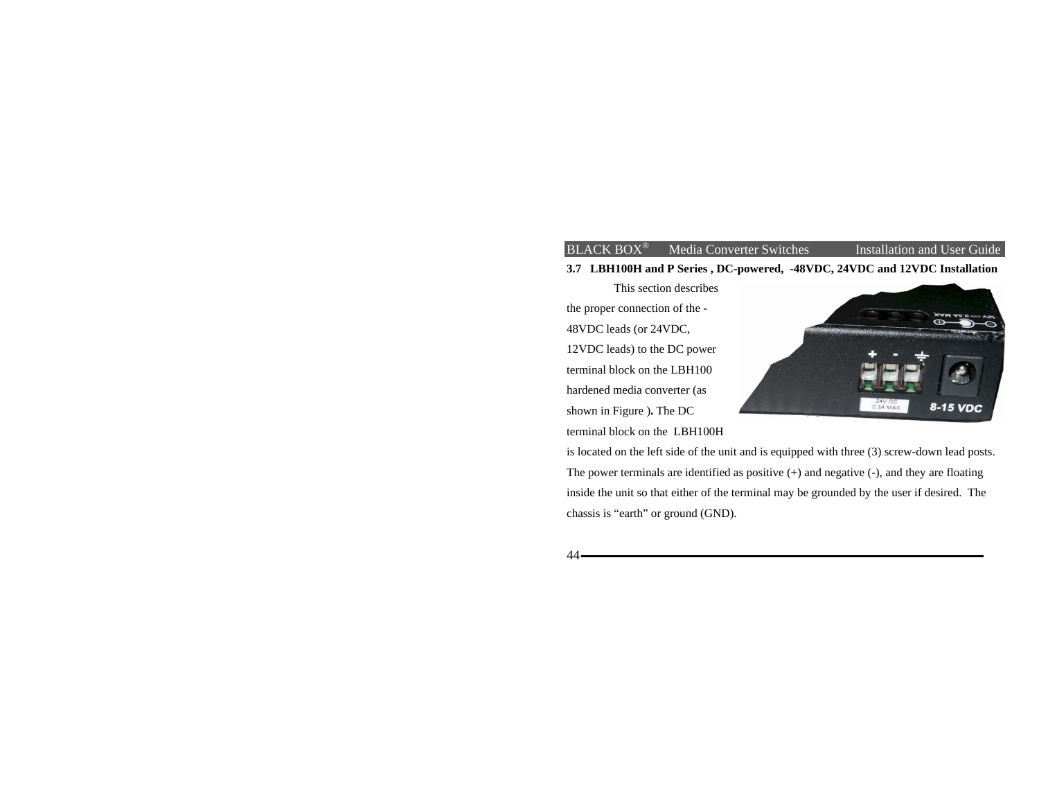### 3.7 LBH100H and P Series , DC-powered, -48VDC, 24VDC and 12VDC Installation

This section describes the proper connection of the -48VDC leads (or 24VDC, 12VDC leads) to the DC power terminal block on the LBH100 hardened media converter (as shown in Figure ). The DC terminal block on the LBH100H is located on the left side of the unit and is equipped with three (3) screw-down lead posts. The power terminals are identified as positive (+) and negative (-), and they are floating inside the unit so that either of the terminal may be grounded by the user if desired. The chassis is "earth" or ground (GND).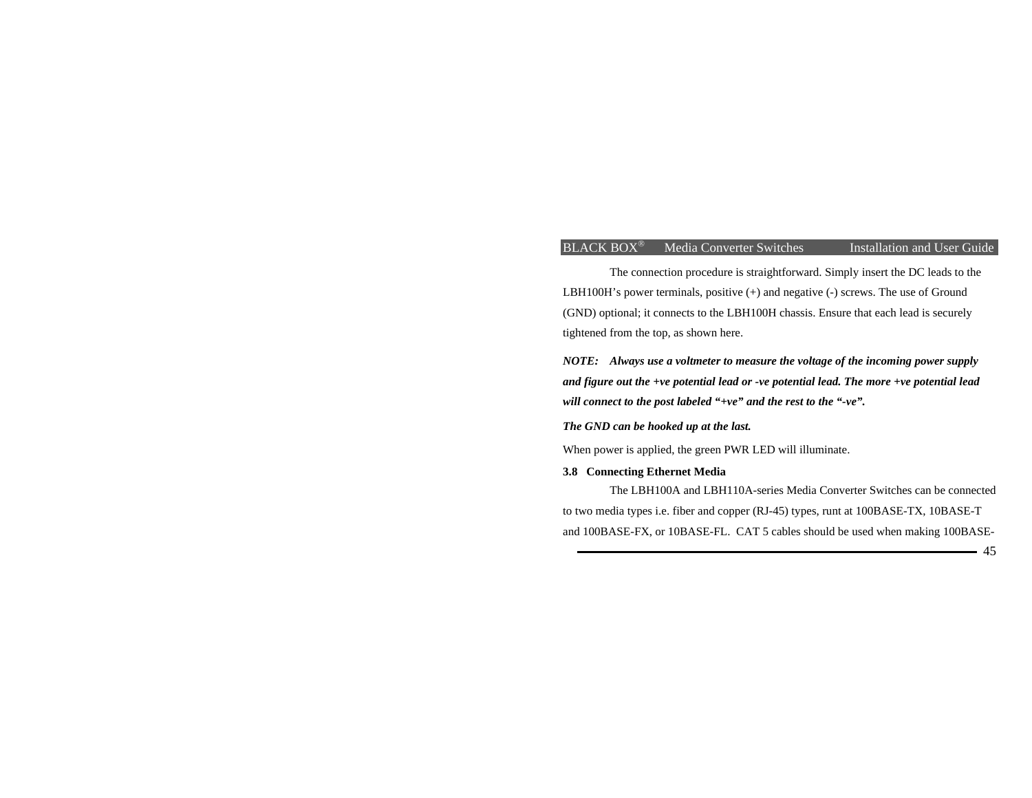The connection procedure is straightforward. Simply insert the DC leads to the LBH100H's power terminals, positive (+) and negative (-) screws. The use of Ground (GND) optional; it connects to the LBH100H chassis. Ensure that each lead is securely tightened from the top, as shown here.

***NOTE: Always use a voltmeter to measure the voltage of the incoming power supply and figure out the +ve potential lead or -ve potential lead. The more +ve potential lead will connect to the post labeled "+ve" and the rest to the "-ve".***

***The GND can be hooked up at the last.***

When power is applied, the green PWR LED will illuminate.

### 3.8 Connecting Ethernet Media

The LBH100A and LBH110A-series Media Converter Switches can be connected to two media types i.e. fiber and copper (RJ-45) types, runt at 100BASE-TX, 10BASE-T and 100BASE-FX, or 10BASE-FL. CAT 5 cables should be used when making 100BASE-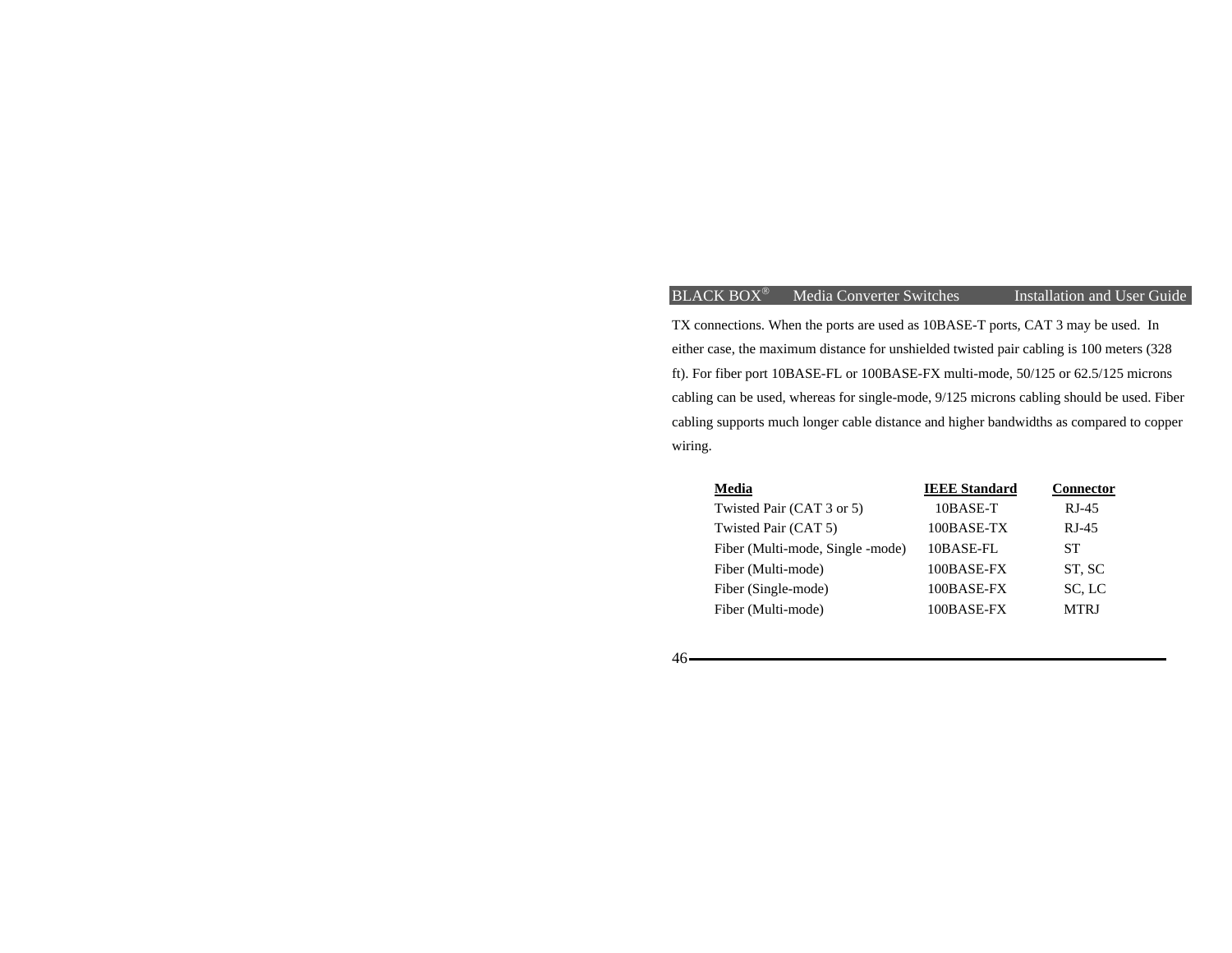TX connections. When the ports are used as 10BASE-T ports, CAT 3 may be used. In either case, the maximum distance for unshielded twisted pair cabling is 100 meters (328 ft). For fiber port 10BASE-FL or 100BASE-FX multi-mode, 50/125 or 62.5/125 microns cabling can be used, whereas for single-mode, 9/125 microns cabling should be used. Fiber cabling supports much longer cable distance and higher bandwidths as compared to copper wiring.

| Media | IEEE Standard | Connector |
|---|---|---|
| Twisted Pair (CAT 3 or 5) | 10BASE-T | RJ-45 |
| Twisted Pair (CAT 5) | 100BASE-TX | RJ-45 |
| Fiber (Multi-mode, Single -mode) | 10BASE-FL | ST |
| Fiber (Multi-mode) | 100BASE-FX | ST, SC |
| Fiber (Single-mode) | 100BASE-FX | SC, LC |
| Fiber (Multi-mode) | 100BASE-FX | MTRJ |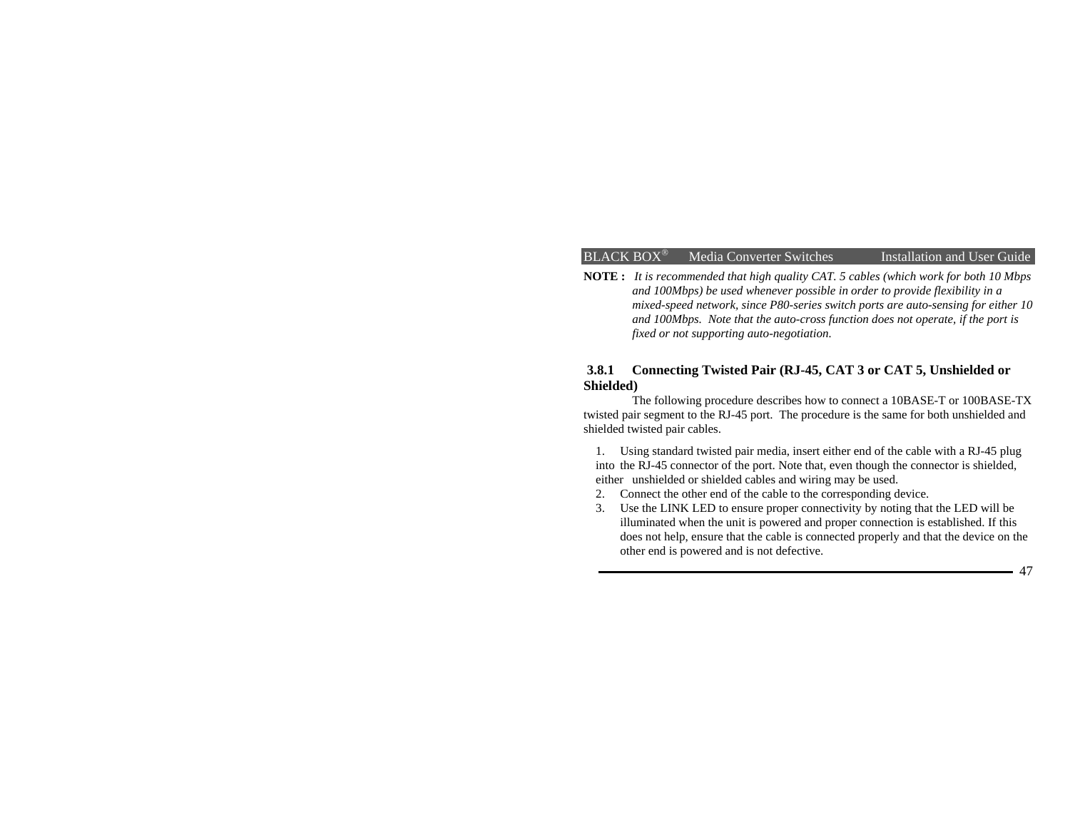**NOTE :** *It is recommended that high quality CAT. 5 cables (which work for both 10 Mbps and 100Mbps) be used whenever possible in order to provide flexibility in a mixed-speed network, since P80-series switch ports are auto-sensing for either 10 and 100Mbps. Note that the auto-cross function does not operate, if the port is fixed or not supporting auto-negotiation.*

### 3.8.1 Connecting Twisted Pair (RJ-45, CAT 3 or CAT 5, Unshielded or Shielded)

The following procedure describes how to connect a 10BASE-T or 100BASE-TX twisted pair segment to the RJ-45 port. The procedure is the same for both unshielded and shielded twisted pair cables.

1. Using standard twisted pair media, insert either end of the cable with a RJ-45 plug into the RJ-45 connector of the port. Note that, even though the connector is shielded, either unshielded or shielded cables and wiring may be used.
2. Connect the other end of the cable to the corresponding device.
3. Use the LINK LED to ensure proper connectivity by noting that the LED will be illuminated when the unit is powered and proper connection is established. If this does not help, ensure that the cable is connected properly and that the device on the other end is powered and is not defective.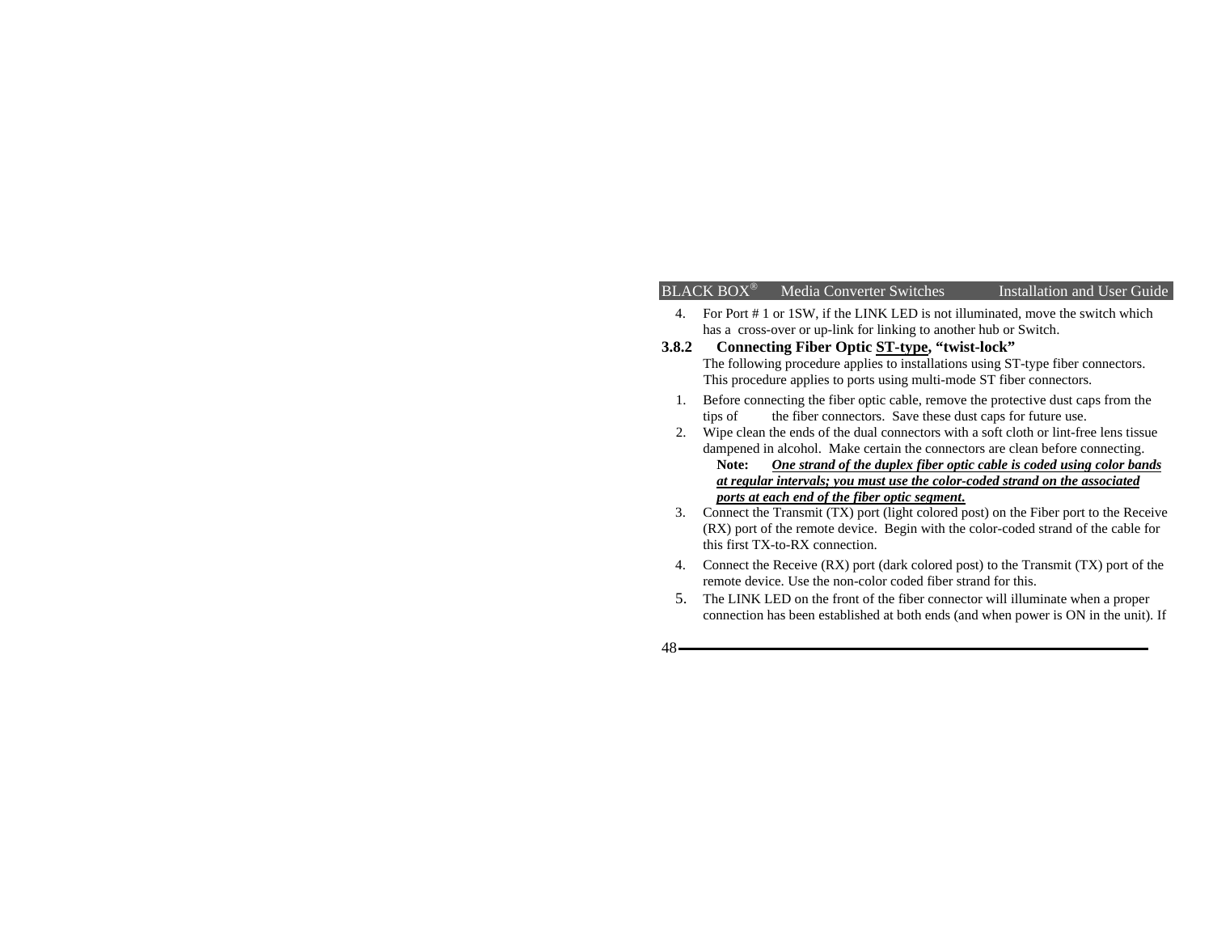4. For Port # 1 or 1SW, if the LINK LED is not illuminated, move the switch which has a cross-over or up-link for linking to another hub or Switch.

### 3.8.2 Connecting Fiber Optic ST-type, "twist-lock"

The following procedure applies to installations using ST-type fiber connectors. This procedure applies to ports using multi-mode ST fiber connectors.

1. Before connecting the fiber optic cable, remove the protective dust caps from the tips of the fiber connectors. Save these dust caps for future use.
2. Wipe clean the ends of the dual connectors with a soft cloth or lint-free lens tissue dampened in alcohol. Make certain the connectors are clean before connecting.

   **Note:** ***One strand of the duplex fiber optic cable is coded using color bands at regular intervals; you must use the color-coded strand on the associated ports at each end of the fiber optic segment.***
3. Connect the Transmit (TX) port (light colored post) on the Fiber port to the Receive (RX) port of the remote device. Begin with the color-coded strand of the cable for this first TX-to-RX connection.
4. Connect the Receive (RX) port (dark colored post) to the Transmit (TX) port of the remote device. Use the non-color coded fiber strand for this.
5. The LINK LED on the front of the fiber connector will illuminate when a proper connection has been established at both ends (and when power is ON in the unit). If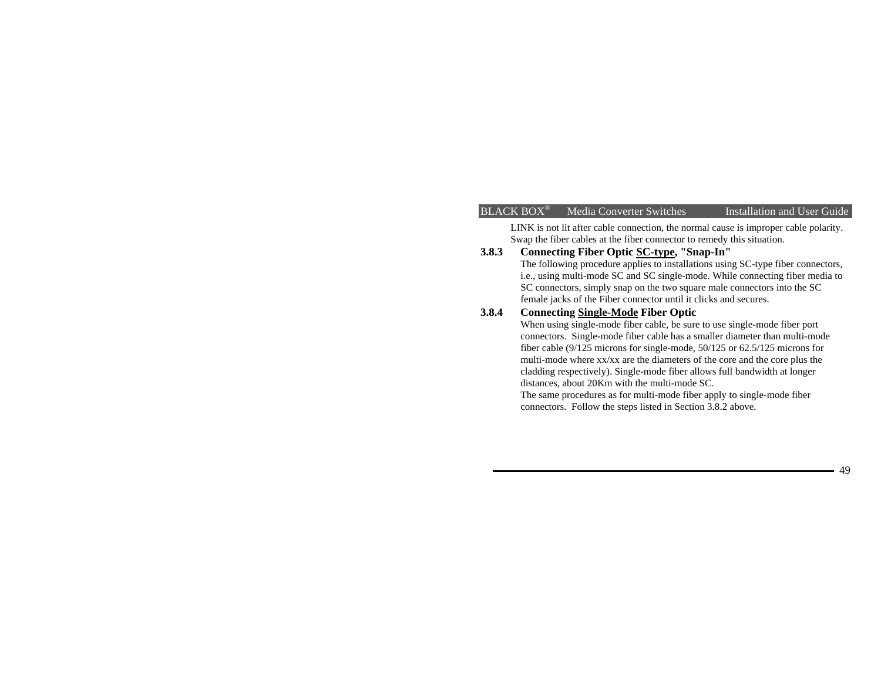LINK is not lit after cable connection, the normal cause is improper cable polarity. Swap the fiber cables at the fiber connector to remedy this situation.

### 3.8.3 Connecting Fiber Optic SC-type, "Snap-In"

The following procedure applies to installations using SC-type fiber connectors, i.e., using multi-mode SC and SC single-mode. While connecting fiber media to SC connectors, simply snap on the two square male connectors into the SC female jacks of the Fiber connector until it clicks and secures.

### 3.8.4 Connecting Single-Mode Fiber Optic

When using single-mode fiber cable, be sure to use single-mode fiber port connectors. Single-mode fiber cable has a smaller diameter than multi-mode fiber cable (9/125 microns for single-mode, 50/125 or 62.5/125 microns for multi-mode where xx/xx are the diameters of the core and the core plus the cladding respectively). Single-mode fiber allows full bandwidth at longer distances, about 20Km with the multi-mode SC.

The same procedures as for multi-mode fiber apply to single-mode fiber connectors. Follow the steps listed in Section 3.8.2 above.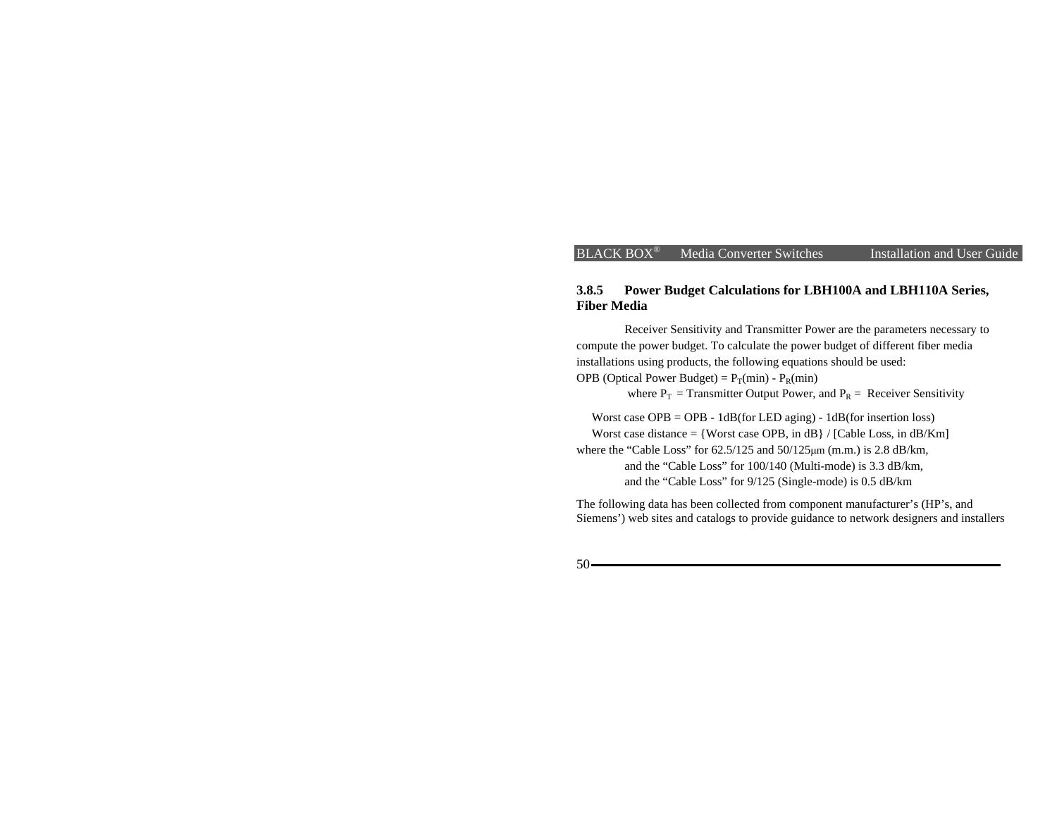### 3.8.5 Power Budget Calculations for LBH100A and LBH110A Series, Fiber Media

Receiver Sensitivity and Transmitter Power are the parameters necessary to compute the power budget. To calculate the power budget of different fiber media installations using products, the following equations should be used:

OPB (Optical Power Budget) = $P_T$(min) - $P_R$(min)

where $P_T$ = Transmitter Output Power, and $P_R$ = Receiver Sensitivity

Worst case OPB = OPB - 1dB(for LED aging) - 1dB(for insertion loss)

Worst case distance = {Worst case OPB, in dB} / [Cable Loss, in dB/Km]

where the “Cable Loss” for 62.5/125 and 50/125μm (m.m.) is 2.8 dB/km,

and the “Cable Loss” for 100/140 (Multi-mode) is 3.3 dB/km,

and the “Cable Loss” for 9/125 (Single-mode) is 0.5 dB/km

The following data has been collected from component manufacturer’s (HP’s, and Siemens’) web sites and catalogs to provide guidance to network designers and installers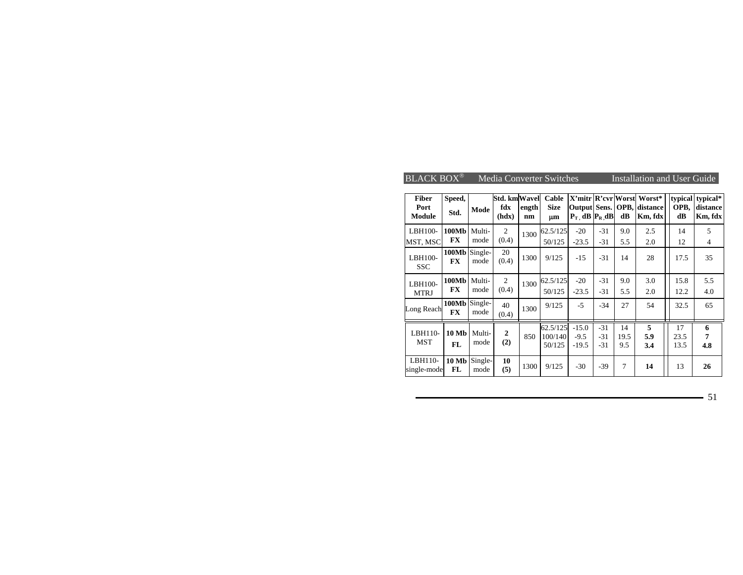| Fiber Port Module | Speed, Std. | Mode | Std. km fdx (hdx) | Wavelength nm | Cable Size µm | X'mitr Output $P_T$, dB | R'cvr Sens. $P_R$, dB | Worst OPB, dB | Worst* distance Km, fdx | typical OPB, dB | typical* distance Km, fdx |
|---|---|---|---|---|---|---|---|---|---|---|---|
| LBH100-MST, MSC | **100Mb FX** | Multi-mode | 2 (0.4) | 1300 | 62.5/125 | -20 | -31 | 9.0 | 2.5 | 14 | 5 |
| | | | | | 50/125 | -23.5 | -31 | 5.5 | 2.0 | 12 | 4 |
| LBH100-SSC | **100Mb FX** | Single-mode | 20 (0.4) | 1300 | 9/125 | -15 | -31 | 14 | 28 | 17.5 | 35 |
| LBH100-MTRJ | **100Mb FX** | Multi-mode | 2 (0.4) | 1300 | 62.5/125 | -20 | -31 | 9.0 | 3.0 | 15.8 | 5.5 |
| | | | | | 50/125 | -23.5 | -31 | 5.5 | 2.0 | 12.2 | 4.0 |
| Long Reach | **100Mb FX** | Single-mode | 40 (0.4) | 1300 | 9/125 | -5 | -34 | 27 | 54 | 32.5 | 65 |
| LBH110-MST | **10 Mb FL** | Multi-mode | **2 (2)** | 850 | 62.5/125 | -15.0 | -31 | 14 | **5** | 17 | **6** |
| | | | | | 100/140 | -9.5 | -31 | 19.5 | **5.9** | 23.5 | **7** |
| | | | | | 50/125 | -19.5 | -31 | 9.5 | **3.4** | 13.5 | **4.8** |
| LBH110-single-mode | **10 Mb FL** | Single-mode | **10 (5)** | 1300 | 9/125 | -30 | -39 | 7 | **14** | 13 | **26** |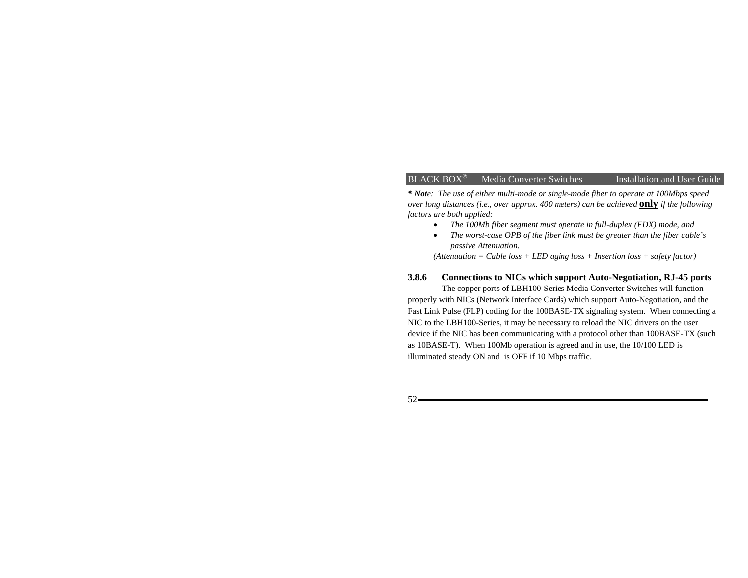***Note**: The use of either multi-mode or single-mode fiber to operate at 100Mbps speed over long distances (i.e., over approx. 400 meters) can be achieved **only** if the following factors are both applied:*

- *The 100Mb fiber segment must operate in full-duplex (FDX) mode, and*
- *The worst-case OPB of the fiber link must be greater than the fiber cable's passive Attenuation.*

*(Attenuation = Cable loss + LED aging loss + Insertion loss + safety factor)*

### 3.8.6 Connections to NICs which support Auto-Negotiation, RJ-45 ports

The copper ports of LBH100-Series Media Converter Switches will function properly with NICs (Network Interface Cards) which support Auto-Negotiation, and the Fast Link Pulse (FLP) coding for the 100BASE-TX signaling system. When connecting a NIC to the LBH100-Series, it may be necessary to reload the NIC drivers on the user device if the NIC has been communicating with a protocol other than 100BASE-TX (such as 10BASE-T). When 100Mb operation is agreed and in use, the 10/100 LED is illuminated steady ON and is OFF if 10 Mbps traffic.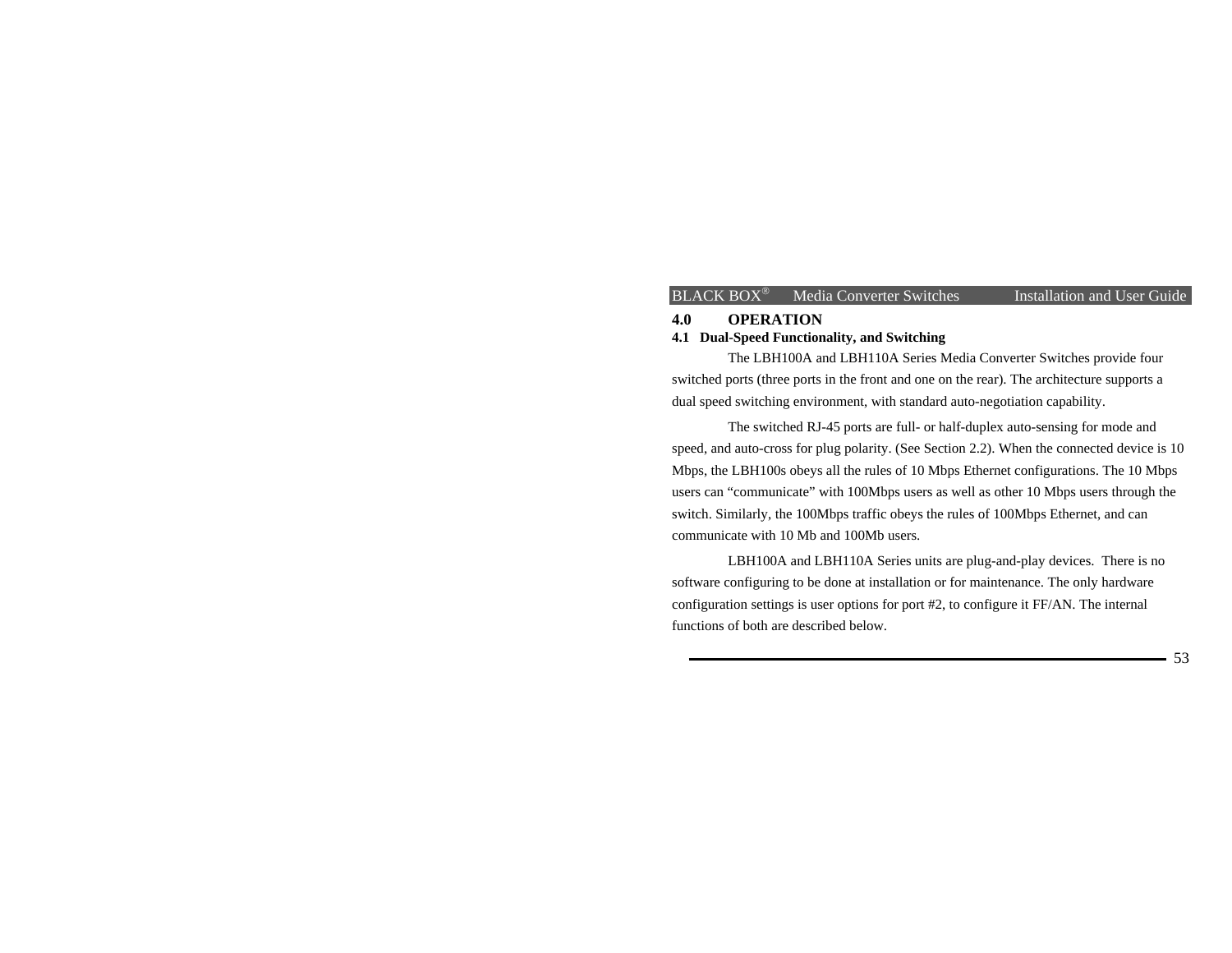# 4.0 OPERATION

## 4.1 Dual-Speed Functionality, and Switching

The LBH100A and LBH110A Series Media Converter Switches provide four switched ports (three ports in the front and one on the rear). The architecture supports a dual speed switching environment, with standard auto-negotiation capability.

The switched RJ-45 ports are full- or half-duplex auto-sensing for mode and speed, and auto-cross for plug polarity. (See Section 2.2). When the connected device is 10 Mbps, the LBH100s obeys all the rules of 10 Mbps Ethernet configurations. The 10 Mbps users can “communicate” with 100Mbps users as well as other 10 Mbps users through the switch. Similarly, the 100Mbps traffic obeys the rules of 100Mbps Ethernet, and can communicate with 10 Mb and 100Mb users.

LBH100A and LBH110A Series units are plug-and-play devices. There is no software configuring to be done at installation or for maintenance. The only hardware configuration settings is user options for port #2, to configure it FF/AN. The internal functions of both are described below.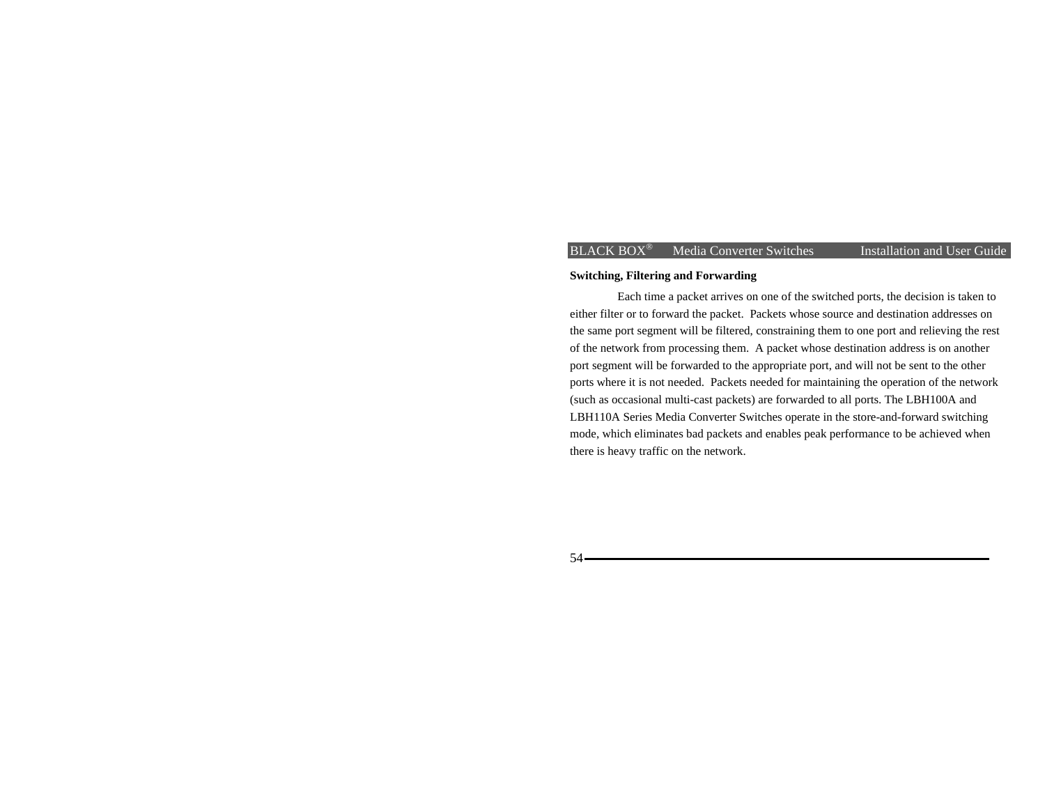**Switching, Filtering and Forwarding**

Each time a packet arrives on one of the switched ports, the decision is taken to either filter or to forward the packet. Packets whose source and destination addresses on the same port segment will be filtered, constraining them to one port and relieving the rest of the network from processing them. A packet whose destination address is on another port segment will be forwarded to the appropriate port, and will not be sent to the other ports where it is not needed. Packets needed for maintaining the operation of the network (such as occasional multi-cast packets) are forwarded to all ports. The LBH100A and LBH110A Series Media Converter Switches operate in the store-and-forward switching mode, which eliminates bad packets and enables peak performance to be achieved when there is heavy traffic on the network.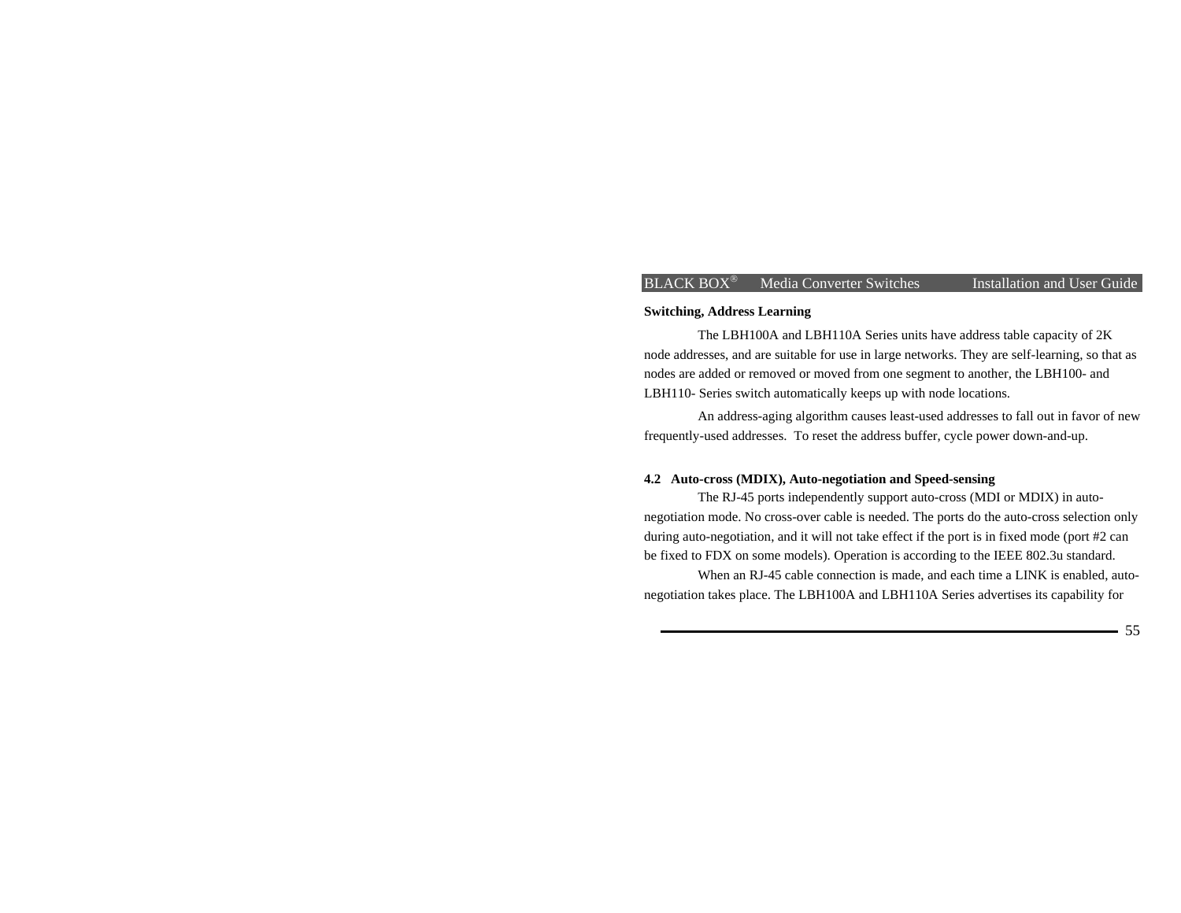**Switching, Address Learning**

The LBH100A and LBH110A Series units have address table capacity of 2K node addresses, and are suitable for use in large networks. They are self-learning, so that as nodes are added or removed or moved from one segment to another, the LBH100- and LBH110- Series switch automatically keeps up with node locations.

An address-aging algorithm causes least-used addresses to fall out in favor of new frequently-used addresses. To reset the address buffer, cycle power down-and-up.

### 4.2 Auto-cross (MDIX), Auto-negotiation and Speed-sensing

The RJ-45 ports independently support auto-cross (MDI or MDIX) in auto-negotiation mode. No cross-over cable is needed. The ports do the auto-cross selection only during auto-negotiation, and it will not take effect if the port is in fixed mode (port #2 can be fixed to FDX on some models). Operation is according to the IEEE 802.3u standard.

When an RJ-45 cable connection is made, and each time a LINK is enabled, auto-negotiation takes place. The LBH100A and LBH110A Series advertises its capability for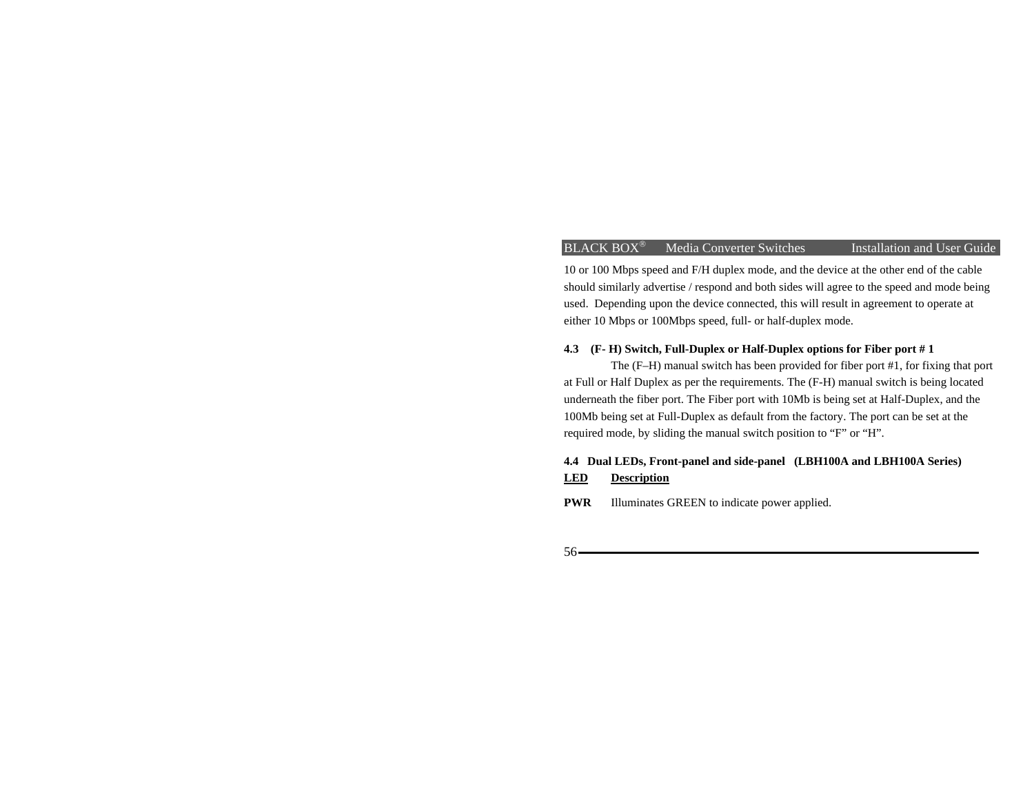10 or 100 Mbps speed and F/H duplex mode, and the device at the other end of the cable should similarly advertise / respond and both sides will agree to the speed and mode being used. Depending upon the device connected, this will result in agreement to operate at either 10 Mbps or 100Mbps speed, full- or half-duplex mode.

### 4.3 (F- H) Switch, Full-Duplex or Half-Duplex options for Fiber port # 1

The (F–H) manual switch has been provided for fiber port #1, for fixing that port at Full or Half Duplex as per the requirements. The (F-H) manual switch is being located underneath the fiber port. The Fiber port with 10Mb is being set at Half-Duplex, and the 100Mb being set at Full-Duplex as default from the factory. The port can be set at the required mode, by sliding the manual switch position to "F" or "H".

### 4.4 Dual LEDs, Front-panel and side-panel (LBH100A and LBH100A Series)

| LED | Description |
|---|---|
| **PWR** | Illuminates GREEN to indicate power applied. |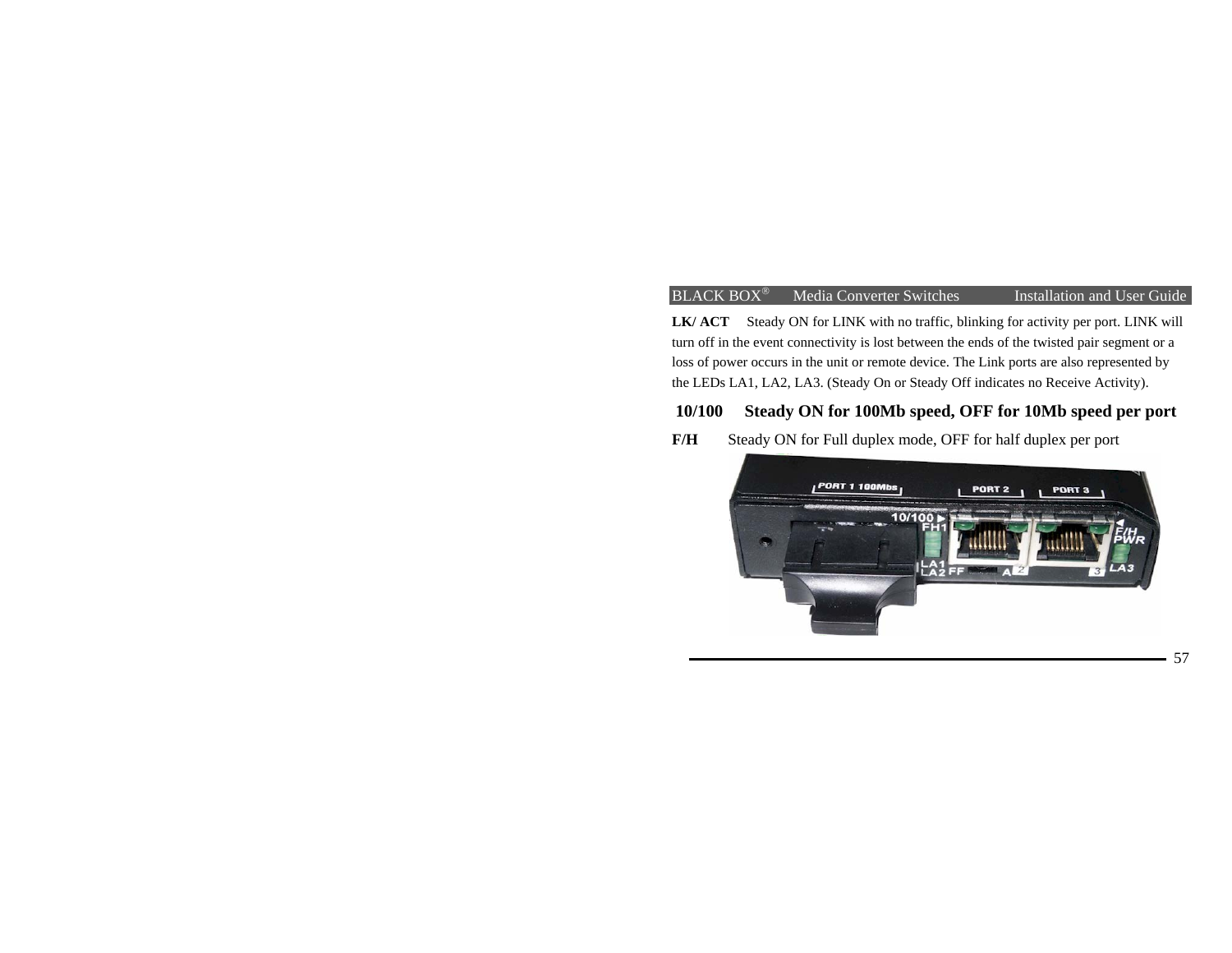**LK/ ACT** Steady ON for LINK with no traffic, blinking for activity per port. LINK will turn off in the event connectivity is lost between the ends of the twisted pair segment or a loss of power occurs in the unit or remote device. The Link ports are also represented by the LEDs LA1, LA2, LA3. (Steady On or Steady Off indicates no Receive Activity).

**10/100 Steady ON for 100Mb speed, OFF for 10Mb speed per port**

**F/H** Steady ON for Full duplex mode, OFF for half duplex per port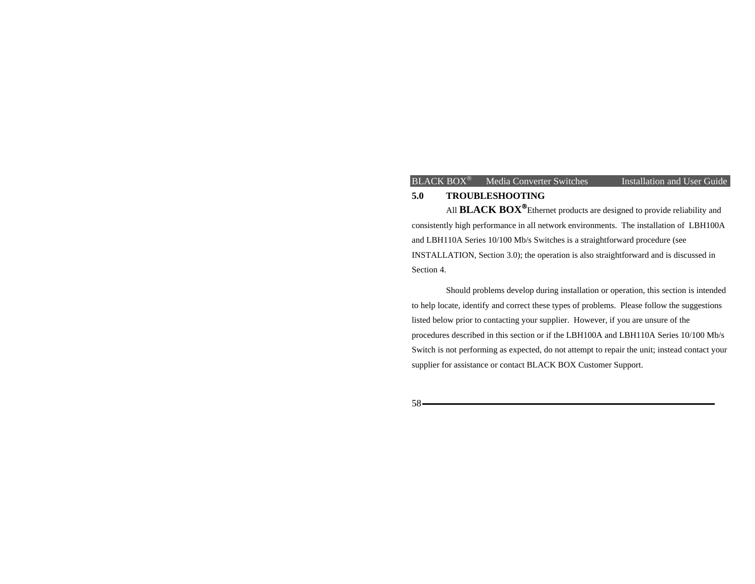## 5.0 TROUBLESHOOTING

All **BLACK BOX®** Ethernet products are designed to provide reliability and consistently high performance in all network environments. The installation of LBH100A and LBH110A Series 10/100 Mb/s Switches is a straightforward procedure (see INSTALLATION, Section 3.0); the operation is also straightforward and is discussed in Section 4.

Should problems develop during installation or operation, this section is intended to help locate, identify and correct these types of problems. Please follow the suggestions listed below prior to contacting your supplier. However, if you are unsure of the procedures described in this section or if the LBH100A and LBH110A Series 10/100 Mb/s Switch is not performing as expected, do not attempt to repair the unit; instead contact your supplier for assistance or contact BLACK BOX Customer Support.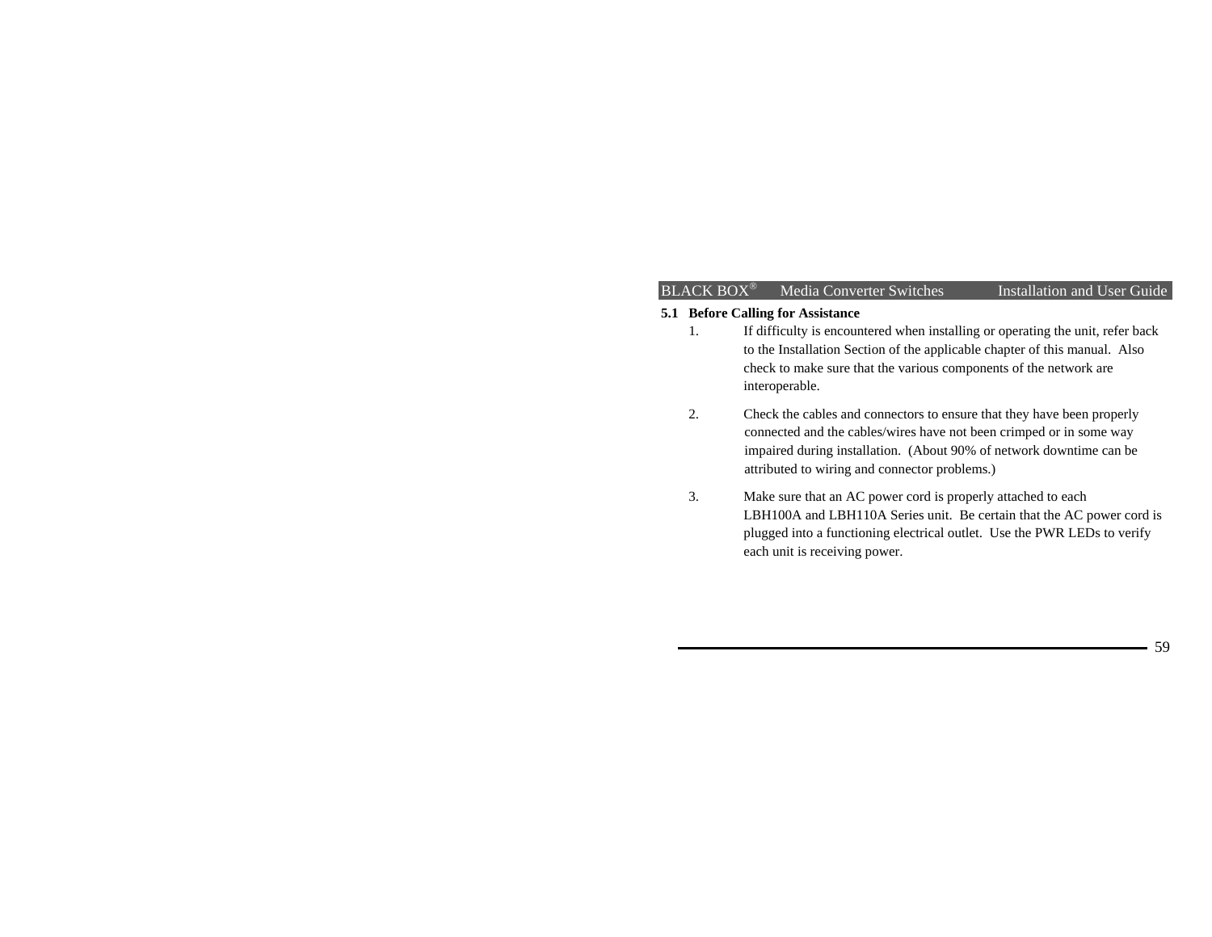### 5.1 Before Calling for Assistance

1. If difficulty is encountered when installing or operating the unit, refer back to the Installation Section of the applicable chapter of this manual. Also check to make sure that the various components of the network are interoperable.

2. Check the cables and connectors to ensure that they have been properly connected and the cables/wires have not been crimped or in some way impaired during installation. (About 90% of network downtime can be attributed to wiring and connector problems.)

3. Make sure that an AC power cord is properly attached to each LBH100A and LBH110A Series unit. Be certain that the AC power cord is plugged into a functioning electrical outlet. Use the PWR LEDs to verify each unit is receiving power.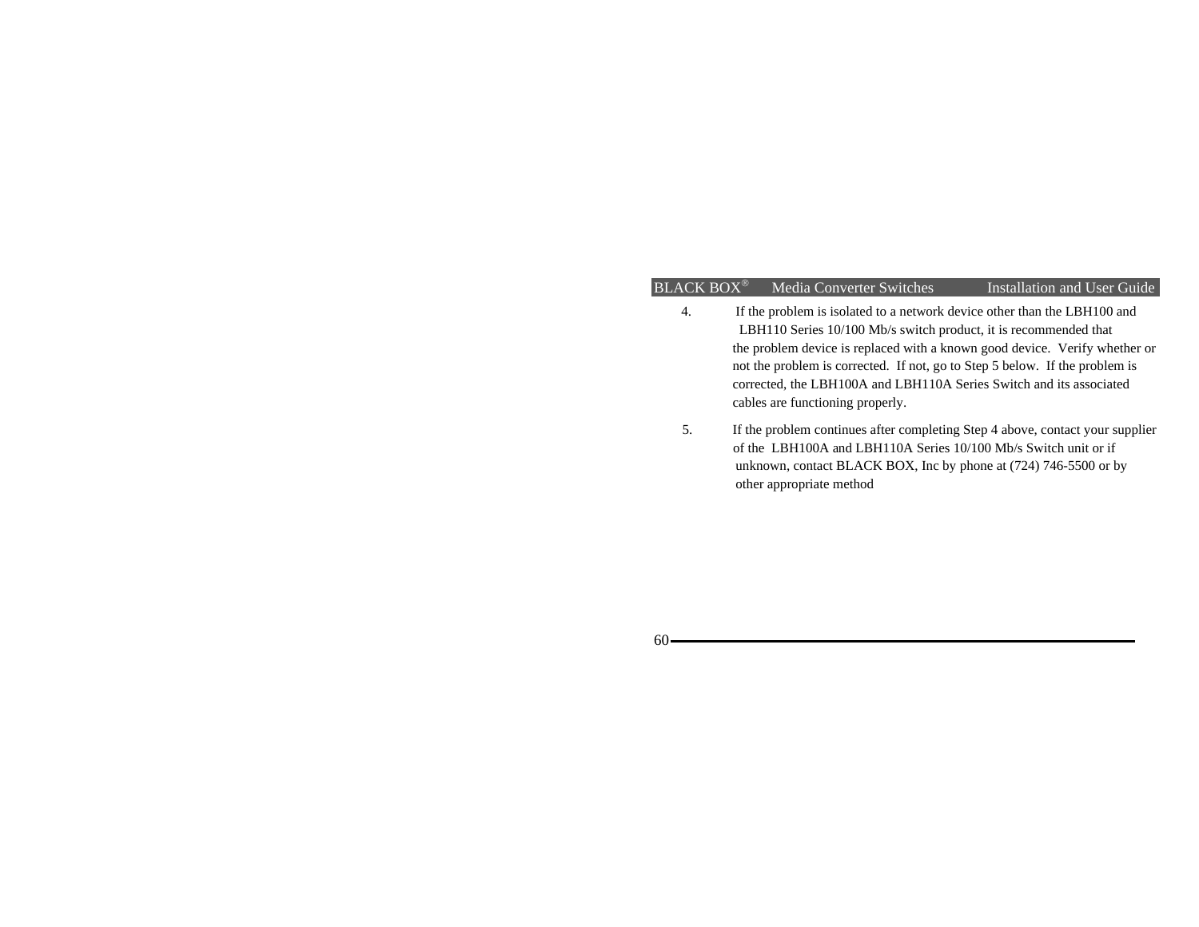4. If the problem is isolated to a network device other than the LBH100 and LBH110 Series 10/100 Mb/s switch product, it is recommended that the problem device is replaced with a known good device. Verify whether or not the problem is corrected. If not, go to Step 5 below. If the problem is corrected, the LBH100A and LBH110A Series Switch and its associated cables are functioning properly.

5. If the problem continues after completing Step 4 above, contact your supplier of the LBH100A and LBH110A Series 10/100 Mb/s Switch unit or if unknown, contact BLACK BOX, Inc by phone at (724) 746-5500 or by other appropriate method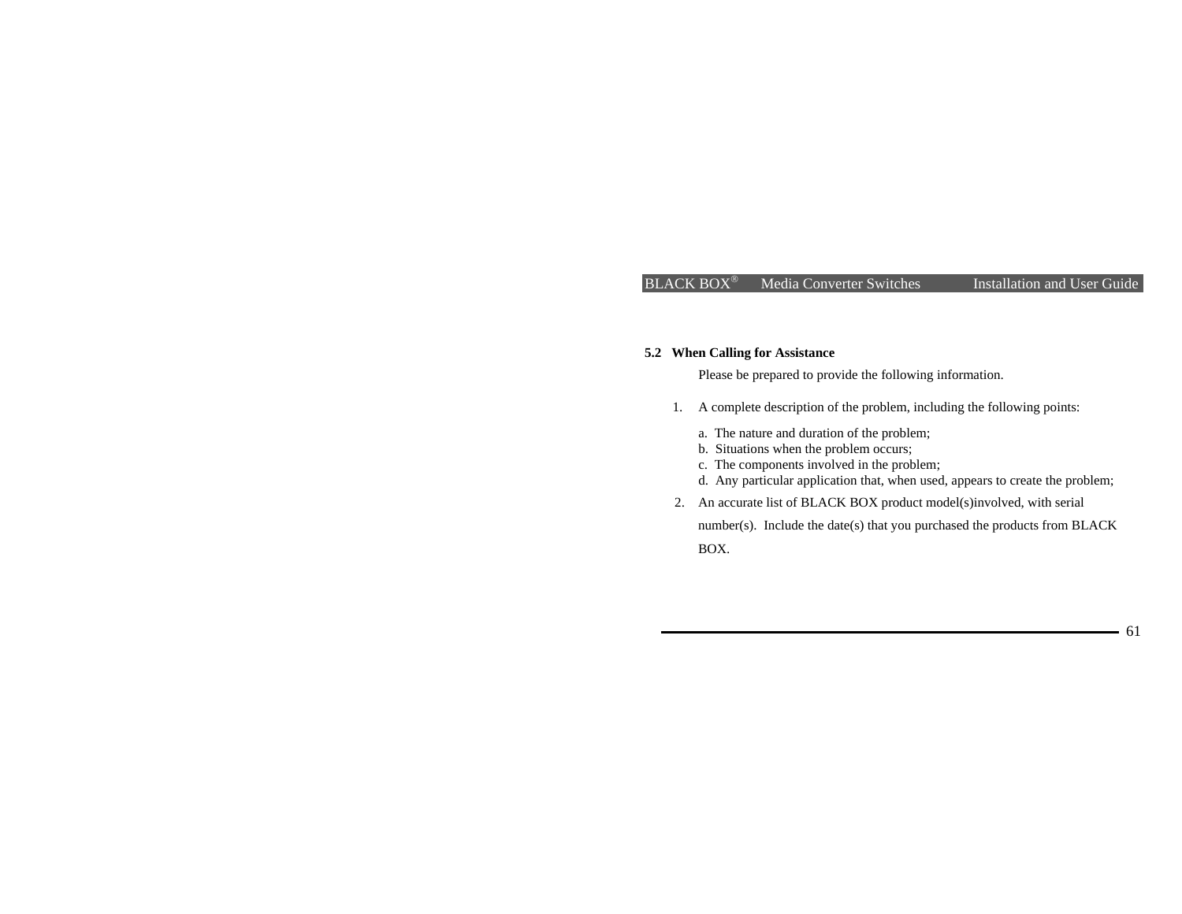## 5.2 When Calling for Assistance

Please be prepared to provide the following information.

1. A complete description of the problem, including the following points:

   a. The nature and duration of the problem;
   b. Situations when the problem occurs;
   c. The components involved in the problem;
   d. Any particular application that, when used, appears to create the problem;

2. An accurate list of BLACK BOX product model(s)involved, with serial number(s). Include the date(s) that you purchased the products from BLACK BOX.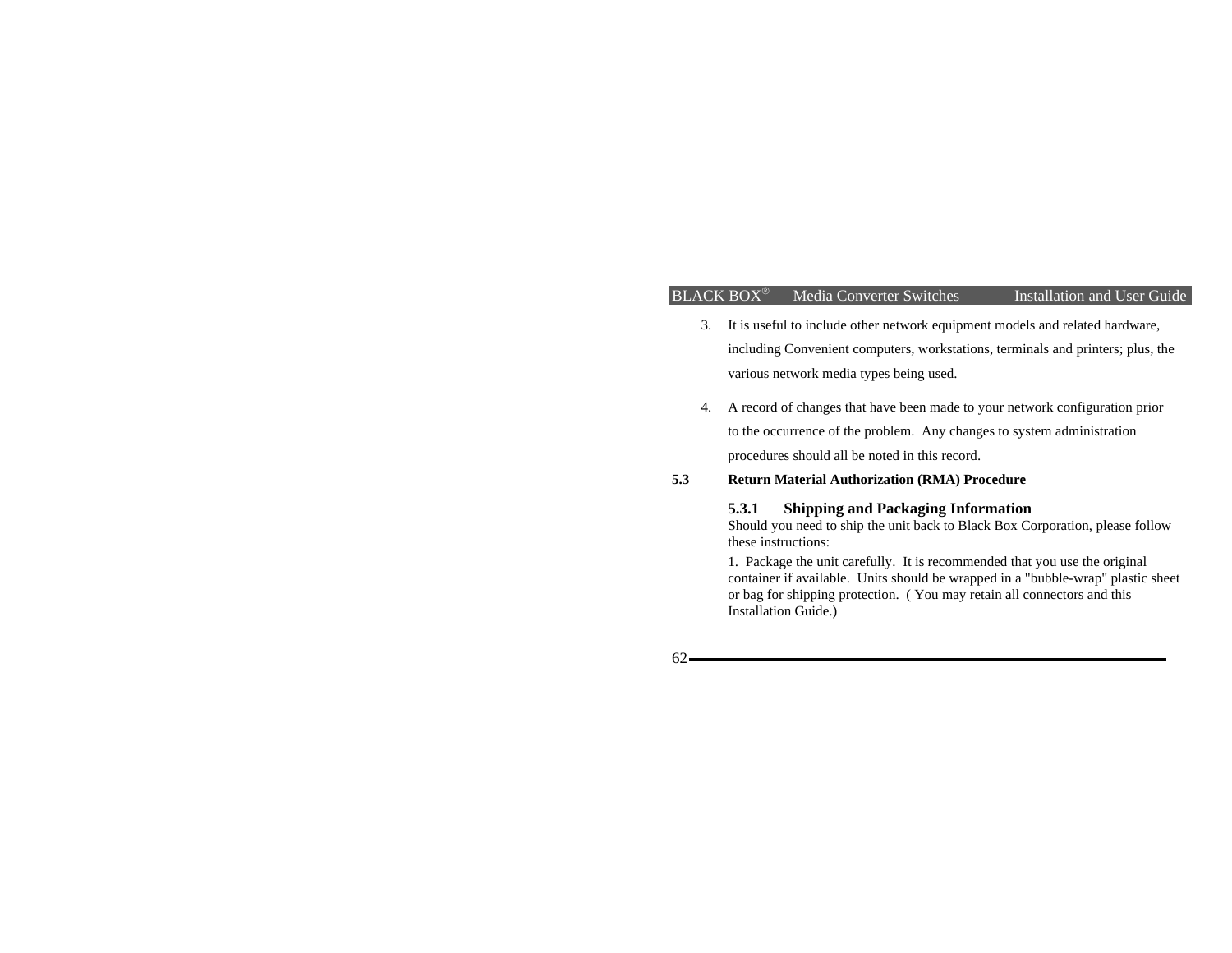3. It is useful to include other network equipment models and related hardware, including Convenient computers, workstations, terminals and printers; plus, the various network media types being used.

4. A record of changes that have been made to your network configuration prior to the occurrence of the problem. Any changes to system administration procedures should all be noted in this record.

## 5.3 Return Material Authorization (RMA) Procedure

### 5.3.1 Shipping and Packaging Information

Should you need to ship the unit back to Black Box Corporation, please follow these instructions:

1. Package the unit carefully. It is recommended that you use the original container if available. Units should be wrapped in a "bubble-wrap" plastic sheet or bag for shipping protection. ( You may retain all connectors and this Installation Guide.)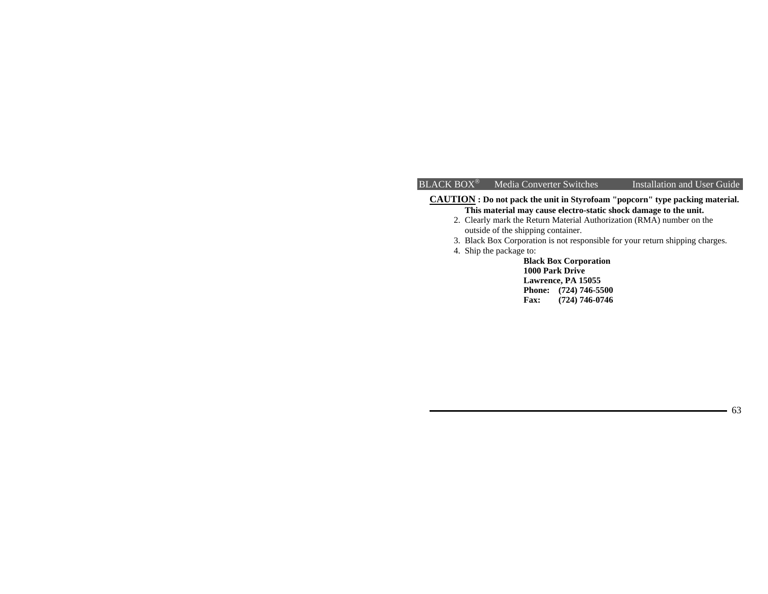**CAUTION** **: Do not pack the unit in Styrofoam "popcorn" type packing material. This material may cause electro-static shock damage to the unit.**

2. Clearly mark the Return Material Authorization (RMA) number on the outside of the shipping container.
3. Black Box Corporation is not responsible for your return shipping charges.
4. Ship the package to:

   **Black Box Corporation**
   **1000 Park Drive**
   **Lawrence, PA 15055**
   **Phone: (724) 746-5500**
   **Fax: (724) 746-0746**